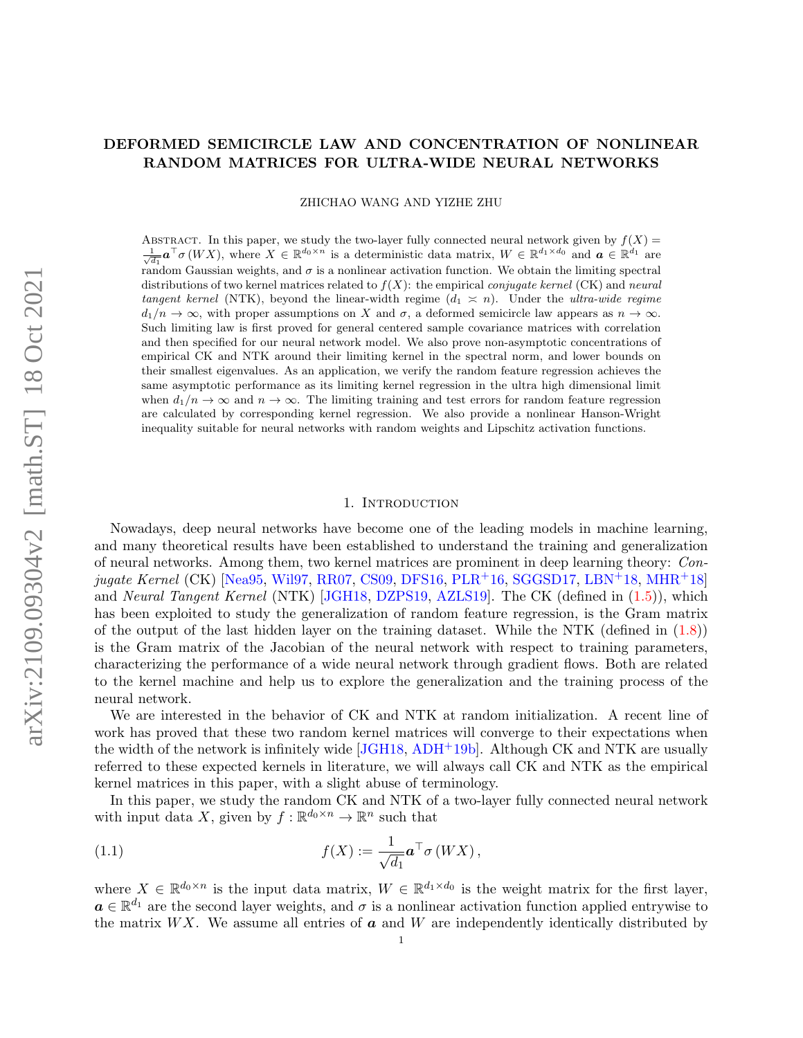# DEFORMED SEMICIRCLE LAW AND CONCENTRATION OF NONLINEAR RANDOM MATRICES FOR ULTRA-WIDE NEURAL NETWORKS

ZHICHAO WANG AND YIZHE ZHU

Abstract. In this paper, we study the two-layer fully connected neural network given by $f(X) = \frac{1}{\sqrt{d_1}}\boldsymbol{a}^\top\sigma(WX)$, where $X \in \mathbb{R}^{d_0\times n}$ is a deterministic data matrix, $W \in \mathbb{R}^{d_1\times d_0}$ and $\boldsymbol{a} \in \mathbb{R}^{d_1}$ are random Gaussian weights, and $\sigma$ is a nonlinear activation function. We obtain the limiting spectral distributions of two kernel matrices related to $f(X)$: the empirical *conjugate kernel* (CK) and *neural tangent kernel* (NTK), beyond the linear-width regime ($d_1 \asymp n$). Under the *ultra-wide regime* $d_1/n \to \infty$, with proper assumptions on $X$ and $\sigma$, a deformed semicircle law appears as $n \to \infty$. Such limiting law is first proved for general centered sample covariance matrices with correlation and then specified for our neural network model. We also prove non-asymptotic concentrations of empirical CK and NTK around their limiting kernel in the spectral norm, and lower bounds on their smallest eigenvalues. As an application, we verify the random feature regression achieves the same asymptotic performance as its limiting kernel regression in the ultra high dimensional limit when $d_1/n \to \infty$ and $n \to \infty$. The limiting training and test errors for random feature regression are calculated by corresponding kernel regression. We also provide a nonlinear Hanson-Wright inequality suitable for neural networks with random weights and Lipschitz activation functions.

## 1. Introduction

Nowadays, deep neural networks have become one of the leading models in machine learning, and many theoretical results have been established to understand the training and generalization of neural networks. Among them, two kernel matrices are prominent in deep learning theory: *Conjugate Kernel* (CK) [Nea95, Wil97, RR07, CS09, DFS16, PLR+16, SGGSD17, LBN+18, MHR+18] and *Neural Tangent Kernel* (NTK) [JGH18, DZPS19, AZLS19]. The CK (defined in (1.5)), which has been exploited to study the generalization of random feature regression, is the Gram matrix of the output of the last hidden layer on the training dataset. While the NTK (defined in (1.8)) is the Gram matrix of the Jacobian of the neural network with respect to training parameters, characterizing the performance of a wide neural network through gradient flows. Both are related to the kernel machine and help us to explore the generalization and the training process of the neural network.

We are interested in the behavior of CK and NTK at random initialization. A recent line of work has proved that these two random kernel matrices will converge to their expectations when the width of the network is infinitely wide [JGH18, ADH+19b]. Although CK and NTK are usually referred to these expected kernels in literature, we will always call CK and NTK as the empirical kernel matrices in this paper, with a slight abuse of terminology.

In this paper, we study the random CK and NTK of a two-layer fully connected neural network with input data $X$, given by $f : \mathbb{R}^{d_0\times n} \to \mathbb{R}^n$ such that

$$f(X) := \frac{1}{\sqrt{d_1}}\boldsymbol{a}^\top\sigma(WX), \tag{1.1}$$

where $X \in \mathbb{R}^{d_0\times n}$ is the input data matrix, $W \in \mathbb{R}^{d_1\times d_0}$ is the weight matrix for the first layer, $\boldsymbol{a} \in \mathbb{R}^{d_1}$ are the second layer weights, and $\sigma$ is a nonlinear activation function applied entrywise to the matrix $WX$. We assume all entries of $\boldsymbol{a}$ and $W$ are independently identically distributed by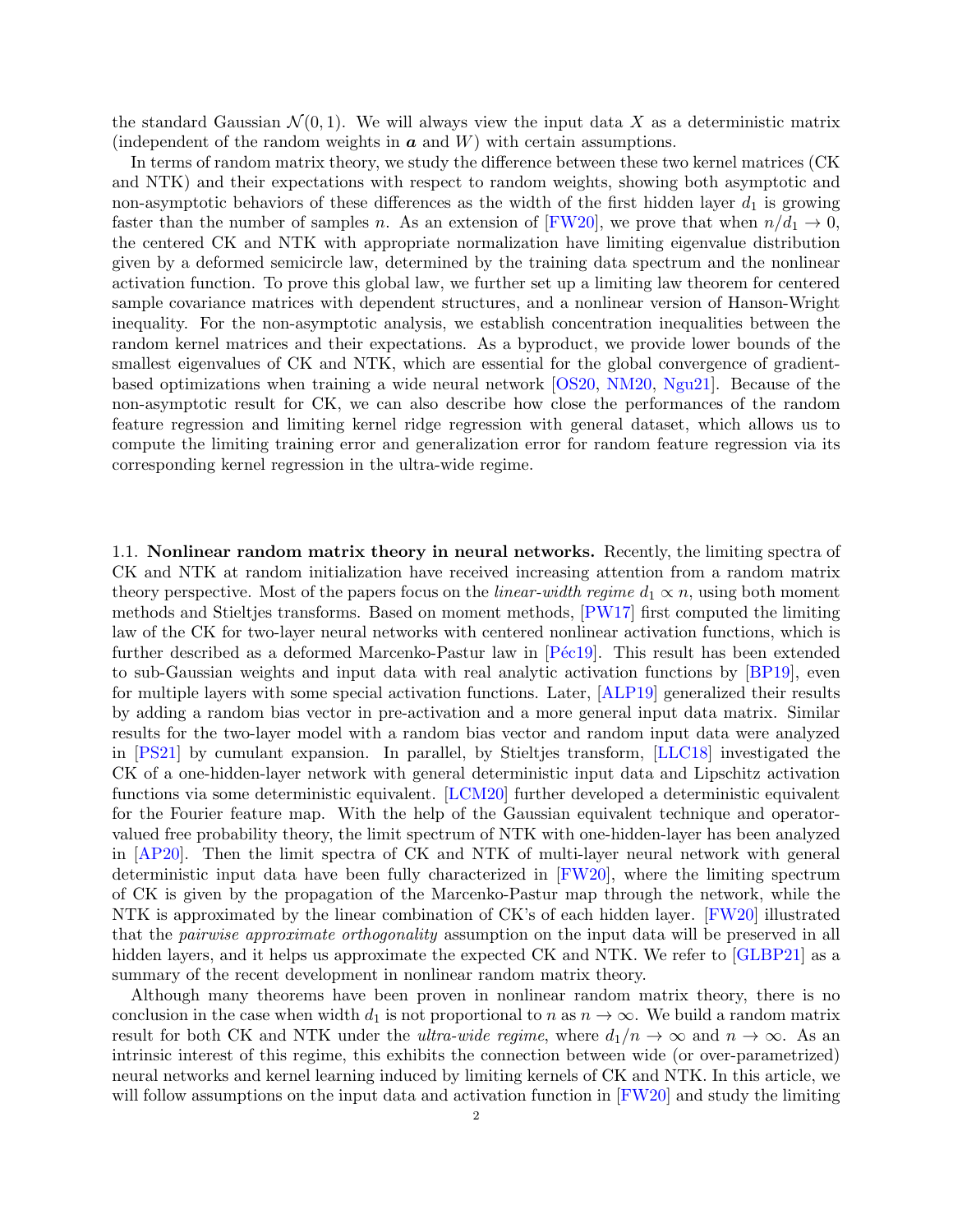the standard Gaussian $\mathcal{N}(0, 1)$. We will always view the input data $X$ as a deterministic matrix (independent of the random weights in $\boldsymbol{a}$ and $W$) with certain assumptions.

In terms of random matrix theory, we study the difference between these two kernel matrices (CK and NTK) and their expectations with respect to random weights, showing both asymptotic and non-asymptotic behaviors of these differences as the width of the first hidden layer $d_1$ is growing faster than the number of samples $n$. As an extension of [FW20], we prove that when $n/d_1 \to 0$, the centered CK and NTK with appropriate normalization have limiting eigenvalue distribution given by a deformed semicircle law, determined by the training data spectrum and the nonlinear activation function. To prove this global law, we further set up a limiting law theorem for centered sample covariance matrices with dependent structures, and a nonlinear version of Hanson-Wright inequality. For the non-asymptotic analysis, we establish concentration inequalities between the random kernel matrices and their expectations. As a byproduct, we provide lower bounds of the smallest eigenvalues of CK and NTK, which are essential for the global convergence of gradient-based optimizations when training a wide neural network [OS20, NM20, Ngu21]. Because of the non-asymptotic result for CK, we can also describe how close the performances of the random feature regression and limiting kernel ridge regression with general dataset, which allows us to compute the limiting training error and generalization error for random feature regression via its corresponding kernel regression in the ultra-wide regime.

1.1. **Nonlinear random matrix theory in neural networks.** Recently, the limiting spectra of CK and NTK at random initialization have received increasing attention from a random matrix theory perspective. Most of the papers focus on the *linear-width regime* $d_1 \propto n$, using both moment methods and Stieltjes transforms. Based on moment methods, [PW17] first computed the limiting law of the CK for two-layer neural networks with centered nonlinear activation functions, which is further described as a deformed Marcenko-Pastur law in [Péc19]. This result has been extended to sub-Gaussian weights and input data with real analytic activation functions by [BP19], even for multiple layers with some special activation functions. Later, [ALP19] generalized their results by adding a random bias vector in pre-activation and a more general input data matrix. Similar results for the two-layer model with a random bias vector and random input data were analyzed in [PS21] by cumulant expansion. In parallel, by Stieltjes transform, [LLC18] investigated the CK of a one-hidden-layer network with general deterministic input data and Lipschitz activation functions via some deterministic equivalent. [LCM20] further developed a deterministic equivalent for the Fourier feature map. With the help of the Gaussian equivalent technique and operator-valued free probability theory, the limit spectrum of NTK with one-hidden-layer has been analyzed in [AP20]. Then the limit spectra of CK and NTK of multi-layer neural network with general deterministic input data have been fully characterized in [FW20], where the limiting spectrum of CK is given by the propagation of the Marcenko-Pastur map through the network, while the NTK is approximated by the linear combination of CK's of each hidden layer. [FW20] illustrated that the *pairwise approximate orthogonality* assumption on the input data will be preserved in all hidden layers, and it helps us approximate the expected CK and NTK. We refer to [GLBP21] as a summary of the recent development in nonlinear random matrix theory.

Although many theorems have been proven in nonlinear random matrix theory, there is no conclusion in the case when width $d_1$ is not proportional to $n$ as $n \to \infty$. We build a random matrix result for both CK and NTK under the *ultra-wide regime*, where $d_1/n \to \infty$ and $n \to \infty$. As an intrinsic interest of this regime, this exhibits the connection between wide (or over-parametrized) neural networks and kernel learning induced by limiting kernels of CK and NTK. In this article, we will follow assumptions on the input data and activation function in [FW20] and study the limiting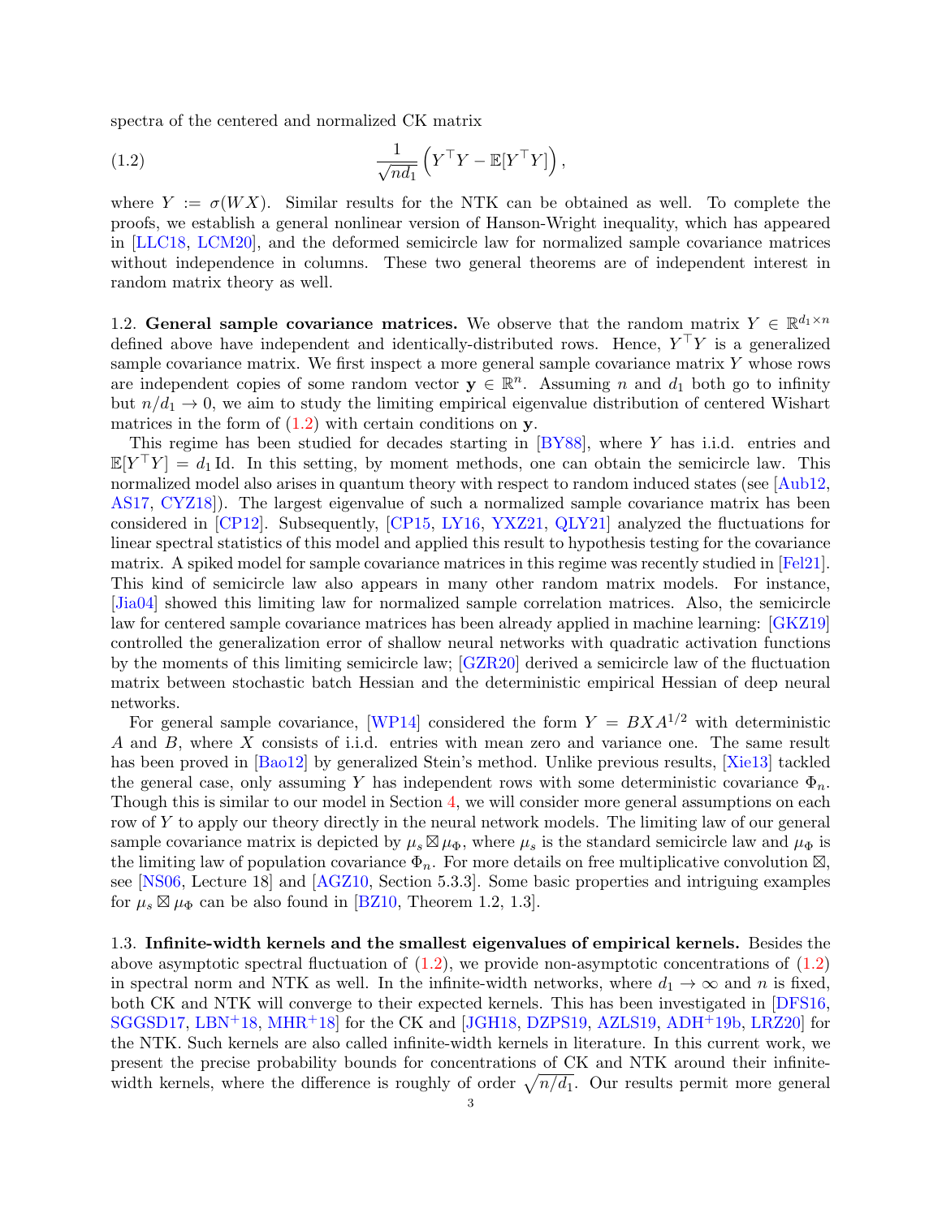spectra of the centered and normalized CK matrix

$$\frac{1}{\sqrt{nd_1}}\left(Y^\top Y - \mathbb{E}[Y^\top Y]\right), \tag{1.2}$$

where $Y := \sigma(WX)$. Similar results for the NTK can be obtained as well. To complete the proofs, we establish a general nonlinear version of Hanson-Wright inequality, which has appeared in [LLC18, LCM20], and the deformed semicircle law for normalized sample covariance matrices without independence in columns. These two general theorems are of independent interest in random matrix theory as well.

**1.2. General sample covariance matrices.** We observe that the random matrix $Y \in \mathbb{R}^{d_1 \times n}$ defined above have independent and identically-distributed rows. Hence, $Y^\top Y$ is a generalized sample covariance matrix. We first inspect a more general sample covariance matrix $Y$ whose rows are independent copies of some random vector $\mathbf{y} \in \mathbb{R}^n$. Assuming $n$ and $d_1$ both go to infinity but $n/d_1 \to 0$, we aim to study the limiting empirical eigenvalue distribution of centered Wishart matrices in the form of (1.2) with certain conditions on $\mathbf{y}$.

This regime has been studied for decades starting in [BY88], where $Y$ has i.i.d. entries and $\mathbb{E}[Y^\top Y] = d_1 \,\mathrm{Id}$. In this setting, by moment methods, one can obtain the semicircle law. This normalized model also arises in quantum theory with respect to random induced states (see [Aub12, AS17, CYZ18]). The largest eigenvalue of such a normalized sample covariance matrix has been considered in [CP12]. Subsequently, [CP15, LY16, YXZ21, QLY21] analyzed the fluctuations for linear spectral statistics of this model and applied this result to hypothesis testing for the covariance matrix. A spiked model for sample covariance matrices in this regime was recently studied in [Fel21]. This kind of semicircle law also appears in many other random matrix models. For instance, [Jia04] showed this limiting law for normalized sample correlation matrices. Also, the semicircle law for centered sample covariance matrices has been already applied in machine learning: [GKZ19] controlled the generalization error of shallow neural networks with quadratic activation functions by the moments of this limiting semicircle law; [GZR20] derived a semicircle law of the fluctuation matrix between stochastic batch Hessian and the deterministic empirical Hessian of deep neural networks.

For general sample covariance, [WP14] considered the form $Y = BXA^{1/2}$ with deterministic $A$ and $B$, where $X$ consists of i.i.d. entries with mean zero and variance one. The same result has been proved in [Bao12] by generalized Stein's method. Unlike previous results, [Xie13] tackled the general case, only assuming $Y$ has independent rows with some deterministic covariance $\Phi_n$. Though this is similar to our model in Section 4, we will consider more general assumptions on each row of $Y$ to apply our theory directly in the neural network models. The limiting law of our general sample covariance matrix is depicted by $\mu_s \boxtimes \mu_\Phi$, where $\mu_s$ is the standard semicircle law and $\mu_\Phi$ is the limiting law of population covariance $\Phi_n$. For more details on free multiplicative convolution $\boxtimes$, see [NS06, Lecture 18] and [AGZ10, Section 5.3.3]. Some basic properties and intriguing examples for $\mu_s \boxtimes \mu_\Phi$ can be also found in [BZ10, Theorem 1.2, 1.3].

**1.3. Infinite-width kernels and the smallest eigenvalues of empirical kernels.** Besides the above asymptotic spectral fluctuation of (1.2), we provide non-asymptotic concentrations of (1.2) in spectral norm and NTK as well. In the infinite-width networks, where $d_1 \to \infty$ and $n$ is fixed, both CK and NTK will converge to their expected kernels. This has been investigated in [DFS16, SGGSD17, LBN+18, MHR+18] for the CK and [JGH18, DZPS19, AZLS19, ADH+19b, LRZ20] for the NTK. Such kernels are also called infinite-width kernels in literature. In this current work, we present the precise probability bounds for concentrations of CK and NTK around their infinite-width kernels, where the difference is roughly of order $\sqrt{n/d_1}$. Our results permit more general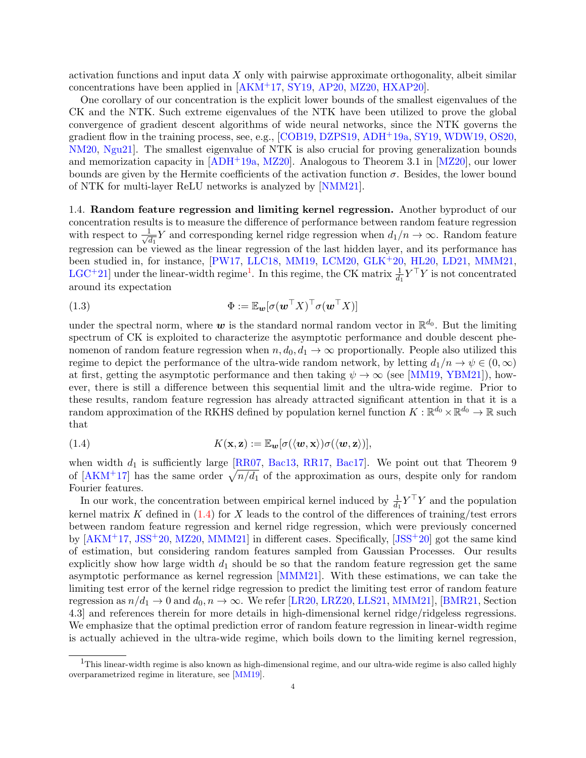activation functions and input data $X$ only with pairwise approximate orthogonality, albeit similar concentrations have been applied in [AKM+17, SY19, AP20, MZ20, HXAP20].

One corollary of our concentration is the explicit lower bounds of the smallest eigenvalues of the CK and the NTK. Such extreme eigenvalues of the NTK have been utilized to prove the global convergence of gradient descent algorithms of wide neural networks, since the NTK governs the gradient flow in the training process, see, e.g., [COB19, DZPS19, ADH+19a, SY19, WDW19, OS20, NM20, Ngu21]. The smallest eigenvalue of NTK is also crucial for proving generalization bounds and memorization capacity in [ADH+19a, MZ20]. Analogous to Theorem 3.1 in [MZ20], our lower bounds are given by the Hermite coefficients of the activation function $\sigma$. Besides, the lower bound of NTK for multi-layer ReLU networks is analyzed by [NMM21].

1.4. **Random feature regression and limiting kernel regression.** Another byproduct of our concentration results is to measure the difference of performance between random feature regression with respect to $\frac{1}{\sqrt{d_1}}Y$ and corresponding kernel ridge regression when $d_1/n \to \infty$. Random feature regression can be viewed as the linear regression of the last hidden layer, and its performance has been studied in, for instance, [PW17, LLC18, MM19, LCM20, GLK+20, HL20, LD21, MMM21, LGC+21] under the linear-width regime[1]. In this regime, the CK matrix $\frac{1}{d_1}Y^\top Y$ is not concentrated around its expectation

$$\Phi := \mathbb{E}_{\boldsymbol{w}}[\sigma(\boldsymbol{w}^\top X)^\top \sigma(\boldsymbol{w}^\top X)] \tag{1.3}$$

under the spectral norm, where $\boldsymbol{w}$ is the standard normal random vector in $\mathbb{R}^{d_0}$. But the limiting spectrum of CK is exploited to characterize the asymptotic performance and double descent phenomenon of random feature regression when $n, d_0, d_1 \to \infty$ proportionally. People also utilized this regime to depict the performance of the ultra-wide random network, by letting $d_1/n \to \psi \in (0, \infty)$ at first, getting the asymptotic performance and then taking $\psi \to \infty$ (see [MM19, YBM21]), however, there is still a difference between this sequential limit and the ultra-wide regime. Prior to these results, random feature regression has already attracted significant attention in that it is a random approximation of the RKHS defined by population kernel function $K : \mathbb{R}^{d_0} \times \mathbb{R}^{d_0} \to \mathbb{R}$ such that

$$K(\mathbf{x}, \mathbf{z}) := \mathbb{E}_{\boldsymbol{w}}[\sigma(\langle \boldsymbol{w}, \mathbf{x}\rangle)\sigma(\langle \boldsymbol{w}, \mathbf{z}\rangle)], \tag{1.4}$$

when width $d_1$ is sufficiently large [RR07, Bac13, RR17, Bac17]. We point out that Theorem 9 of [AKM+17] has the same order $\sqrt{n/d_1}$ of the approximation as ours, despite only for random Fourier features.

In our work, the concentration between empirical kernel induced by $\frac{1}{d_1}Y^\top Y$ and the population kernel matrix $K$ defined in (1.4) for $X$ leads to the control of the differences of training/test errors between random feature regression and kernel ridge regression, which were previously concerned by [AKM+17, JSS+20, MZ20, MMM21] in different cases. Specifically, [JSS+20] got the same kind of estimation, but considering random features sampled from Gaussian Processes. Our results explicitly show how large width $d_1$ should be so that the random feature regression get the same asymptotic performance as kernel regression [MMM21]. With these estimations, we can take the limiting test error of the kernel ridge regression to predict the limiting test error of random feature regression as $n/d_1 \to 0$ and $d_0, n \to \infty$. We refer [LR20, LRZ20, LLS21, MMM21], [BMR21, Section 4.3] and references therein for more details in high-dimensional kernel ridge/ridgeless regressions. We emphasize that the optimal prediction error of random feature regression in linear-width regime is actually achieved in the ultra-wide regime, which boils down to the limiting kernel regression,

[1]This linear-width regime is also known as high-dimensional regime, and our ultra-wide regime is also called highly overparametrized regime in literature, see [MM19].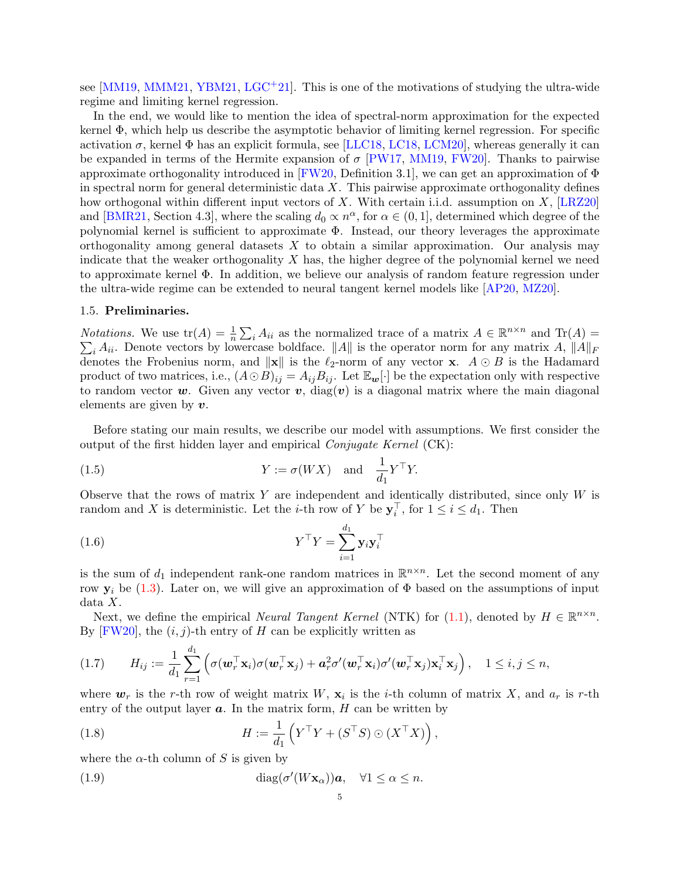see [MM19, MMM21, YBM21, LGC+21]. This is one of the motivations of studying the ultra-wide regime and limiting kernel regression.

In the end, we would like to mention the idea of spectral-norm approximation for the expected kernel $\Phi$, which help us describe the asymptotic behavior of limiting kernel regression. For specific activation $\sigma$, kernel $\Phi$ has an explicit formula, see [LLC18, LC18, LCM20], whereas generally it can be expanded in terms of the Hermite expansion of $\sigma$ [PW17, MM19, FW20]. Thanks to pairwise approximate orthogonality introduced in [FW20, Definition 3.1], we can get an approximation of $\Phi$ in spectral norm for general deterministic data $X$. This pairwise approximate orthogonality defines how orthogonal within different input vectors of $X$. With certain i.i.d. assumption on $X$, [LRZ20] and [BMR21, Section 4.3], where the scaling $d_0 \propto n^{\alpha}$, for $\alpha \in (0, 1]$, determined which degree of the polynomial kernel is sufficient to approximate $\Phi$. Instead, our theory leverages the approximate orthogonality among general datasets $X$ to obtain a similar approximation. Our analysis may indicate that the weaker orthogonality $X$ has, the higher degree of the polynomial kernel we need to approximate kernel $\Phi$. In addition, we believe our analysis of random feature regression under the ultra-wide regime can be extended to neural tangent kernel models like [AP20, MZ20].

### 1.5. Preliminaries.

*Notations.* We use $\operatorname{tr}(A) = \frac{1}{n}\sum_i A_{ii}$ as the normalized trace of a matrix $A \in \mathbb{R}^{n\times n}$ and $\operatorname{Tr}(A) = \sum_i A_{ii}$. Denote vectors by lowercase boldface. $\|A\|$ is the operator norm for any matrix $A$, $\|A\|_F$ denotes the Frobenius norm, and $\|\mathbf{x}\|$ is the $\ell_2$-norm of any vector $\mathbf{x}$. $A \odot B$ is the Hadamard product of two matrices, i.e., $(A\odot B)_{ij} = A_{ij}B_{ij}$. Let $\mathbb{E}_{\boldsymbol{w}}[\cdot]$ be the expectation only with respective to random vector $\boldsymbol{w}$. Given any vector $\boldsymbol{v}$, $\operatorname{diag}(\boldsymbol{v})$ is a diagonal matrix where the main diagonal elements are given by $\boldsymbol{v}$.

Before stating our main results, we describe our model with assumptions. We first consider the output of the first hidden layer and empirical *Conjugate Kernel* (CK):

$$Y := \sigma(WX) \quad \text{and} \quad \frac{1}{d_1}Y^\top Y. \tag{1.5}$$

Observe that the rows of matrix $Y$ are independent and identically distributed, since only $W$ is random and $X$ is deterministic. Let the $i$-th row of $Y$ be $\mathbf{y}_i^\top$, for $1 \le i \le d_1$. Then

$$Y^\top Y = \sum_{i=1}^{d_1} \mathbf{y}_i \mathbf{y}_i^\top \tag{1.6}$$

is the sum of $d_1$ independent rank-one random matrices in $\mathbb{R}^{n\times n}$. Let the second moment of any row $\mathbf{y}_i$ be (1.3). Later on, we will give an approximation of $\Phi$ based on the assumptions of input data $X$.

Next, we define the empirical *Neural Tangent Kernel* (NTK) for (1.1), denoted by $H \in \mathbb{R}^{n\times n}$. By [FW20], the $(i,j)$-th entry of $H$ can be explicitly written as

$$H_{ij} := \frac{1}{d_1}\sum_{r=1}^{d_1}\left(\sigma(\boldsymbol{w}_r^\top \mathbf{x}_i)\sigma(\boldsymbol{w}_r^\top \mathbf{x}_j) + \boldsymbol{a}_r^2 \sigma'(\boldsymbol{w}_r^\top \mathbf{x}_i)\sigma'(\boldsymbol{w}_r^\top \mathbf{x}_j)\mathbf{x}_i^\top \mathbf{x}_j\right), \quad 1 \le i, j \le n, \tag{1.7}$$

where $\boldsymbol{w}_r$ is the $r$-th row of weight matrix $W$, $\mathbf{x}_i$ is the $i$-th column of matrix $X$, and $a_r$ is $r$-th entry of the output layer $\boldsymbol{a}$. In the matrix form, $H$ can be written by

$$H := \frac{1}{d_1}\left(Y^\top Y + (S^\top S)\odot(X^\top X)\right), \tag{1.8}$$

where the $\alpha$-th column of $S$ is given by

$$\operatorname{diag}(\sigma'(W\mathbf{x}_\alpha))\boldsymbol{a}, \quad \forall 1 \le \alpha \le n. \tag{1.9}$$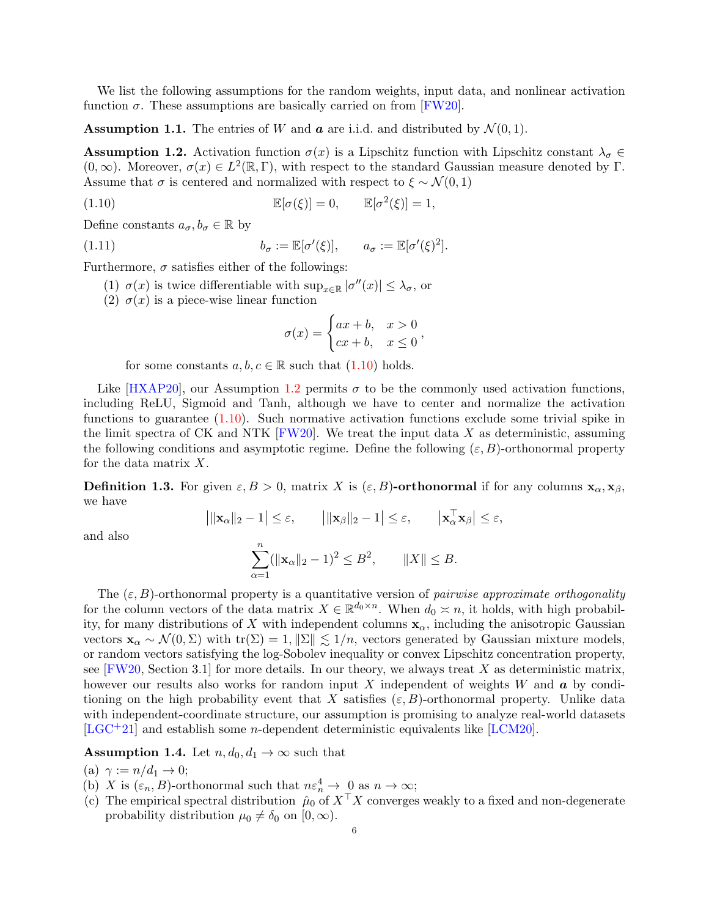We list the following assumptions for the random weights, input data, and nonlinear activation function $\sigma$. These assumptions are basically carried on from [FW20].

**Assumption 1.1.** The entries of $W$ and $\boldsymbol{a}$ are i.i.d. and distributed by $\mathcal{N}(0,1)$.

**Assumption 1.2.** Activation function $\sigma(x)$ is a Lipschitz function with Lipschitz constant $\lambda_\sigma \in (0,\infty)$. Moreover, $\sigma(x) \in L^2(\mathbb{R},\Gamma)$, with respect to the standard Gaussian measure denoted by $\Gamma$. Assume that $\sigma$ is centered and normalized with respect to $\xi \sim \mathcal{N}(0,1)$

$$\mathbb{E}[\sigma(\xi)] = 0, \qquad \mathbb{E}[\sigma^2(\xi)] = 1, \tag{1.10}$$

Define constants $a_\sigma, b_\sigma \in \mathbb{R}$ by

$$b_\sigma := \mathbb{E}[\sigma'(\xi)], \qquad a_\sigma := \mathbb{E}[\sigma'(\xi)^2]. \tag{1.11}$$

Furthermore, $\sigma$ satisfies either of the followings:

(1) $\sigma(x)$ is twice differentiable with $\sup_{x\in\mathbb{R}} |\sigma''(x)| \le \lambda_\sigma$, or
(2) $\sigma(x)$ is a piece-wise linear function

$$\sigma(x) = \begin{cases} ax+b, & x>0 \\ cx+b, & x\le 0 \end{cases},$$

for some constants $a,b,c \in \mathbb{R}$ such that (1.10) holds.

Like [HXAP20], our Assumption 1.2 permits $\sigma$ to be the commonly used activation functions, including ReLU, Sigmoid and Tanh, although we have to center and normalize the activation functions to guarantee (1.10). Such normative activation functions exclude some trivial spike in the limit spectra of CK and NTK [FW20]. We treat the input data $X$ as deterministic, assuming the following conditions and asymptotic regime. Define the following $(\varepsilon, B)$-orthonormal property for the data matrix $X$.

**Definition 1.3.** For given $\varepsilon, B > 0$, matrix $X$ is $(\varepsilon,B)$**-orthonormal** if for any columns $\mathbf{x}_\alpha, \mathbf{x}_\beta$, we have

$$\big|\|\mathbf{x}_\alpha\|_2 - 1\big| \le \varepsilon, \qquad \big|\|\mathbf{x}_\beta\|_2 - 1\big| \le \varepsilon, \qquad \big|\mathbf{x}_\alpha^\top \mathbf{x}_\beta\big| \le \varepsilon,$$

and also

$$\sum_{\alpha=1}^n (\|\mathbf{x}_\alpha\|_2 - 1)^2 \le B^2, \qquad \|X\| \le B.$$

The $(\varepsilon,B)$-orthonormal property is a quantitative version of *pairwise approximate orthogonality* for the column vectors of the data matrix $X \in \mathbb{R}^{d_0\times n}$. When $d_0 \asymp n$, it holds, with high probability, for many distributions of $X$ with independent columns $\mathbf{x}_\alpha$, including the anisotropic Gaussian vectors $\mathbf{x}_\alpha \sim \mathcal{N}(0,\Sigma)$ with $\operatorname{tr}(\Sigma)=1, \|\Sigma\| \lesssim 1/n$, vectors generated by Gaussian mixture models, or random vectors satisfying the log-Sobolev inequality or convex Lipschitz concentration property, see [FW20, Section 3.1] for more details. In our theory, we always treat $X$ as deterministic matrix, however our results also works for random input $X$ independent of weights $W$ and $\boldsymbol{a}$ by conditioning on the high probability event that $X$ satisfies $(\varepsilon,B)$-orthonormal property. Unlike data with independent-coordinate structure, our assumption is promising to analyze real-world datasets [LGC+21] and establish some $n$-dependent deterministic equivalents like [LCM20].

**Assumption 1.4.** Let $n, d_0, d_1 \to \infty$ such that

(a) $\gamma := n/d_1 \to 0$;
(b) $X$ is $(\varepsilon_n, B)$-orthonormal such that $n\varepsilon_n^4 \to 0$ as $n\to\infty$;
(c) The empirical spectral distribution $\hat\mu_0$ of $X^\top X$ converges weakly to a fixed and non-degenerate probability distribution $\mu_0 \ne \delta_0$ on $[0,\infty)$.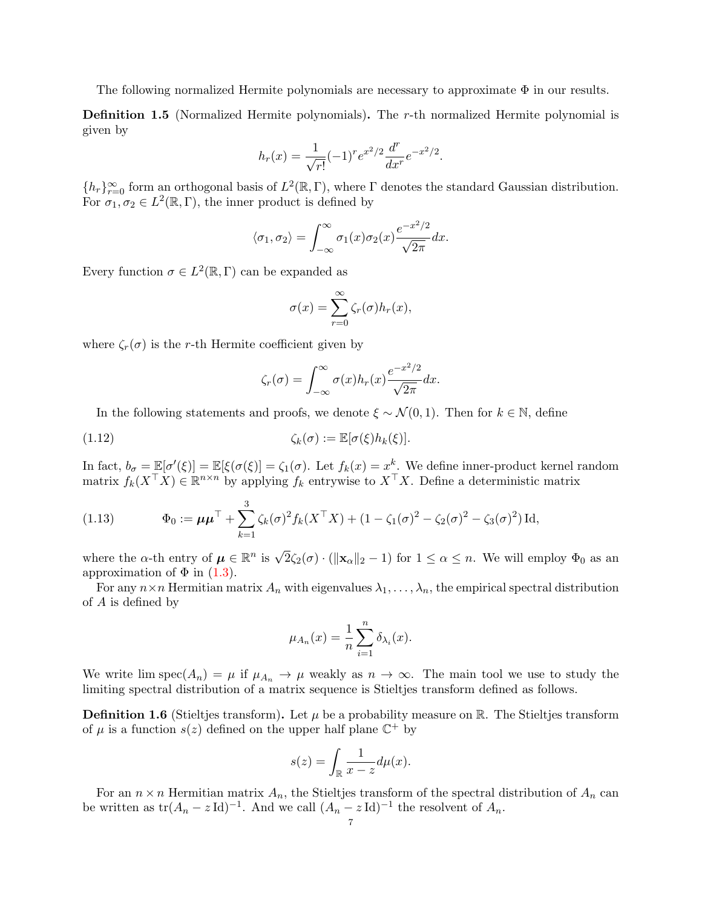The following normalized Hermite polynomials are necessary to approximate $\Phi$ in our results.

**Definition 1.5** (Normalized Hermite polynomials)**.** The $r$-th normalized Hermite polynomial is given by

$$h_r(x) = \frac{1}{\sqrt{r!}}(-1)^r e^{x^2/2} \frac{d^r}{dx^r} e^{-x^2/2}.$$

$\{h_r\}_{r=0}^{\infty}$ form an orthogonal basis of $L^2(\mathbb{R}, \Gamma)$, where $\Gamma$ denotes the standard Gaussian distribution. For $\sigma_1, \sigma_2 \in L^2(\mathbb{R}, \Gamma)$, the inner product is defined by

$$\langle \sigma_1, \sigma_2 \rangle = \int_{-\infty}^{\infty} \sigma_1(x)\sigma_2(x) \frac{e^{-x^2/2}}{\sqrt{2\pi}} dx.$$

Every function $\sigma \in L^2(\mathbb{R}, \Gamma)$ can be expanded as

$$\sigma(x) = \sum_{r=0}^{\infty} \zeta_r(\sigma) h_r(x),$$

where $\zeta_r(\sigma)$ is the $r$-th Hermite coefficient given by

$$\zeta_r(\sigma) = \int_{-\infty}^{\infty} \sigma(x) h_r(x) \frac{e^{-x^2/2}}{\sqrt{2\pi}} dx.$$

In the following statements and proofs, we denote $\xi \sim \mathcal{N}(0,1)$. Then for $k \in \mathbb{N}$, define

$$\zeta_k(\sigma) := \mathbb{E}[\sigma(\xi) h_k(\xi)]. \tag{1.12}$$

In fact, $b_\sigma = \mathbb{E}[\sigma'(\xi)] = \mathbb{E}[\xi(\sigma(\xi)] = \zeta_1(\sigma)$. Let $f_k(x) = x^k$. We define inner-product kernel random matrix $f_k(X^\top X) \in \mathbb{R}^{n \times n}$ by applying $f_k$ entrywise to $X^\top X$. Define a deterministic matrix

$$\Phi_0 := \boldsymbol{\mu}\boldsymbol{\mu}^\top + \sum_{k=1}^{3} \zeta_k(\sigma)^2 f_k(X^\top X) + (1 - \zeta_1(\sigma)^2 - \zeta_2(\sigma)^2 - \zeta_3(\sigma)^2) \operatorname{Id}, \tag{1.13}$$

where the $\alpha$-th entry of $\boldsymbol{\mu} \in \mathbb{R}^n$ is $\sqrt{2}\zeta_2(\sigma) \cdot (\|\mathbf{x}_\alpha\|_2 - 1)$ for $1 \le \alpha \le n$. We will employ $\Phi_0$ as an approximation of $\Phi$ in (1.3).

For any $n \times n$ Hermitian matrix $A_n$ with eigenvalues $\lambda_1, \ldots, \lambda_n$, the empirical spectral distribution of $A$ is defined by

$$\mu_{A_n}(x) = \frac{1}{n} \sum_{i=1}^{n} \delta_{\lambda_i}(x).$$

We write $\lim \operatorname{spec}(A_n) = \mu$ if $\mu_{A_n} \to \mu$ weakly as $n \to \infty$. The main tool we use to study the limiting spectral distribution of a matrix sequence is Stieltjes transform defined as follows.

**Definition 1.6** (Stieltjes transform)**.** Let $\mu$ be a probability measure on $\mathbb{R}$. The Stieltjes transform of $\mu$ is a function $s(z)$ defined on the upper half plane $\mathbb{C}^+$ by

$$s(z) = \int_{\mathbb{R}} \frac{1}{x - z} d\mu(x).$$

For an $n \times n$ Hermitian matrix $A_n$, the Stieltjes transform of the spectral distribution of $A_n$ can be written as $\operatorname{tr}(A_n - z \operatorname{Id})^{-1}$. And we call $(A_n - z \operatorname{Id})^{-1}$ the resolvent of $A_n$.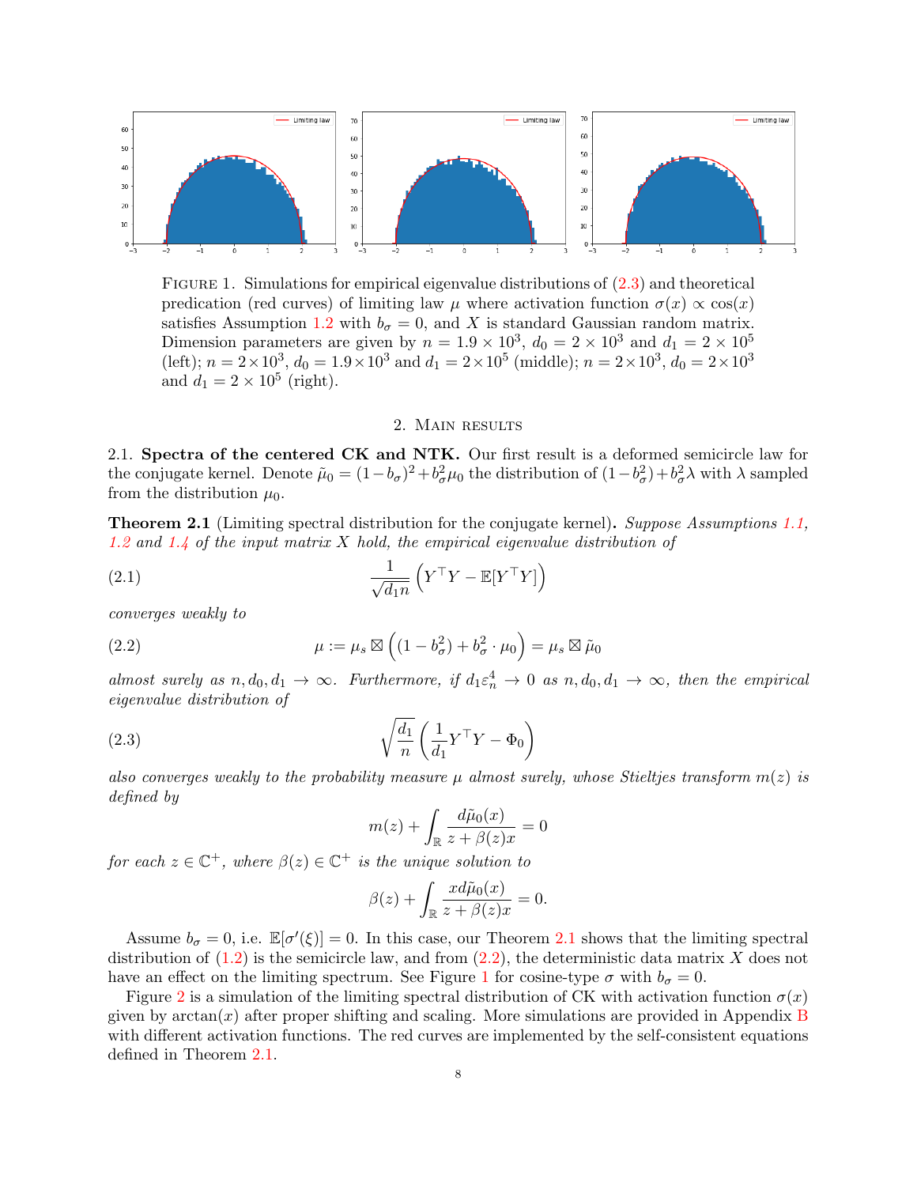FIGURE 1. Simulations for empirical eigenvalue distributions of (2.3) and theoretical predication (red curves) of limiting law $\mu$ where activation function $\sigma(x) \propto \cos(x)$ satisfies Assumption 1.2 with $b_\sigma = 0$, and $X$ is standard Gaussian random matrix. Dimension parameters are given by $n = 1.9 \times 10^3$, $d_0 = 2 \times 10^3$ and $d_1 = 2 \times 10^5$ (left); $n = 2 \times 10^3$, $d_0 = 1.9 \times 10^3$ and $d_1 = 2 \times 10^5$ (middle); $n = 2 \times 10^3$, $d_0 = 2 \times 10^3$ and $d_1 = 2 \times 10^5$ (right).

## 2. Main results

**2.1. Spectra of the centered CK and NTK.** Our first result is a deformed semicircle law for the conjugate kernel. Denote $\tilde{\mu}_0 = (1 - b_\sigma)^2 + b_\sigma^2 \mu_0$ the distribution of $(1 - b_\sigma^2) + b_\sigma^2 \lambda$ with $\lambda$ sampled from the distribution $\mu_0$.

**Theorem 2.1** (Limiting spectral distribution for the conjugate kernel)**.** *Suppose Assumptions 1.1, 1.2 and 1.4 of the input matrix $X$ hold, the empirical eigenvalue distribution of*

$$\frac{1}{\sqrt{d_1 n}} \left( Y^\top Y - \mathbb{E}[Y^\top Y] \right) \tag{2.1}$$

*converges weakly to*

$$\mu := \mu_s \boxtimes \left( (1 - b_\sigma^2) + b_\sigma^2 \cdot \mu_0 \right) = \mu_s \boxtimes \tilde{\mu}_0 \tag{2.2}$$

*almost surely as $n, d_0, d_1 \to \infty$. Furthermore, if $d_1 \varepsilon_n^4 \to 0$ as $n, d_0, d_1 \to \infty$, then the empirical eigenvalue distribution of*

$$\sqrt{\frac{d_1}{n}} \left( \frac{1}{d_1} Y^\top Y - \Phi_0 \right) \tag{2.3}$$

*also converges weakly to the probability measure $\mu$ almost surely, whose Stieltjes transform $m(z)$ is defined by*

$$m(z) + \int_{\mathbb{R}} \frac{d\tilde{\mu}_0(x)}{z + \beta(z)x} = 0$$

*for each $z \in \mathbb{C}^+$, where $\beta(z) \in \mathbb{C}^+$ is the unique solution to*

$$\beta(z) + \int_{\mathbb{R}} \frac{x d\tilde{\mu}_0(x)}{z + \beta(z)x} = 0.$$

Assume $b_\sigma = 0$, i.e. $\mathbb{E}[\sigma'(\xi)] = 0$. In this case, our Theorem 2.1 shows that the limiting spectral distribution of (1.2) is the semicircle law, and from (2.2), the deterministic data matrix $X$ does not have an effect on the limiting spectrum. See Figure 1 for cosine-type $\sigma$ with $b_\sigma = 0$.

Figure 2 is a simulation of the limiting spectral distribution of CK with activation function $\sigma(x)$ given by $\arctan(x)$ after proper shifting and scaling. More simulations are provided in Appendix B with different activation functions. The red curves are implemented by the self-consistent equations defined in Theorem 2.1.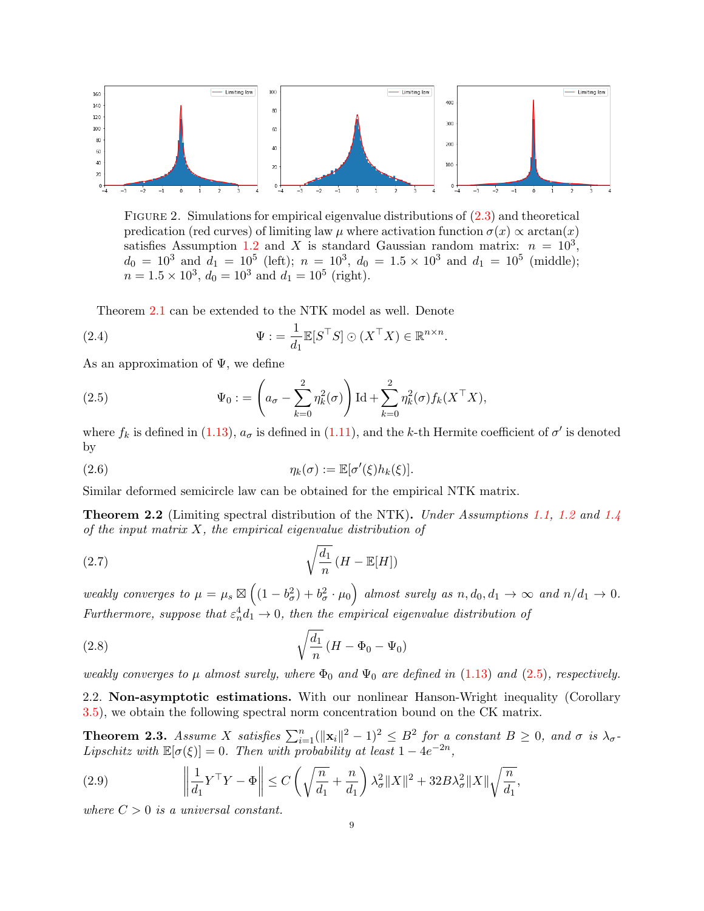FIGURE 2. Simulations for empirical eigenvalue distributions of (2.3) and theoretical predication (red curves) of limiting law $\mu$ where activation function $\sigma(x) \propto \arctan(x)$ satisfies Assumption 1.2 and $X$ is standard Gaussian random matrix: $n = 10^3$, $d_0 = 10^3$ and $d_1 = 10^5$ (left); $n = 10^3$, $d_0 = 1.5 \times 10^3$ and $d_1 = 10^5$ (middle); $n = 1.5 \times 10^3$, $d_0 = 10^3$ and $d_1 = 10^5$ (right).

Theorem 2.1 can be extended to the NTK model as well. Denote

$$\Psi := \frac{1}{d_1}\mathbb{E}[S^\top S] \odot (X^\top X) \in \mathbb{R}^{n \times n}. \tag{2.4}$$

As an approximation of $\Psi$, we define

$$\Psi_0 := \left(a_\sigma - \sum_{k=0}^{2} \eta_k^2(\sigma)\right) \mathrm{Id} + \sum_{k=0}^{2} \eta_k^2(\sigma) f_k(X^\top X), \tag{2.5}$$

where $f_k$ is defined in (1.13), $a_\sigma$ is defined in (1.11), and the $k$-th Hermite coefficient of $\sigma'$ is denoted by

$$\eta_k(\sigma) := \mathbb{E}[\sigma'(\xi) h_k(\xi)]. \tag{2.6}$$

Similar deformed semicircle law can be obtained for the empirical NTK matrix.

**Theorem 2.2** (Limiting spectral distribution of the NTK)**.** *Under Assumptions 1.1, 1.2 and 1.4 of the input matrix $X$, the empirical eigenvalue distribution of*

$$\sqrt{\frac{d_1}{n}}\left(H - \mathbb{E}[H]\right) \tag{2.7}$$

*weakly converges to $\mu = \mu_s \boxtimes \left((1 - b_\sigma^2) + b_\sigma^2 \cdot \mu_0\right)$ almost surely as $n, d_0, d_1 \to \infty$ and $n/d_1 \to 0$. Furthermore, suppose that $\varepsilon_n^4 d_1 \to 0$, then the empirical eigenvalue distribution of*

$$\sqrt{\frac{d_1}{n}}\left(H - \Phi_0 - \Psi_0\right) \tag{2.8}$$

*weakly converges to $\mu$ almost surely, where $\Phi_0$ and $\Psi_0$ are defined in (1.13) and (2.5), respectively.*

2.2. **Non-asymptotic estimations.** With our nonlinear Hanson-Wright inequality (Corollary 3.5), we obtain the following spectral norm concentration bound on the CK matrix.

**Theorem 2.3.** *Assume $X$ satisfies $\sum_{i=1}^{n}(\|\mathbf{x}_i\|^2 - 1)^2 \le B^2$ for a constant $B \ge 0$, and $\sigma$ is $\lambda_\sigma$-Lipschitz with $\mathbb{E}[\sigma(\xi)] = 0$. Then with probability at least $1 - 4e^{-2n}$,*

$$\left\|\frac{1}{d_1}Y^\top Y - \Phi\right\| \le C\left(\sqrt{\frac{n}{d_1}} + \frac{n}{d_1}\right)\lambda_\sigma^2 \|X\|^2 + 32B\lambda_\sigma^2\|X\|\sqrt{\frac{n}{d_1}}, \tag{2.9}$$

*where $C > 0$ is a universal constant.*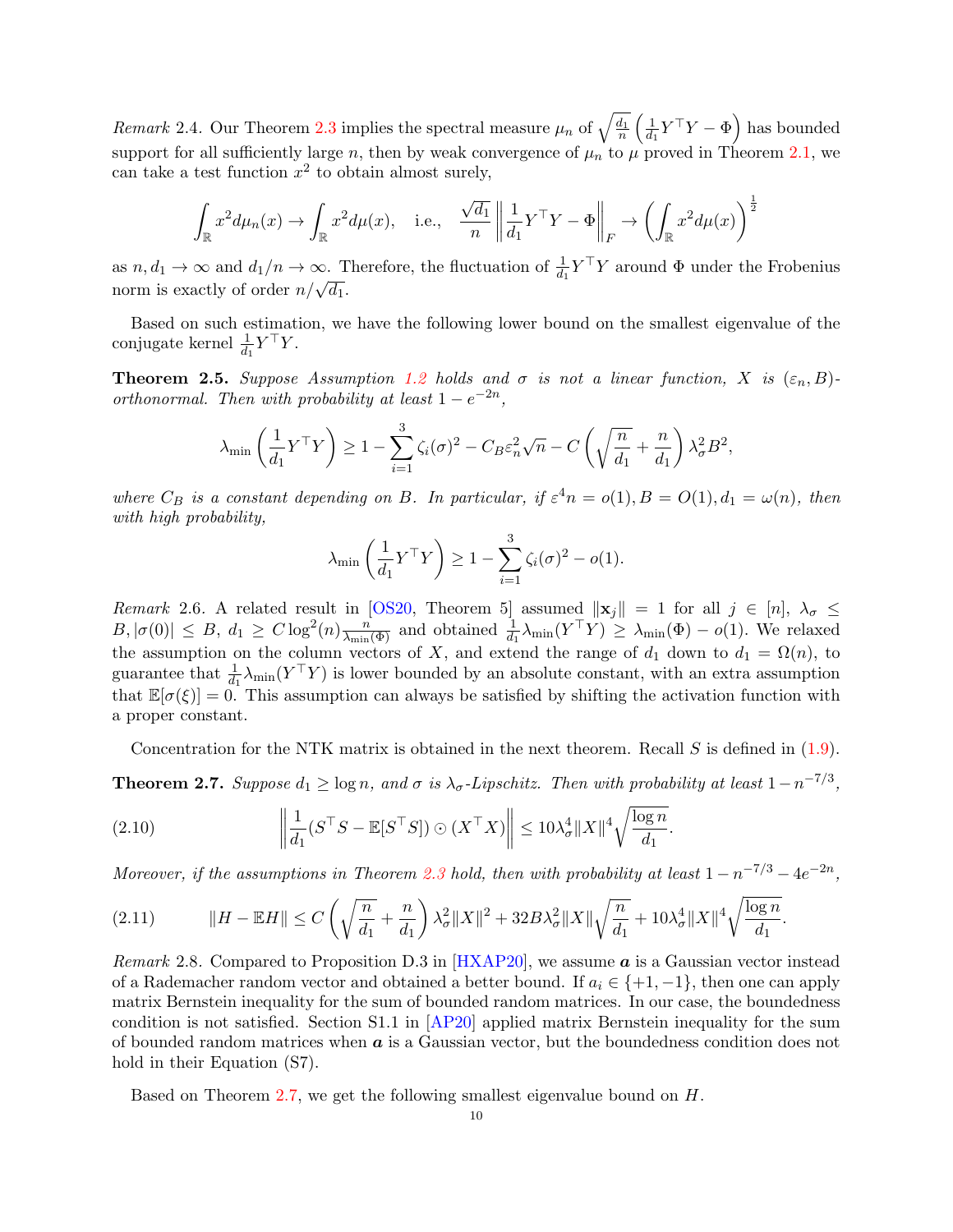*Remark* 2.4. Our Theorem 2.3 implies the spectral measure $\mu_n$ of $\sqrt{\frac{d_1}{n}}\left(\frac{1}{d_1}Y^\top Y - \Phi\right)$ has bounded support for all sufficiently large $n$, then by weak convergence of $\mu_n$ to $\mu$ proved in Theorem 2.1, we can take a test function $x^2$ to obtain almost surely,

$$\int_{\mathbb{R}} x^2 d\mu_n(x) \to \int_{\mathbb{R}} x^2 d\mu(x), \quad \text{i.e.,} \quad \frac{\sqrt{d_1}}{n}\left\|\frac{1}{d_1}Y^\top Y - \Phi\right\|_F \to \left(\int_{\mathbb{R}} x^2 d\mu(x)\right)^{\frac{1}{2}}$$

as $n, d_1 \to \infty$ and $d_1/n \to \infty$. Therefore, the fluctuation of $\frac{1}{d_1}Y^\top Y$ around $\Phi$ under the Frobenius norm is exactly of order $n/\sqrt{d_1}$.

Based on such estimation, we have the following lower bound on the smallest eigenvalue of the conjugate kernel $\frac{1}{d_1}Y^\top Y$.

**Theorem 2.5.** *Suppose Assumption 1.2 holds and $\sigma$ is not a linear function, $X$ is $(\varepsilon_n, B)$-orthonormal. Then with probability at least $1 - e^{-2n}$,*

$$\lambda_{\min}\left(\frac{1}{d_1}Y^\top Y\right) \geq 1 - \sum_{i=1}^{3}\zeta_i(\sigma)^2 - C_B\varepsilon_n^2\sqrt{n} - C\left(\sqrt{\frac{n}{d_1}} + \frac{n}{d_1}\right)\lambda_\sigma^2 B^2,$$

*where $C_B$ is a constant depending on $B$. In particular, if $\varepsilon^4 n = o(1), B = O(1), d_1 = \omega(n)$, then with high probability,*

$$\lambda_{\min}\left(\frac{1}{d_1}Y^\top Y\right) \geq 1 - \sum_{i=1}^{3}\zeta_i(\sigma)^2 - o(1).$$

*Remark* 2.6. A related result in [OS20, Theorem 5] assumed $\|\mathbf{x}_j\| = 1$ for all $j \in [n]$, $\lambda_\sigma \leq B, |\sigma(0)| \leq B$, $d_1 \geq C\log^2(n)\frac{n}{\lambda_{\min}(\Phi)}$ and obtained $\frac{1}{d_1}\lambda_{\min}(Y^\top Y) \geq \lambda_{\min}(\Phi) - o(1)$. We relaxed the assumption on the column vectors of $X$, and extend the range of $d_1$ down to $d_1 = \Omega(n)$, to guarantee that $\frac{1}{d_1}\lambda_{\min}(Y^\top Y)$ is lower bounded by an absolute constant, with an extra assumption that $\mathbb{E}[\sigma(\xi)] = 0$. This assumption can always be satisfied by shifting the activation function with a proper constant.

Concentration for the NTK matrix is obtained in the next theorem. Recall $S$ is defined in (1.9).

**Theorem 2.7.** *Suppose $d_1 \geq \log n$, and $\sigma$ is $\lambda_\sigma$-Lipschitz. Then with probability at least $1 - n^{-7/3}$,*

$$\left\|\frac{1}{d_1}(S^\top S - \mathbb{E}[S^\top S]) \odot (X^\top X)\right\| \leq 10\lambda_\sigma^4\|X\|^4\sqrt{\frac{\log n}{d_1}}. \tag{2.10}$$

*Moreover, if the assumptions in Theorem 2.3 hold, then with probability at least $1 - n^{-7/3} - 4e^{-2n}$,*

$$\|H - \mathbb{E}H\| \leq C\left(\sqrt{\frac{n}{d_1}} + \frac{n}{d_1}\right)\lambda_\sigma^2\|X\|^2 + 32B\lambda_\sigma^2\|X\|\sqrt{\frac{n}{d_1}} + 10\lambda_\sigma^4\|X\|^4\sqrt{\frac{\log n}{d_1}}. \tag{2.11}$$

*Remark* 2.8. Compared to Proposition D.3 in [HXAP20], we assume $\boldsymbol{a}$ is a Gaussian vector instead of a Rademacher random vector and obtained a better bound. If $a_i \in \{+1, -1\}$, then one can apply matrix Bernstein inequality for the sum of bounded random matrices. In our case, the boundedness condition is not satisfied. Section S1.1 in [AP20] applied matrix Bernstein inequality for the sum of bounded random matrices when $\boldsymbol{a}$ is a Gaussian vector, but the boundedness condition does not hold in their Equation (S7).

Based on Theorem 2.7, we get the following smallest eigenvalue bound on $H$.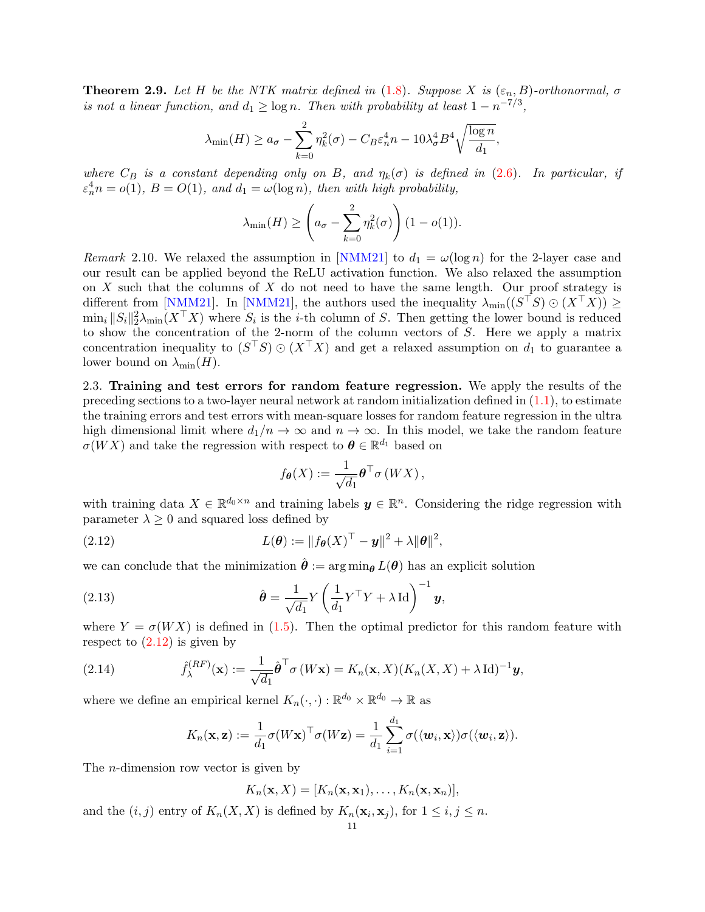**Theorem 2.9.** *Let $H$ be the NTK matrix defined in (1.8). Suppose $X$ is $(\varepsilon_n, B)$-orthonormal, $\sigma$ is not a linear function, and $d_1 \geq \log n$. Then with probability at least $1 - n^{-7/3}$,*

$$\lambda_{\min}(H) \geq a_\sigma - \sum_{k=0}^{2} \eta_k^2(\sigma) - C_B \varepsilon_n^4 n - 10\lambda_\sigma^4 B^4 \sqrt{\frac{\log n}{d_1}},$$

*where $C_B$ is a constant depending only on $B$, and $\eta_k(\sigma)$ is defined in (2.6). In particular, if $\varepsilon_n^4 n = o(1)$, $B = O(1)$, and $d_1 = \omega(\log n)$, then with high probability,*

$$\lambda_{\min}(H) \geq \left( a_\sigma - \sum_{k=0}^{2} \eta_k^2(\sigma) \right)(1 - o(1)).$$

*Remark* 2.10. We relaxed the assumption in [NMM21] to $d_1 = \omega(\log n)$ for the 2-layer case and our result can be applied beyond the ReLU activation function. We also relaxed the assumption on $X$ such that the columns of $X$ do not need to have the same length. Our proof strategy is different from [NMM21]. In [NMM21], the authors used the inequality $\lambda_{\min}((S^\top S) \odot (X^\top X)) \geq \min_i \|S_i\|_2^2 \lambda_{\min}(X^\top X)$ where $S_i$ is the $i$-th column of $S$. Then getting the lower bound is reduced to show the concentration of the 2-norm of the column vectors of $S$. Here we apply a matrix concentration inequality to $(S^\top S) \odot (X^\top X)$ and get a relaxed assumption on $d_1$ to guarantee a lower bound on $\lambda_{\min}(H)$.

2.3. **Training and test errors for random feature regression.** We apply the results of the preceding sections to a two-layer neural network at random initialization defined in (1.1), to estimate the training errors and test errors with mean-square losses for random feature regression in the ultra high dimensional limit where $d_1/n \to \infty$ and $n \to \infty$. In this model, we take the random feature $\sigma(WX)$ and take the regression with respect to $\boldsymbol{\theta} \in \mathbb{R}^{d_1}$ based on

$$f_{\boldsymbol{\theta}}(X) := \frac{1}{\sqrt{d_1}} \boldsymbol{\theta}^\top \sigma(WX),$$

with training data $X \in \mathbb{R}^{d_0 \times n}$ and training labels $\boldsymbol{y} \in \mathbb{R}^n$. Considering the ridge regression with parameter $\lambda \geq 0$ and squared loss defined by

$$L(\boldsymbol{\theta}) := \|f_{\boldsymbol{\theta}}(X)^\top - \boldsymbol{y}\|^2 + \lambda \|\boldsymbol{\theta}\|^2, \tag{2.12}$$

we can conclude that the minimization $\hat{\boldsymbol{\theta}} := \arg\min_{\boldsymbol{\theta}} L(\boldsymbol{\theta})$ has an explicit solution

$$\hat{\boldsymbol{\theta}} = \frac{1}{\sqrt{d_1}} Y \left( \frac{1}{d_1} Y^\top Y + \lambda \operatorname{Id} \right)^{-1} \boldsymbol{y}, \tag{2.13}$$

where $Y = \sigma(WX)$ is defined in (1.5). Then the optimal predictor for this random feature with respect to (2.12) is given by

$$\hat{f}_\lambda^{(RF)}(\mathbf{x}) := \frac{1}{\sqrt{d_1}} \hat{\boldsymbol{\theta}}^\top \sigma(W\mathbf{x}) = K_n(\mathbf{x}, X)(K_n(X, X) + \lambda \operatorname{Id})^{-1} \boldsymbol{y}, \tag{2.14}$$

where we define an empirical kernel $K_n(\cdot, \cdot) : \mathbb{R}^{d_0} \times \mathbb{R}^{d_0} \to \mathbb{R}$ as

$$K_n(\mathbf{x}, \mathbf{z}) := \frac{1}{d_1} \sigma(W\mathbf{x})^\top \sigma(W\mathbf{z}) = \frac{1}{d_1} \sum_{i=1}^{d_1} \sigma(\langle \boldsymbol{w}_i, \mathbf{x} \rangle) \sigma(\langle \boldsymbol{w}_i, \mathbf{z} \rangle).$$

The $n$-dimension row vector is given by

$$K_n(\mathbf{x}, X) = [K_n(\mathbf{x}, \mathbf{x}_1), \ldots, K_n(\mathbf{x}, \mathbf{x}_n)],$$

and the $(i, j)$ entry of $K_n(X, X)$ is defined by $K_n(\mathbf{x}_i, \mathbf{x}_j)$, for $1 \leq i, j \leq n$.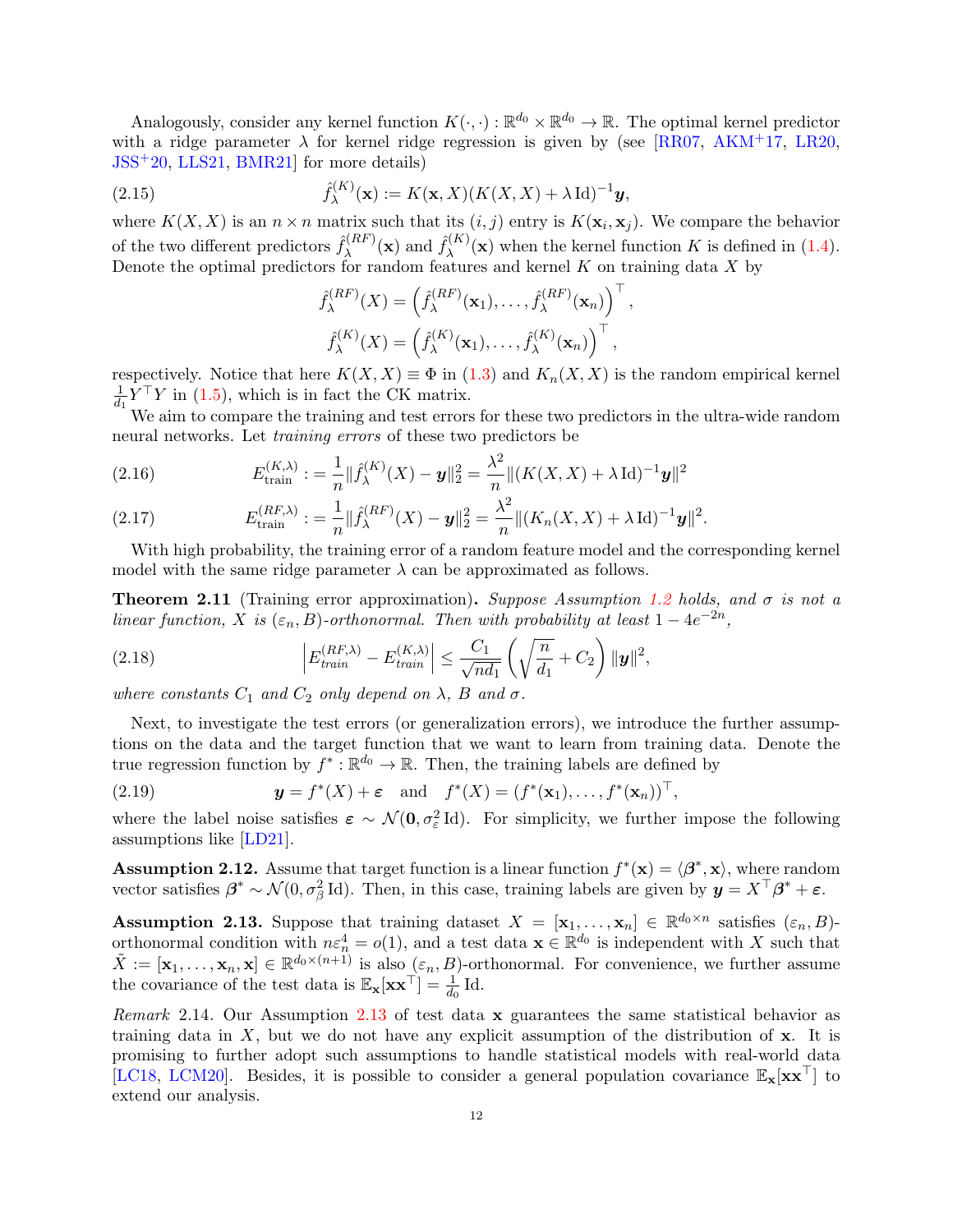Analogously, consider any kernel function $K(\cdot,\cdot): \mathbb{R}^{d_0}\times\mathbb{R}^{d_0}\to\mathbb{R}$. The optimal kernel predictor with a ridge parameter $\lambda$ for kernel ridge regression is given by (see [RR07, AKM+17, LR20, JSS+20, LLS21, BMR21] for more details)

$$
\hat{f}_\lambda^{(K)}(\mathbf{x}) := K(\mathbf{x}, X)(K(X,X)+\lambda\,\mathrm{Id})^{-1}\boldsymbol{y}, \tag{2.15}
$$

where $K(X,X)$ is an $n\times n$ matrix such that its $(i,j)$ entry is $K(\mathbf{x}_i,\mathbf{x}_j)$. We compare the behavior of the two different predictors $\hat{f}_\lambda^{(RF)}(\mathbf{x})$ and $\hat{f}_\lambda^{(K)}(\mathbf{x})$ when the kernel function $K$ is defined in (1.4). Denote the optimal predictors for random features and kernel $K$ on training data $X$ by

$$
\hat{f}_\lambda^{(RF)}(X) = \left(\hat{f}_\lambda^{(RF)}(\mathbf{x}_1),\ldots,\hat{f}_\lambda^{(RF)}(\mathbf{x}_n)\right)^\top,
$$

$$
\hat{f}_\lambda^{(K)}(X) = \left(\hat{f}_\lambda^{(K)}(\mathbf{x}_1),\ldots,\hat{f}_\lambda^{(K)}(\mathbf{x}_n)\right)^\top,
$$

respectively. Notice that here $K(X,X)\equiv\Phi$ in (1.3) and $K_n(X,X)$ is the random empirical kernel $\frac{1}{d_1}Y^\top Y$ in (1.5), which is in fact the CK matrix.

We aim to compare the training and test errors for these two predictors in the ultra-wide random neural networks. Let *training errors* of these two predictors be

$$
E_{\text{train}}^{(K,\lambda)} := \frac{1}{n}\|\hat{f}_\lambda^{(K)}(X)-\boldsymbol{y}\|_2^2 = \frac{\lambda^2}{n}\|(K(X,X)+\lambda\,\mathrm{Id})^{-1}\boldsymbol{y}\|^2 \tag{2.16}
$$

$$
E_{\text{train}}^{(RF,\lambda)} := \frac{1}{n}\|\hat{f}_\lambda^{(RF)}(X)-\boldsymbol{y}\|_2^2 = \frac{\lambda^2}{n}\|(K_n(X,X)+\lambda\,\mathrm{Id})^{-1}\boldsymbol{y}\|^2. \tag{2.17}
$$

With high probability, the training error of a random feature model and the corresponding kernel model with the same ridge parameter $\lambda$ can be approximated as follows.

**Theorem 2.11** (Training error approximation). *Suppose Assumption 1.2 holds, and $\sigma$ is not a linear function, $X$ is $(\varepsilon_n, B)$-orthonormal. Then with probability at least $1-4e^{-2n}$,*

$$
\left|E_{train}^{(RF,\lambda)} - E_{train}^{(K,\lambda)}\right| \le \frac{C_1}{\sqrt{nd_1}}\left(\sqrt{\frac{n}{d_1}}+C_2\right)\|\boldsymbol{y}\|^2, \tag{2.18}
$$

*where constants $C_1$ and $C_2$ only depend on $\lambda$, $B$ and $\sigma$.*

Next, to investigate the test errors (or generalization errors), we introduce the further assumptions on the data and the target function that we want to learn from training data. Denote the true regression function by $f^*:\mathbb{R}^{d_0}\to\mathbb{R}$. Then, the training labels are defined by

$$
\boldsymbol{y} = f^*(X)+\boldsymbol{\varepsilon} \quad \text{and} \quad f^*(X) = (f^*(\mathbf{x}_1),\ldots,f^*(\mathbf{x}_n))^\top, \tag{2.19}
$$

where the label noise satisfies $\boldsymbol{\varepsilon}\sim\mathcal{N}(\mathbf{0},\sigma_\varepsilon^2\,\mathrm{Id})$. For simplicity, we further impose the following assumptions like [LD21].

**Assumption 2.12.** Assume that target function is a linear function $f^*(\mathbf{x}) = \langle\boldsymbol{\beta}^*,\mathbf{x}\rangle$, where random vector satisfies $\boldsymbol{\beta}^*\sim\mathcal{N}(0,\sigma_\beta^2\,\mathrm{Id})$. Then, in this case, training labels are given by $\boldsymbol{y} = X^\top\boldsymbol{\beta}^*+\boldsymbol{\varepsilon}$.

**Assumption 2.13.** Suppose that training dataset $X = [\mathbf{x}_1,\ldots,\mathbf{x}_n]\in\mathbb{R}^{d_0\times n}$ satisfies $(\varepsilon_n, B)$-orthonormal condition with $n\varepsilon_n^4 = o(1)$, and a test data $\mathbf{x}\in\mathbb{R}^{d_0}$ is independent with $X$ such that $\tilde{X} := [\mathbf{x}_1,\ldots,\mathbf{x}_n,\mathbf{x}]\in\mathbb{R}^{d_0\times(n+1)}$ is also $(\varepsilon_n, B)$-orthonormal. For convenience, we further assume the covariance of the test data is $\mathbb{E}_{\mathbf{x}}[\mathbf{x}\mathbf{x}^\top] = \frac{1}{d_0}\,\mathrm{Id}$.

*Remark* 2.14. Our Assumption 2.13 of test data $\mathbf{x}$ guarantees the same statistical behavior as training data in $X$, but we do not have any explicit assumption of the distribution of $\mathbf{x}$. It is promising to further adopt such assumptions to handle statistical models with real-world data [LC18, LCM20]. Besides, it is possible to consider a general population covariance $\mathbb{E}_{\mathbf{x}}[\mathbf{x}\mathbf{x}^\top]$ to extend our analysis.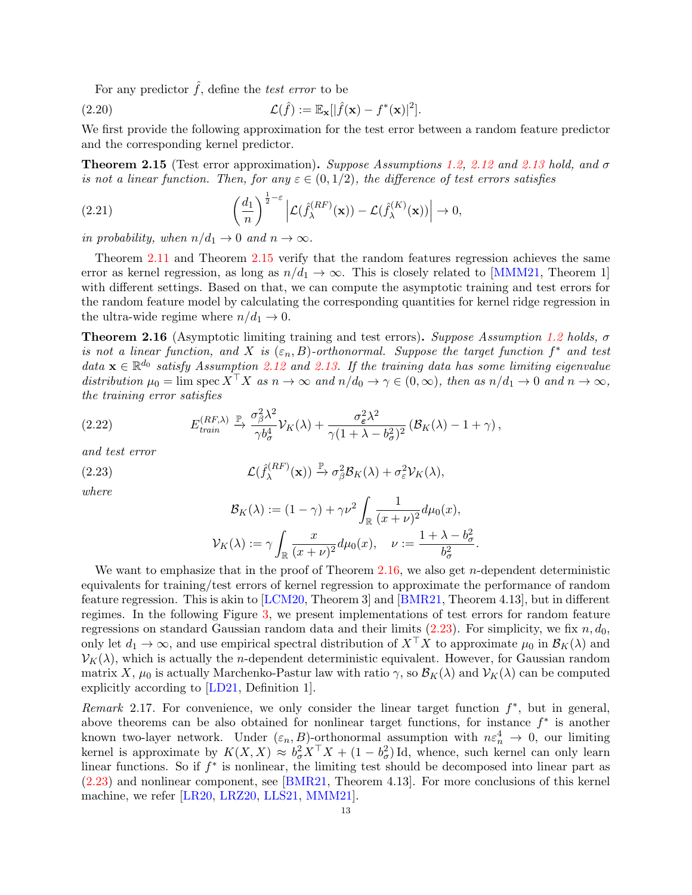For any predictor $\hat{f}$, define the *test error* to be

$$\mathcal{L}(\hat{f}) := \mathbb{E}_{\mathbf{x}}[|\hat{f}(\mathbf{x}) - f^*(\mathbf{x})|^2]. \tag{2.20}$$

We first provide the following approximation for the test error between a random feature predictor and the corresponding kernel predictor.

**Theorem 2.15** (Test error approximation)**.** *Suppose Assumptions 1.2, 2.12 and 2.13 hold, and $\sigma$ is not a linear function. Then, for any $\varepsilon \in (0, 1/2)$, the difference of test errors satisfies*

$$\left(\frac{d_1}{n}\right)^{\frac{1}{2}-\varepsilon} \left| \mathcal{L}(\hat{f}_\lambda^{(RF)}(\mathbf{x})) - \mathcal{L}(\hat{f}_\lambda^{(K)}(\mathbf{x})) \right| \to 0, \tag{2.21}$$

*in probability, when $n/d_1 \to 0$ and $n \to \infty$.*

Theorem 2.11 and Theorem 2.15 verify that the random features regression achieves the same error as kernel regression, as long as $n/d_1 \to \infty$. This is closely related to [MMM21, Theorem 1] with different settings. Based on that, we can compute the asymptotic training and test errors for the random feature model by calculating the corresponding quantities for kernel ridge regression in the ultra-wide regime where $n/d_1 \to 0$.

**Theorem 2.16** (Asymptotic limiting training and test errors)**.** *Suppose Assumption 1.2 holds, $\sigma$ is not a linear function, and $X$ is $(\varepsilon_n, B)$-orthonormal. Suppose the target function $f^*$ and test data $\mathbf{x} \in \mathbb{R}^{d_0}$ satisfy Assumption 2.12 and 2.13. If the training data has some limiting eigenvalue distribution $\mu_0 = \lim \operatorname{spec} X^\top X$ as $n \to \infty$ and $n/d_0 \to \gamma \in (0, \infty)$, then as $n/d_1 \to 0$ and $n \to \infty$, the training error satisfies*

$$E_{train}^{(RF,\lambda)} \xrightarrow{\mathbb{P}} \frac{\sigma_\beta^2 \lambda^2}{\gamma b_\sigma^4} \mathcal{V}_K(\lambda) + \frac{\sigma_\varepsilon^2 \lambda^2}{\gamma(1+\lambda-b_\sigma^2)^2} \left(\mathcal{B}_K(\lambda) - 1 + \gamma\right), \tag{2.22}$$

*and test error*

$$\mathcal{L}(\hat{f}_\lambda^{(RF)}(\mathbf{x})) \xrightarrow{\mathbb{P}} \sigma_\beta^2 \mathcal{B}_K(\lambda) + \sigma_\varepsilon^2 \mathcal{V}_K(\lambda), \tag{2.23}$$

*where*

$$\mathcal{B}_K(\lambda) := (1-\gamma) + \gamma \nu^2 \int_{\mathbb{R}} \frac{1}{(x+\nu)^2} d\mu_0(x),$$

$$\mathcal{V}_K(\lambda) := \gamma \int_{\mathbb{R}} \frac{x}{(x+\nu)^2} d\mu_0(x), \quad \nu := \frac{1+\lambda-b_\sigma^2}{b_\sigma^2}.$$

We want to emphasize that in the proof of Theorem 2.16, we also get $n$-dependent deterministic equivalents for training/test errors of kernel regression to approximate the performance of random feature regression. This is akin to [LCM20, Theorem 3] and [BMR21, Theorem 4.13], but in different regimes. In the following Figure 3, we present implementations of test errors for random feature regressions on standard Gaussian random data and their limits (2.23). For simplicity, we fix $n, d_0$, only let $d_1 \to \infty$, and use empirical spectral distribution of $X^\top X$ to approximate $\mu_0$ in $\mathcal{B}_K(\lambda)$ and $\mathcal{V}_K(\lambda)$, which is actually the $n$-dependent deterministic equivalent. However, for Gaussian random matrix $X$, $\mu_0$ is actually Marchenko-Pastur law with ratio $\gamma$, so $\mathcal{B}_K(\lambda)$ and $\mathcal{V}_K(\lambda)$ can be computed explicitly according to [LD21, Definition 1].

*Remark* 2.17. For convenience, we only consider the linear target function $f^*$, but in general, above theorems can be also obtained for nonlinear target functions, for instance $f^*$ is another known two-layer network. Under $(\varepsilon_n, B)$-orthonormal assumption with $n\varepsilon_n^4 \to 0$, our limiting kernel is approximate by $K(X, X) \approx b_\sigma^2 X^\top X + (1 - b_\sigma^2)\,\mathrm{Id}$, whence, such kernel can only learn linear functions. So if $f^*$ is nonlinear, the limiting test should be decomposed into linear part as (2.23) and nonlinear component, see [BMR21, Theorem 4.13]. For more conclusions of this kernel machine, we refer [LR20, LRZ20, LLS21, MMM21].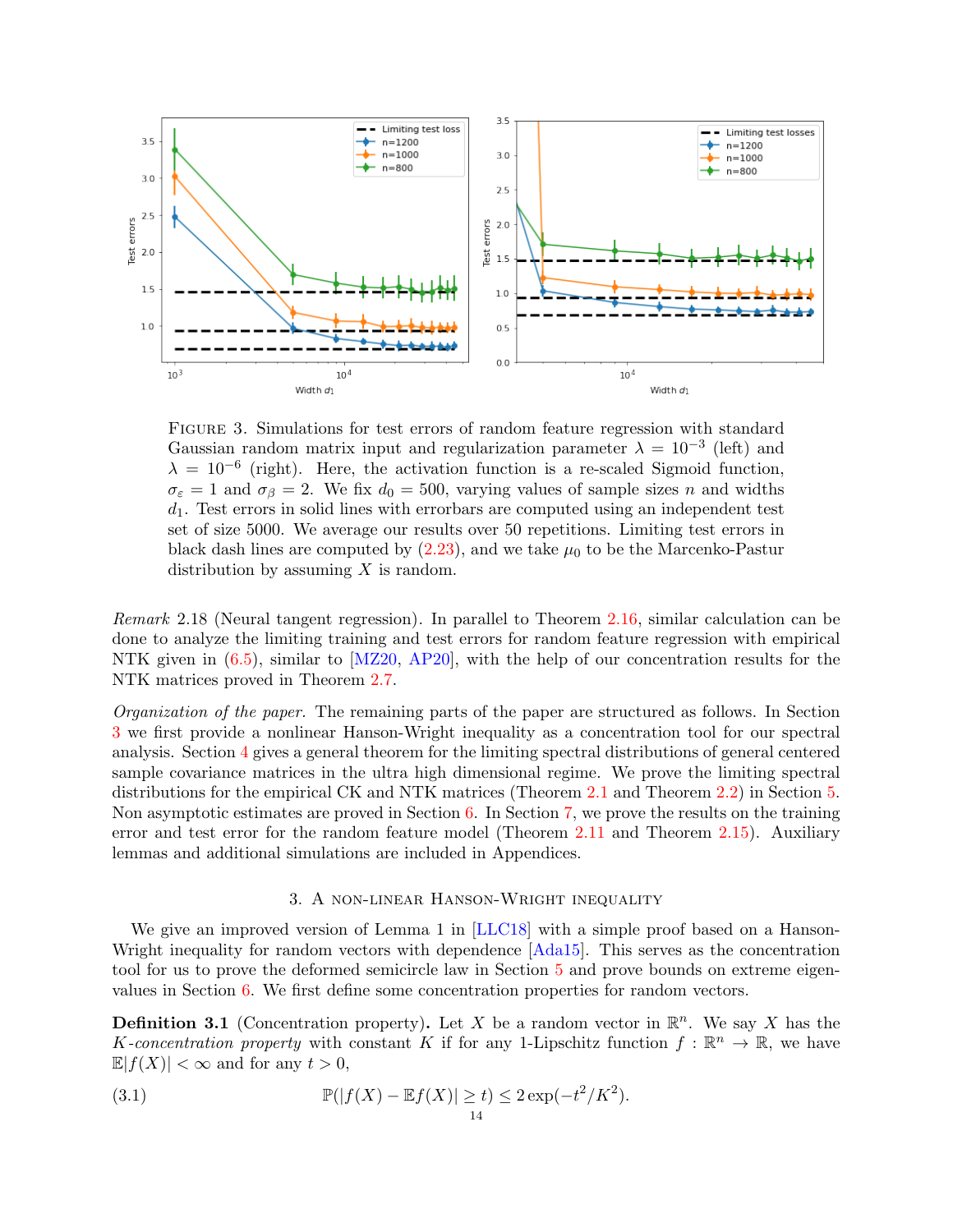Figure 3. Simulations for test errors of random feature regression with standard Gaussian random matrix input and regularization parameter $\lambda = 10^{-3}$ (left) and $\lambda = 10^{-6}$ (right). Here, the activation function is a re-scaled Sigmoid function, $\sigma_\varepsilon = 1$ and $\sigma_\beta = 2$. We fix $d_0 = 500$, varying values of sample sizes $n$ and widths $d_1$. Test errors in solid lines with errorbars are computed using an independent test set of size 5000. We average our results over 50 repetitions. Limiting test errors in black dash lines are computed by (2.23), and we take $\mu_0$ to be the Marcenko-Pastur distribution by assuming $X$ is random.

*Remark* 2.18 (Neural tangent regression). In parallel to Theorem 2.16, similar calculation can be done to analyze the limiting training and test errors for random feature regression with empirical NTK given in (6.5), similar to [MZ20, AP20], with the help of our concentration results for the NTK matrices proved in Theorem 2.7.

*Organization of the paper.* The remaining parts of the paper are structured as follows. In Section 3 we first provide a nonlinear Hanson-Wright inequality as a concentration tool for our spectral analysis. Section 4 gives a general theorem for the limiting spectral distributions of general centered sample covariance matrices in the ultra high dimensional regime. We prove the limiting spectral distributions for the empirical CK and NTK matrices (Theorem 2.1 and Theorem 2.2) in Section 5. Non asymptotic estimates are proved in Section 6. In Section 7, we prove the results on the training error and test error for the random feature model (Theorem 2.11 and Theorem 2.15). Auxiliary lemmas and additional simulations are included in Appendices.

## 3. A non-linear Hanson-Wright inequality

We give an improved version of Lemma 1 in [LLC18] with a simple proof based on a Hanson-Wright inequality for random vectors with dependence [Ada15]. This serves as the concentration tool for us to prove the deformed semicircle law in Section 5 and prove bounds on extreme eigenvalues in Section 6. We first define some concentration properties for random vectors.

**Definition 3.1** (Concentration property). Let $X$ be a random vector in $\mathbb{R}^n$. We say $X$ has the *$K$-concentration property* with constant $K$ if for any 1-Lipschitz function $f : \mathbb{R}^n \to \mathbb{R}$, we have $\mathbb{E}|f(X)| < \infty$ and for any $t > 0$,

$$\mathbb{P}(|f(X) - \mathbb{E}f(X)| \geq t) \leq 2\exp(-t^2/K^2). \tag{3.1}$$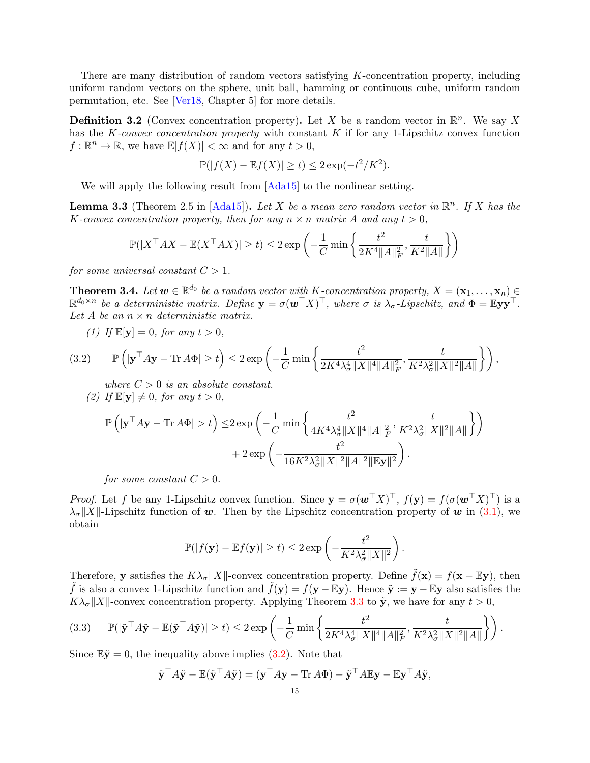There are many distribution of random vectors satisfying $K$-concentration property, including uniform random vectors on the sphere, unit ball, hamming or continuous cube, uniform random permutation, etc. See [Ver18, Chapter 5] for more details.

**Definition 3.2** (Convex concentration property)**.** Let $X$ be a random vector in $\mathbb{R}^n$. We say $X$ has the *$K$-convex concentration property* with constant $K$ if for any 1-Lipschitz convex function $f : \mathbb{R}^n \to \mathbb{R}$, we have $\mathbb{E}|f(X)| < \infty$ and for any $t > 0$,

$$\mathbb{P}(|f(X) - \mathbb{E}f(X)| \geq t) \leq 2\exp(-t^2/K^2).$$

We will apply the following result from [Ada15] to the nonlinear setting.

**Lemma 3.3** (Theorem 2.5 in [Ada15])**.** *Let $X$ be a mean zero random vector in $\mathbb{R}^n$. If $X$ has the $K$-convex concentration property, then for any $n \times n$ matrix $A$ and any $t > 0$,*

$$\mathbb{P}(|X^\top AX - \mathbb{E}(X^\top AX)| \geq t) \leq 2\exp\left(-\frac{1}{C}\min\left\{\frac{t^2}{2K^4\|A\|_F^2}, \frac{t}{K^2\|A\|}\right\}\right)$$

*for some universal constant $C > 1$.*

**Theorem 3.4.** *Let $\boldsymbol{w} \in \mathbb{R}^{d_0}$ be a random vector with $K$-concentration property, $X = (\mathbf{x}_1, \ldots, \mathbf{x}_n) \in \mathbb{R}^{d_0 \times n}$ be a deterministic matrix. Define $\mathbf{y} = \sigma(\boldsymbol{w}^\top X)^\top$, where $\sigma$ is $\lambda_\sigma$-Lipschitz, and $\Phi = \mathbb{E}\mathbf{y}\mathbf{y}^\top$. Let $A$ be an $n \times n$ deterministic matrix.*

*(1) If $\mathbb{E}[\mathbf{y}] = 0$, for any $t > 0$,*

$$\mathbb{P}\left(|\mathbf{y}^\top A\mathbf{y} - \operatorname{Tr} A\Phi| \geq t\right) \leq 2\exp\left(-\frac{1}{C}\min\left\{\frac{t^2}{2K^4\lambda_\sigma^4\|X\|^4\|A\|_F^2}, \frac{t}{K^2\lambda_\sigma^2\|X\|^2\|A\|}\right\}\right), \tag{3.2}$$

*where $C > 0$ is an absolute constant.*

*(2) If $\mathbb{E}[\mathbf{y}] \neq 0$, for any $t > 0$,*

$$\begin{aligned}\mathbb{P}\left(|\mathbf{y}^\top A\mathbf{y} - \operatorname{Tr} A\Phi| > t\right) \leq\, & 2\exp\left(-\frac{1}{C}\min\left\{\frac{t^2}{4K^4\lambda_\sigma^4\|X\|^4\|A\|_F^2}, \frac{t}{K^2\lambda_\sigma^2\|X\|^2\|A\|}\right\}\right) \\ & + 2\exp\left(-\frac{t^2}{16K^2\lambda_\sigma^2\|X\|^2\|A\|^2\|\mathbb{E}\mathbf{y}\|^2}\right).\end{aligned}$$

*for some constant $C > 0$.*

*Proof.* Let $f$ be any 1-Lipschitz convex function. Since $\mathbf{y} = \sigma(\boldsymbol{w}^\top X)^\top$, $f(\mathbf{y}) = f(\sigma(\boldsymbol{w}^\top X)^\top)$ is a $\lambda_\sigma\|X\|$-Lipschitz function of $\boldsymbol{w}$. Then by the Lipschitz concentration property of $\boldsymbol{w}$ in (3.1), we obtain

$$\mathbb{P}(|f(\mathbf{y}) - \mathbb{E}f(\mathbf{y})| \geq t) \leq 2\exp\left(-\frac{t^2}{K^2\lambda_\sigma^2\|X\|^2}\right).$$

Therefore, $\mathbf{y}$ satisfies the $K\lambda_\sigma\|X\|$-convex concentration property. Define $\tilde{f}(\mathbf{x}) = f(\mathbf{x} - \mathbb{E}\mathbf{y})$, then $\tilde{f}$ is also a convex 1-Lipschitz function and $\tilde{f}(\mathbf{y}) = f(\mathbf{y} - \mathbb{E}\mathbf{y})$. Hence $\tilde{\mathbf{y}} := \mathbf{y} - \mathbb{E}\mathbf{y}$ also satisfies the $K\lambda_\sigma\|X\|$-convex concentration property. Applying Theorem 3.3 to $\tilde{\mathbf{y}}$, we have for any $t > 0$,

$$\mathbb{P}(|\tilde{\mathbf{y}}^\top A\tilde{\mathbf{y}} - \mathbb{E}(\tilde{\mathbf{y}}^\top A\tilde{\mathbf{y}})| \geq t) \leq 2\exp\left(-\frac{1}{C}\min\left\{\frac{t^2}{2K^4\lambda_\sigma^4\|X\|^4\|A\|_F^2}, \frac{t}{K^2\lambda_\sigma^2\|X\|^2\|A\|}\right\}\right). \tag{3.3}$$

Since $\mathbb{E}\tilde{\mathbf{y}} = 0$, the inequality above implies (3.2). Note that

$$\tilde{\mathbf{y}}^\top A\tilde{\mathbf{y}} - \mathbb{E}(\tilde{\mathbf{y}}^\top A\tilde{\mathbf{y}}) = (\mathbf{y}^\top A\mathbf{y} - \operatorname{Tr} A\Phi) - \tilde{\mathbf{y}}^\top A\mathbb{E}\mathbf{y} - \mathbb{E}\mathbf{y}^\top A\tilde{\mathbf{y}},$$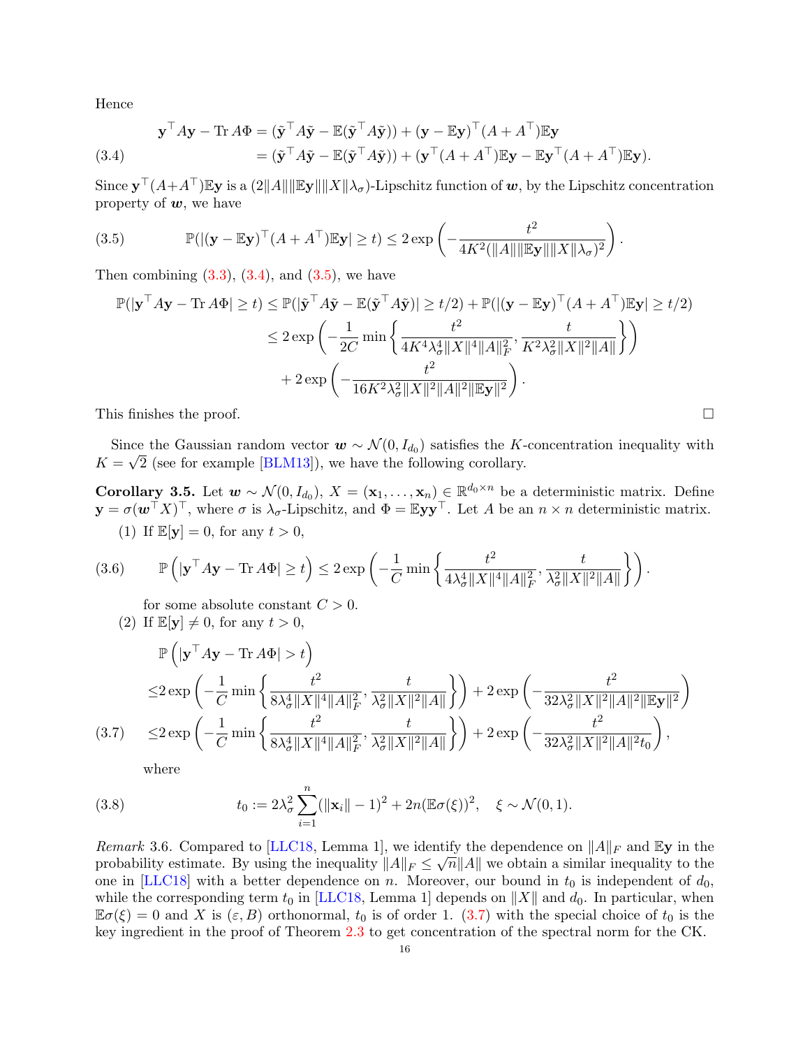Hence

$$
\begin{aligned}
\mathbf{y}^\top A\mathbf{y} - \operatorname{Tr} A\Phi &= (\tilde{\mathbf{y}}^\top A\tilde{\mathbf{y}} - \mathbb{E}(\tilde{\mathbf{y}}^\top A\tilde{\mathbf{y}})) + (\mathbf{y} - \mathbb{E}\mathbf{y})^\top (A + A^\top)\mathbb{E}\mathbf{y} \\
&= (\tilde{\mathbf{y}}^\top A\tilde{\mathbf{y}} - \mathbb{E}(\tilde{\mathbf{y}}^\top A\tilde{\mathbf{y}})) + (\mathbf{y}^\top (A + A^\top)\mathbb{E}\mathbf{y} - \mathbb{E}\mathbf{y}^\top (A + A^\top)\mathbb{E}\mathbf{y}).
\end{aligned} \tag{3.4}
$$

Since $\mathbf{y}^\top(A+A^\top)\mathbb{E}\mathbf{y}$ is a $(2\|A\|\|\mathbb{E}\mathbf{y}\|\|X\|\lambda_\sigma)$-Lipschitz function of $\boldsymbol{w}$, by the Lipschitz concentration property of $\boldsymbol{w}$, we have

$$
\mathbb{P}(|(\mathbf{y} - \mathbb{E}\mathbf{y})^\top (A + A^\top)\mathbb{E}\mathbf{y}| \geq t) \leq 2\exp\left(-\frac{t^2}{4K^2(\|A\|\|\mathbb{E}\mathbf{y}\|\|X\|\lambda_\sigma)^2}\right). \tag{3.5}
$$

Then combining (3.3), (3.4), and (3.5), we have

$$
\begin{aligned}
\mathbb{P}(|\mathbf{y}^\top A\mathbf{y} - \operatorname{Tr} A\Phi| \geq t) &\leq \mathbb{P}(|\tilde{\mathbf{y}}^\top A\tilde{\mathbf{y}} - \mathbb{E}(\tilde{\mathbf{y}}^\top A\tilde{\mathbf{y}})| \geq t/2) + \mathbb{P}(|(\mathbf{y} - \mathbb{E}\mathbf{y})^\top (A + A^\top)\mathbb{E}\mathbf{y}| \geq t/2) \\
&\leq 2\exp\left(-\frac{1}{2C}\min\left\{\frac{t^2}{4K^4\lambda_\sigma^4\|X\|^4\|A\|_F^2}, \frac{t}{K^2\lambda_\sigma^2\|X\|^2\|A\|}\right\}\right) \\
&\quad + 2\exp\left(-\frac{t^2}{16K^2\lambda_\sigma^2\|X\|^2\|A\|^2\|\mathbb{E}\mathbf{y}\|^2}\right).
\end{aligned}
$$

This finishes the proof. $\square$

Since the Gaussian random vector $\boldsymbol{w} \sim \mathcal{N}(0, I_{d_0})$ satisfies the $K$-concentration inequality with $K = \sqrt{2}$ (see for example [BLM13]), we have the following corollary.

**Corollary 3.5.** Let $\boldsymbol{w} \sim \mathcal{N}(0, I_{d_0})$, $X = (\mathbf{x}_1, \ldots, \mathbf{x}_n) \in \mathbb{R}^{d_0 \times n}$ be a deterministic matrix. Define $\mathbf{y} = \sigma(\boldsymbol{w}^\top X)^\top$, where $\sigma$ is $\lambda_\sigma$-Lipschitz, and $\Phi = \mathbb{E}\mathbf{y}\mathbf{y}^\top$. Let $A$ be an $n \times n$ deterministic matrix.

(1) If $\mathbb{E}[\mathbf{y}] = 0$, for any $t > 0$,

$$
\mathbb{P}\left(|\mathbf{y}^\top A\mathbf{y} - \operatorname{Tr} A\Phi| \geq t\right) \leq 2\exp\left(-\frac{1}{C}\min\left\{\frac{t^2}{4\lambda_\sigma^4\|X\|^4\|A\|_F^2}, \frac{t}{\lambda_\sigma^2\|X\|^2\|A\|}\right\}\right). \tag{3.6}
$$

for some absolute constant $C > 0$.

(2) If $\mathbb{E}[\mathbf{y}] \neq 0$, for any $t > 0$,

$$
\begin{aligned}
&\mathbb{P}\left(|\mathbf{y}^\top A\mathbf{y} - \operatorname{Tr} A\Phi| > t\right) \\
\leq& 2\exp\left(-\frac{1}{C}\min\left\{\frac{t^2}{8\lambda_\sigma^4\|X\|^4\|A\|_F^2}, \frac{t}{\lambda_\sigma^2\|X\|^2\|A\|}\right\}\right) + 2\exp\left(-\frac{t^2}{32\lambda_\sigma^2\|X\|^2\|A\|^2\|\mathbb{E}\mathbf{y}\|^2}\right) \\
\leq& 2\exp\left(-\frac{1}{C}\min\left\{\frac{t^2}{8\lambda_\sigma^4\|X\|^4\|A\|_F^2}, \frac{t}{\lambda_\sigma^2\|X\|^2\|A\|}\right\}\right) + 2\exp\left(-\frac{t^2}{32\lambda_\sigma^2\|X\|^2\|A\|^2 t_0}\right),
\end{aligned} \tag{3.7}
$$

where

$$
t_0 := 2\lambda_\sigma^2 \sum_{i=1}^n (\|\mathbf{x}_i\| - 1)^2 + 2n(\mathbb{E}\sigma(\xi))^2, \quad \xi \sim \mathcal{N}(0,1). \tag{3.8}
$$

*Remark* 3.6. Compared to [LLC18, Lemma 1], we identify the dependence on $\|A\|_F$ and $\mathbb{E}\mathbf{y}$ in the probability estimate. By using the inequality $\|A\|_F \leq \sqrt{n}\|A\|$ we obtain a similar inequality to the one in [LLC18] with a better dependence on $n$. Moreover, our bound in $t_0$ is independent of $d_0$, while the corresponding term $t_0$ in [LLC18, Lemma 1] depends on $\|X\|$ and $d_0$. In particular, when $\mathbb{E}\sigma(\xi) = 0$ and $X$ is $(\varepsilon, B)$ orthonormal, $t_0$ is of order 1. (3.7) with the special choice of $t_0$ is the key ingredient in the proof of Theorem 2.3 to get concentration of the spectral norm for the CK.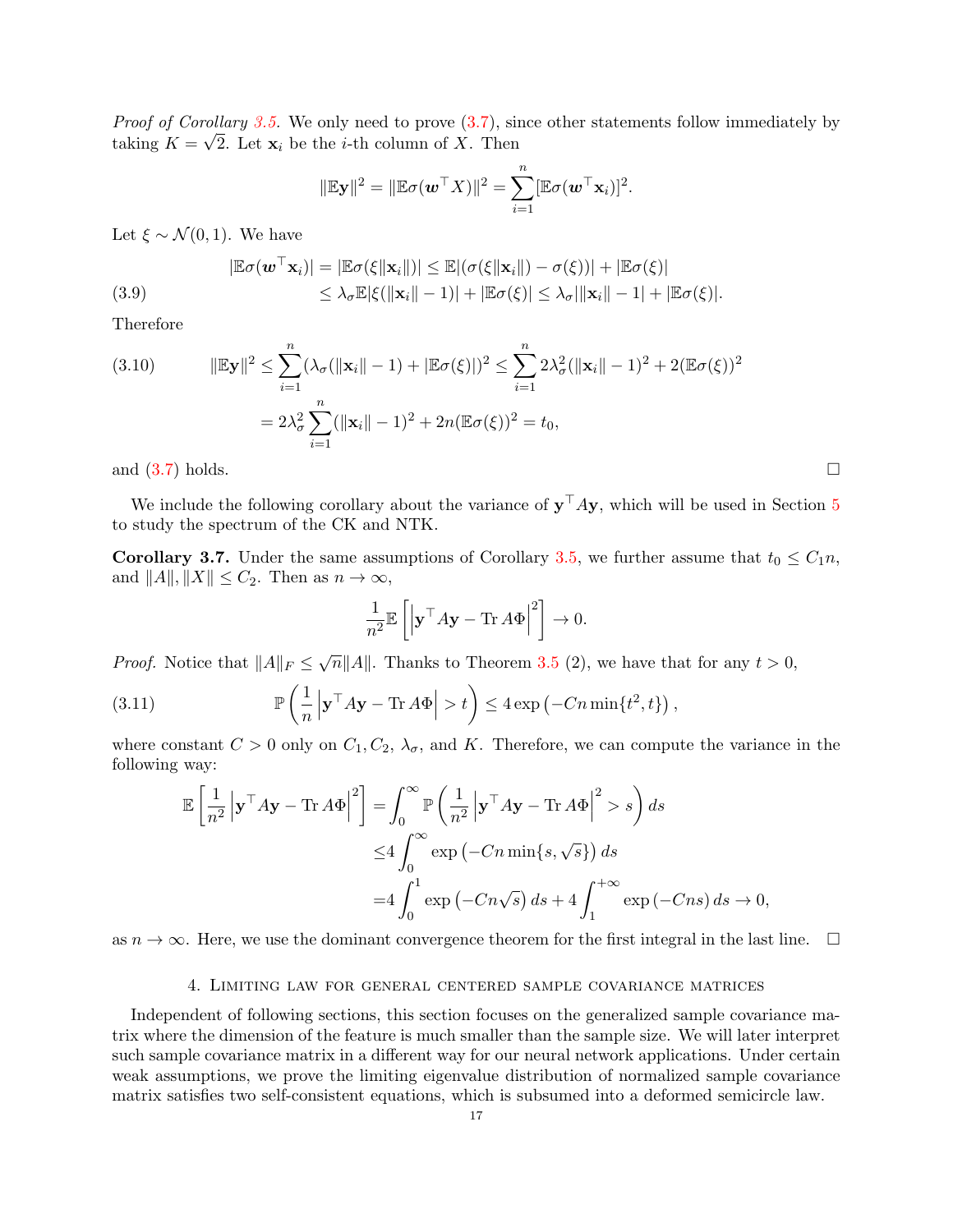*Proof of Corollary 3.5.* We only need to prove (3.7), since other statements follow immediately by taking $K = \sqrt{2}$. Let $\mathbf{x}_i$ be the $i$-th column of $X$. Then

$$\|\mathbb{E}\mathbf{y}\|^2 = \|\mathbb{E}\sigma(\boldsymbol{w}^\top X)\|^2 = \sum_{i=1}^n [\mathbb{E}\sigma(\boldsymbol{w}^\top \mathbf{x}_i)]^2.$$

Let $\xi \sim \mathcal{N}(0,1)$. We have

$$\begin{aligned} |\mathbb{E}\sigma(\boldsymbol{w}^\top \mathbf{x}_i)| = |\mathbb{E}\sigma(\xi\|\mathbf{x}_i\|)| &\leq \mathbb{E}|(\sigma(\xi\|\mathbf{x}_i\|) - \sigma(\xi))| + |\mathbb{E}\sigma(\xi)| \\ &\leq \lambda_\sigma \mathbb{E}|\xi(\|\mathbf{x}_i\| - 1)| + |\mathbb{E}\sigma(\xi)| \leq \lambda_\sigma |\|\mathbf{x}_i\| - 1| + |\mathbb{E}\sigma(\xi)|. \end{aligned} \tag{3.9}$$

Therefore

$$\begin{aligned} \|\mathbb{E}\mathbf{y}\|^2 &\leq \sum_{i=1}^n (\lambda_\sigma(\|\mathbf{x}_i\| - 1) + |\mathbb{E}\sigma(\xi)|)^2 \leq \sum_{i=1}^n 2\lambda_\sigma^2(\|\mathbf{x}_i\| - 1)^2 + 2(\mathbb{E}\sigma(\xi))^2 \\ &= 2\lambda_\sigma^2 \sum_{i=1}^n (\|\mathbf{x}_i\| - 1)^2 + 2n(\mathbb{E}\sigma(\xi))^2 = t_0, \end{aligned} \tag{3.10}$$

and (3.7) holds. $\square$

We include the following corollary about the variance of $\mathbf{y}^\top A\mathbf{y}$, which will be used in Section 5 to study the spectrum of the CK and NTK.

**Corollary 3.7.** Under the same assumptions of Corollary 3.5, we further assume that $t_0 \leq C_1 n$, and $\|A\|, \|X\| \leq C_2$. Then as $n \to \infty$,

$$\frac{1}{n^2}\mathbb{E}\left[\left|\mathbf{y}^\top A\mathbf{y} - \operatorname{Tr} A\Phi\right|^2\right] \to 0.$$

*Proof.* Notice that $\|A\|_F \leq \sqrt{n}\|A\|$. Thanks to Theorem 3.5 (2), we have that for any $t > 0$,

$$\mathbb{P}\left(\frac{1}{n}\left|\mathbf{y}^\top A\mathbf{y} - \operatorname{Tr} A\Phi\right| > t\right) \leq 4\exp\left(-Cn\min\{t^2, t\}\right), \tag{3.11}$$

where constant $C > 0$ only on $C_1, C_2$, $\lambda_\sigma$, and $K$. Therefore, we can compute the variance in the following way:

$$\begin{aligned} \mathbb{E}\left[\frac{1}{n^2}\left|\mathbf{y}^\top A\mathbf{y} - \operatorname{Tr} A\Phi\right|^2\right] &= \int_0^\infty \mathbb{P}\left(\frac{1}{n^2}\left|\mathbf{y}^\top A\mathbf{y} - \operatorname{Tr} A\Phi\right|^2 > s\right) ds \\ &\leq 4\int_0^\infty \exp\left(-Cn\min\{s, \sqrt{s}\}\right) ds \\ &= 4\int_0^1 \exp\left(-Cn\sqrt{s}\right) ds + 4\int_1^{+\infty} \exp\left(-Cns\right) ds \to 0, \end{aligned}$$

as $n \to \infty$. Here, we use the dominant convergence theorem for the first integral in the last line. $\square$

## 4. Limiting law for general centered sample covariance matrices

Independent of following sections, this section focuses on the generalized sample covariance matrix where the dimension of the feature is much smaller than the sample size. We will later interpret such sample covariance matrix in a different way for our neural network applications. Under certain weak assumptions, we prove the limiting eigenvalue distribution of normalized sample covariance matrix satisfies two self-consistent equations, which is subsumed into a deformed semicircle law.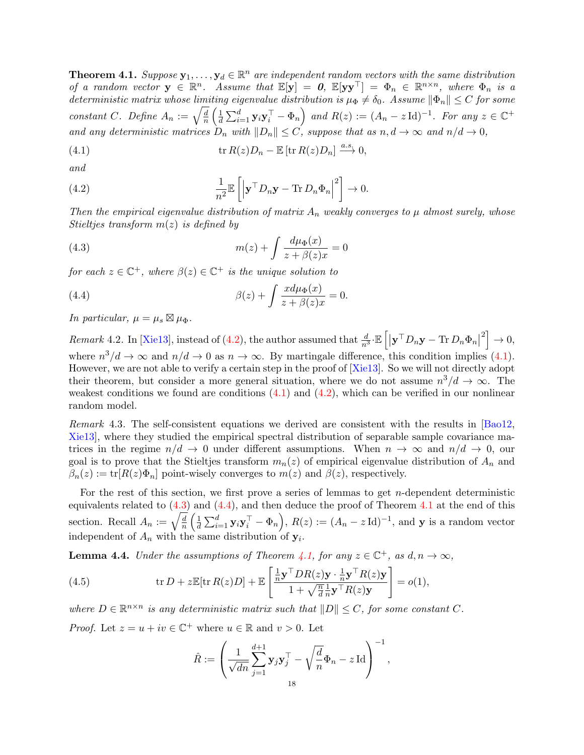**Theorem 4.1.** *Suppose $\mathbf{y}_1, \dots, \mathbf{y}_d \in \mathbb{R}^n$ are independent random vectors with the same distribution of a random vector $\mathbf{y} \in \mathbb{R}^n$. Assume that $\mathbb{E}[\mathbf{y}] = \mathbf{0}$, $\mathbb{E}[\mathbf{y}\mathbf{y}^\top] = \Phi_n \in \mathbb{R}^{n\times n}$, where $\Phi_n$ is a deterministic matrix whose limiting eigenvalue distribution is $\mu_\Phi \neq \delta_0$. Assume $\|\Phi_n\| \le C$ for some constant $C$. Define $A_n := \sqrt{\frac{d}{n}}\left(\frac{1}{d}\sum_{i=1}^d \mathbf{y}_i\mathbf{y}_i^\top - \Phi_n\right)$ and $R(z) := (A_n - z\,\mathrm{Id})^{-1}$. For any $z \in \mathbb{C}^+$ and any deterministic matrices $D_n$ with $\|D_n\| \le C$, suppose that as $n, d \to \infty$ and $n/d \to 0$,*

$$\operatorname{tr} R(z)D_n - \mathbb{E}\left[\operatorname{tr} R(z)D_n\right] \xrightarrow{a.s.} 0, \tag{4.1}$$

*and*

$$\frac{1}{n^2}\mathbb{E}\left[\left|\mathbf{y}^\top D_n \mathbf{y} - \operatorname{Tr} D_n\Phi_n\right|^2\right] \to 0. \tag{4.2}$$

*Then the empirical eigenvalue distribution of matrix $A_n$ weakly converges to $\mu$ almost surely, whose Stieltjes transform $m(z)$ is defined by*

$$m(z) + \int \frac{d\mu_\Phi(x)}{z + \beta(z)x} = 0 \tag{4.3}$$

*for each $z \in \mathbb{C}^+$, where $\beta(z) \in \mathbb{C}^+$ is the unique solution to*

$$\beta(z) + \int \frac{x\, d\mu_\Phi(x)}{z + \beta(z)x} = 0. \tag{4.4}$$

*In particular, $\mu = \mu_s \boxtimes \mu_\Phi$.*

*Remark* 4.2. In [Xie13], instead of (4.2), the author assumed that $\frac{d}{n^3}\cdot\mathbb{E}\left[\left|\mathbf{y}^\top D_n \mathbf{y} - \operatorname{Tr} D_n\Phi_n\right|^2\right] \to 0$, where $n^3/d \to \infty$ and $n/d \to 0$ as $n \to \infty$. By martingale difference, this condition implies (4.1). However, we are not able to verify a certain step in the proof of [Xie13]. So we will not directly adopt their theorem, but consider a more general situation, where we do not assume $n^3/d \to \infty$. The weakest conditions we found are conditions (4.1) and (4.2), which can be verified in our nonlinear random model.

*Remark* 4.3. The self-consistent equations we derived are consistent with the results in [Bao12, Xie13], where they studied the empirical spectral distribution of separable sample covariance matrices in the regime $n/d \to 0$ under different assumptions. When $n \to \infty$ and $n/d \to 0$, our goal is to prove that the Stieltjes transform $m_n(z)$ of empirical eigenvalue distribution of $A_n$ and $\beta_n(z) := \operatorname{tr}[R(z)\Phi_n]$ point-wisely converges to $m(z)$ and $\beta(z)$, respectively.

For the rest of this section, we first prove a series of lemmas to get $n$-dependent deterministic equivalents related to (4.3) and (4.4), and then deduce the proof of Theorem 4.1 at the end of this section. Recall $A_n := \sqrt{\frac{d}{n}}\left(\frac{1}{d}\sum_{i=1}^d \mathbf{y}_i\mathbf{y}_i^\top - \Phi_n\right)$, $R(z) := (A_n - z\,\mathrm{Id})^{-1}$, and $\mathbf{y}$ is a random vector independent of $A_n$ with the same distribution of $\mathbf{y}_i$.

**Lemma 4.4.** *Under the assumptions of Theorem 4.1, for any $z \in \mathbb{C}^+$, as $d, n \to \infty$,*

$$\operatorname{tr} D + z\mathbb{E}[\operatorname{tr} R(z)D] + \mathbb{E}\left[\frac{\frac{1}{n}\mathbf{y}^\top D R(z)\mathbf{y}\cdot\frac{1}{n}\mathbf{y}^\top R(z)\mathbf{y}}{1 + \sqrt{\frac{n}{d}}\frac{1}{n}\mathbf{y}^\top R(z)\mathbf{y}}\right] = o(1), \tag{4.5}$$

*where $D \in \mathbb{R}^{n\times n}$ is any deterministic matrix such that $\|D\| \le C$, for some constant $C$.*

*Proof.* Let $z = u + iv \in \mathbb{C}^+$ where $u \in \mathbb{R}$ and $v > 0$. Let

$$\hat{R} := \left(\frac{1}{\sqrt{dn}}\sum_{j=1}^{d+1}\mathbf{y}_j\mathbf{y}_j^\top - \sqrt{\frac{d}{n}}\Phi_n - z\,\mathrm{Id}\right)^{-1},$$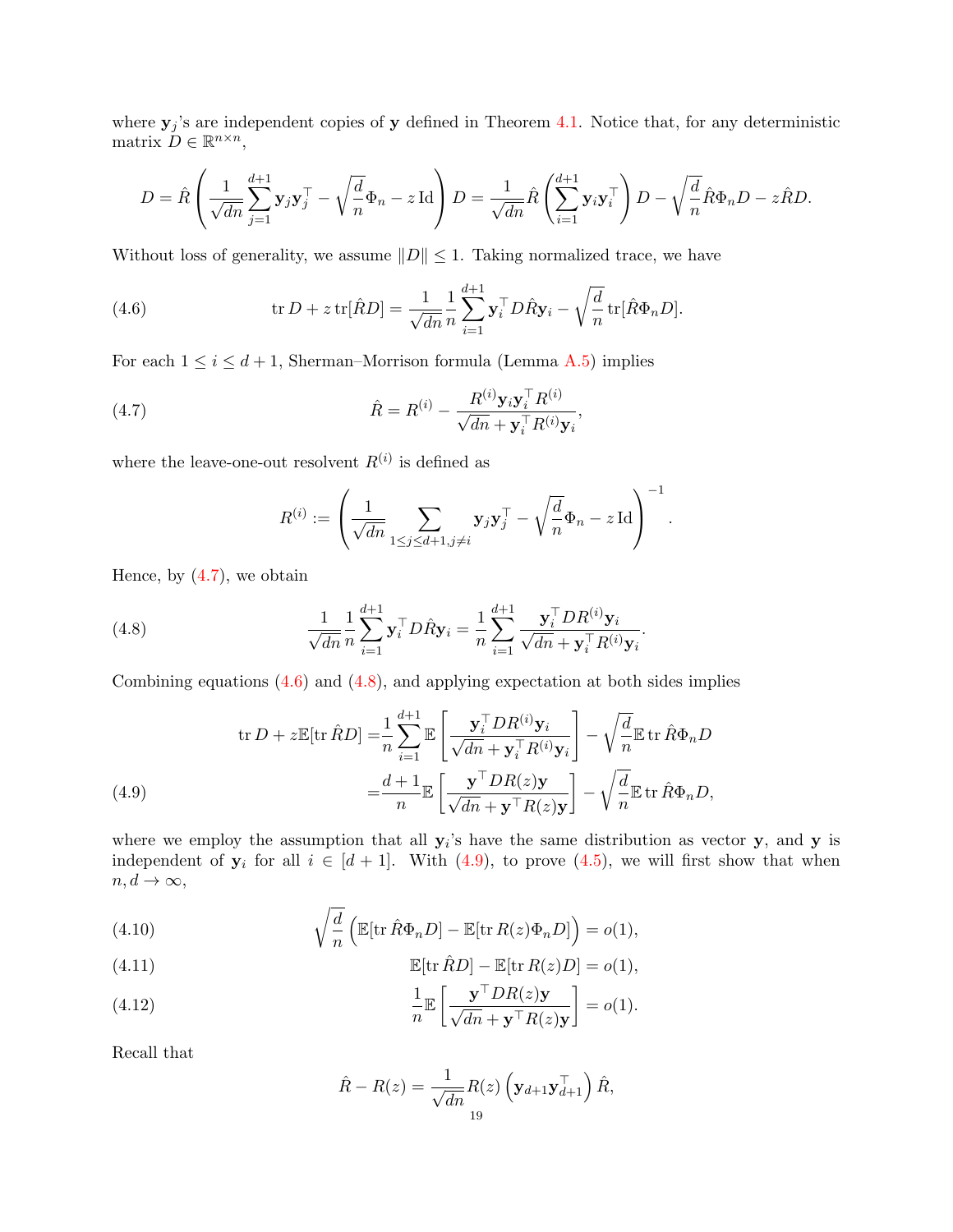where $\mathbf{y}_j$'s are independent copies of $\mathbf{y}$ defined in Theorem 4.1. Notice that, for any deterministic matrix $D \in \mathbb{R}^{n\times n}$,

$$D = \hat{R}\left(\frac{1}{\sqrt{dn}}\sum_{j=1}^{d+1}\mathbf{y}_j\mathbf{y}_j^\top - \sqrt{\frac{d}{n}}\Phi_n - z\,\mathrm{Id}\right)D = \frac{1}{\sqrt{dn}}\hat{R}\left(\sum_{i=1}^{d+1}\mathbf{y}_i\mathbf{y}_i^\top\right)D - \sqrt{\frac{d}{n}}\hat{R}\Phi_n D - z\hat{R}D.$$

Without loss of generality, we assume $\|D\| \le 1$. Taking normalized trace, we have

$$\operatorname{tr} D + z\operatorname{tr}[\hat{R}D] = \frac{1}{\sqrt{dn}}\frac{1}{n}\sum_{i=1}^{d+1}\mathbf{y}_i^\top D\hat{R}\mathbf{y}_i - \sqrt{\frac{d}{n}}\operatorname{tr}[\hat{R}\Phi_n D]. \tag{4.6}$$

For each $1 \le i \le d+1$, Sherman–Morrison formula (Lemma A.5) implies

$$\hat{R} = R^{(i)} - \frac{R^{(i)}\mathbf{y}_i\mathbf{y}_i^\top R^{(i)}}{\sqrt{dn} + \mathbf{y}_i^\top R^{(i)}\mathbf{y}_i}, \tag{4.7}$$

where the leave-one-out resolvent $R^{(i)}$ is defined as

$$R^{(i)} := \left(\frac{1}{\sqrt{dn}}\sum_{1\le j\le d+1, j\neq i}\mathbf{y}_j\mathbf{y}_j^\top - \sqrt{\frac{d}{n}}\Phi_n - z\,\mathrm{Id}\right)^{-1}.$$

Hence, by (4.7), we obtain

$$\frac{1}{\sqrt{dn}}\frac{1}{n}\sum_{i=1}^{d+1}\mathbf{y}_i^\top D\hat{R}\mathbf{y}_i = \frac{1}{n}\sum_{i=1}^{d+1}\frac{\mathbf{y}_i^\top DR^{(i)}\mathbf{y}_i}{\sqrt{dn} + \mathbf{y}_i^\top R^{(i)}\mathbf{y}_i}. \tag{4.8}$$

Combining equations (4.6) and (4.8), and applying expectation at both sides implies

$$\begin{aligned}
\operatorname{tr} D + z\mathbb{E}[\operatorname{tr}\hat{R}D] =& \frac{1}{n}\sum_{i=1}^{d+1}\mathbb{E}\left[\frac{\mathbf{y}_i^\top DR^{(i)}\mathbf{y}_i}{\sqrt{dn} + \mathbf{y}_i^\top R^{(i)}\mathbf{y}_i}\right] - \sqrt{\frac{d}{n}}\mathbb{E}\operatorname{tr}\hat{R}\Phi_n D \\
=& \frac{d+1}{n}\mathbb{E}\left[\frac{\mathbf{y}^\top DR(z)\mathbf{y}}{\sqrt{dn} + \mathbf{y}^\top R(z)\mathbf{y}}\right] - \sqrt{\frac{d}{n}}\mathbb{E}\operatorname{tr}\hat{R}\Phi_n D,
\end{aligned} \tag{4.9}$$

where we employ the assumption that all $\mathbf{y}_i$'s have the same distribution as vector $\mathbf{y}$, and $\mathbf{y}$ is independent of $\mathbf{y}_i$ for all $i \in [d+1]$. With (4.9), to prove (4.5), we will first show that when $n, d \to \infty$,

$$\sqrt{\frac{d}{n}}\left(\mathbb{E}[\operatorname{tr}\hat{R}\Phi_n D] - \mathbb{E}[\operatorname{tr} R(z)\Phi_n D]\right) = o(1), \tag{4.10}$$

$$\mathbb{E}[\operatorname{tr}\hat{R}D] - \mathbb{E}[\operatorname{tr} R(z)D] = o(1), \tag{4.11}$$

$$\frac{1}{n}\mathbb{E}\left[\frac{\mathbf{y}^\top DR(z)\mathbf{y}}{\sqrt{dn} + \mathbf{y}^\top R(z)\mathbf{y}}\right] = o(1). \tag{4.12}$$

Recall that

$$\hat{R} - R(z) = \frac{1}{\sqrt{dn}}R(z)\left(\mathbf{y}_{d+1}\mathbf{y}_{d+1}^\top\right)\hat{R},$$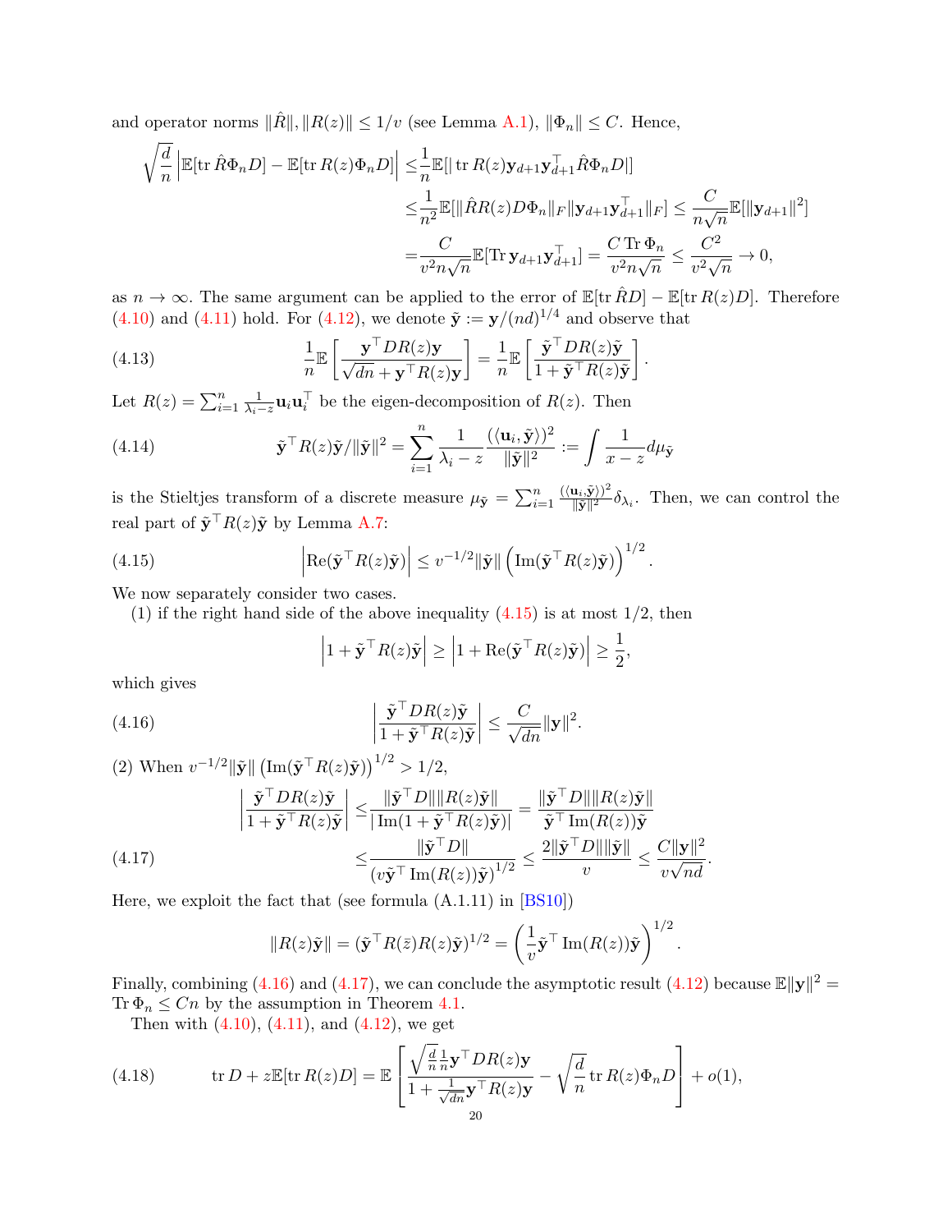and operator norms $\|\hat{R}\|, \|R(z)\| \le 1/v$ (see Lemma A.1), $\|\Phi_n\| \le C$. Hence,

$$
\begin{aligned}
\sqrt{\frac{d}{n}} \left| \mathbb{E}[\operatorname{tr} \hat{R}\Phi_n D] - \mathbb{E}[\operatorname{tr} R(z)\Phi_n D] \right| \le & \frac{1}{n}\mathbb{E}[|\operatorname{tr} R(z)\mathbf{y}_{d+1}\mathbf{y}_{d+1}^\top \hat{R}\Phi_n D|] \\
\le & \frac{1}{n^2}\mathbb{E}[\|\hat{R}R(z)D\Phi_n\|_F \|\mathbf{y}_{d+1}\mathbf{y}_{d+1}^\top\|_F] \le \frac{C}{n\sqrt{n}}\mathbb{E}[\|\mathbf{y}_{d+1}\|^2] \\
= & \frac{C}{v^2 n\sqrt{n}}\mathbb{E}[\operatorname{Tr} \mathbf{y}_{d+1}\mathbf{y}_{d+1}^\top] = \frac{C \operatorname{Tr} \Phi_n}{v^2 n \sqrt{n}} \le \frac{C^2}{v^2\sqrt{n}} \to 0,
\end{aligned}
$$

as $n \to \infty$. The same argument can be applied to the error of $\mathbb{E}[\operatorname{tr} \hat{R}D] - \mathbb{E}[\operatorname{tr} R(z)D]$. Therefore (4.10) and (4.11) hold. For (4.12), we denote $\tilde{\mathbf{y}} := \mathbf{y}/(nd)^{1/4}$ and observe that

$$
\frac{1}{n}\mathbb{E}\left[\frac{\mathbf{y}^\top DR(z)\mathbf{y}}{\sqrt{dn} + \mathbf{y}^\top R(z)\mathbf{y}}\right] = \frac{1}{n}\mathbb{E}\left[\frac{\tilde{\mathbf{y}}^\top DR(z)\tilde{\mathbf{y}}}{1 + \tilde{\mathbf{y}}^\top R(z)\tilde{\mathbf{y}}}\right]. \tag{4.13}
$$

Let $R(z) = \sum_{i=1}^n \frac{1}{\lambda_i - z}\mathbf{u}_i\mathbf{u}_i^\top$ be the eigen-decomposition of $R(z)$. Then

$$
\tilde{\mathbf{y}}^\top R(z)\tilde{\mathbf{y}}/\|\tilde{\mathbf{y}}\|^2 = \sum_{i=1}^n \frac{1}{\lambda_i - z}\frac{(\langle \mathbf{u}_i, \tilde{\mathbf{y}}\rangle)^2}{\|\tilde{\mathbf{y}}\|^2} := \int \frac{1}{x - z} d\mu_{\tilde{\mathbf{y}}} \tag{4.14}
$$

is the Stieltjes transform of a discrete measure $\mu_{\tilde{\mathbf{y}}} = \sum_{i=1}^n \frac{(\langle \mathbf{u}_i, \tilde{\mathbf{y}}\rangle)^2}{\|\tilde{\mathbf{y}}\|^2}\delta_{\lambda_i}$. Then, we can control the real part of $\tilde{\mathbf{y}}^\top R(z)\tilde{\mathbf{y}}$ by Lemma A.7:

$$
\left|\operatorname{Re}(\tilde{\mathbf{y}}^\top R(z)\tilde{\mathbf{y}})\right| \le v^{-1/2}\|\tilde{\mathbf{y}}\| \left(\operatorname{Im}(\tilde{\mathbf{y}}^\top R(z)\tilde{\mathbf{y}})\right)^{1/2}. \tag{4.15}
$$

We now separately consider two cases.

(1) if the right hand side of the above inequality (4.15) is at most 1/2, then

$$
\left|1 + \tilde{\mathbf{y}}^\top R(z)\tilde{\mathbf{y}}\right| \ge \left|1 + \operatorname{Re}(\tilde{\mathbf{y}}^\top R(z)\tilde{\mathbf{y}})\right| \ge \frac{1}{2},
$$

which gives

$$
\left|\frac{\tilde{\mathbf{y}}^\top DR(z)\tilde{\mathbf{y}}}{1 + \tilde{\mathbf{y}}^\top R(z)\tilde{\mathbf{y}}}\right| \le \frac{C}{\sqrt{dn}}\|\mathbf{y}\|^2. \tag{4.16}
$$

(2) When $v^{-1/2}\|\tilde{\mathbf{y}}\| \left(\operatorname{Im}(\tilde{\mathbf{y}}^\top R(z)\tilde{\mathbf{y}})\right)^{1/2} > 1/2$,

$$
\begin{aligned}
\left|\frac{\tilde{\mathbf{y}}^\top DR(z)\tilde{\mathbf{y}}}{1 + \tilde{\mathbf{y}}^\top R(z)\tilde{\mathbf{y}}}\right| \le & \frac{\|\tilde{\mathbf{y}}^\top D\|\|R(z)\tilde{\mathbf{y}}\|}{|\operatorname{Im}(1 + \tilde{\mathbf{y}}^\top R(z)\tilde{\mathbf{y}})|} = \frac{\|\tilde{\mathbf{y}}^\top D\|\|R(z)\tilde{\mathbf{y}}\|}{\tilde{\mathbf{y}}^\top \operatorname{Im}(R(z))\tilde{\mathbf{y}}} \\
\le & \frac{\|\tilde{\mathbf{y}}^\top D\|}{(v\tilde{\mathbf{y}}^\top \operatorname{Im}(R(z))\tilde{\mathbf{y}})^{1/2}} \le \frac{2\|\tilde{\mathbf{y}}^\top D\|\|\tilde{\mathbf{y}}\|}{v} \le \frac{C\|\mathbf{y}\|^2}{v\sqrt{nd}}.
\end{aligned} \tag{4.17}
$$

Here, we exploit the fact that (see formula (A.1.11) in [BS10])

$$
\|R(z)\tilde{\mathbf{y}}\| = (\tilde{\mathbf{y}}^\top R(\bar{z})R(z)\tilde{\mathbf{y}})^{1/2} = \left(\frac{1}{v}\tilde{\mathbf{y}}^\top \operatorname{Im}(R(z))\tilde{\mathbf{y}}\right)^{1/2}.
$$

Finally, combining (4.16) and (4.17), we can conclude the asymptotic result (4.12) because $\mathbb{E}\|\mathbf{y}\|^2 = \operatorname{Tr}\Phi_n \le Cn$ by the assumption in Theorem 4.1.

Then with (4.10), (4.11), and (4.12), we get

$$
\operatorname{tr} D + z\mathbb{E}[\operatorname{tr} R(z)D] = \mathbb{E}\left[\frac{\sqrt{\frac{d}{n}}\frac{1}{n}\mathbf{y}^\top DR(z)\mathbf{y}}{1 + \frac{1}{\sqrt{dn}}\mathbf{y}^\top R(z)\mathbf{y}} - \sqrt{\frac{d}{n}}\operatorname{tr} R(z)\Phi_n D\right] + o(1), \tag{4.18}
$$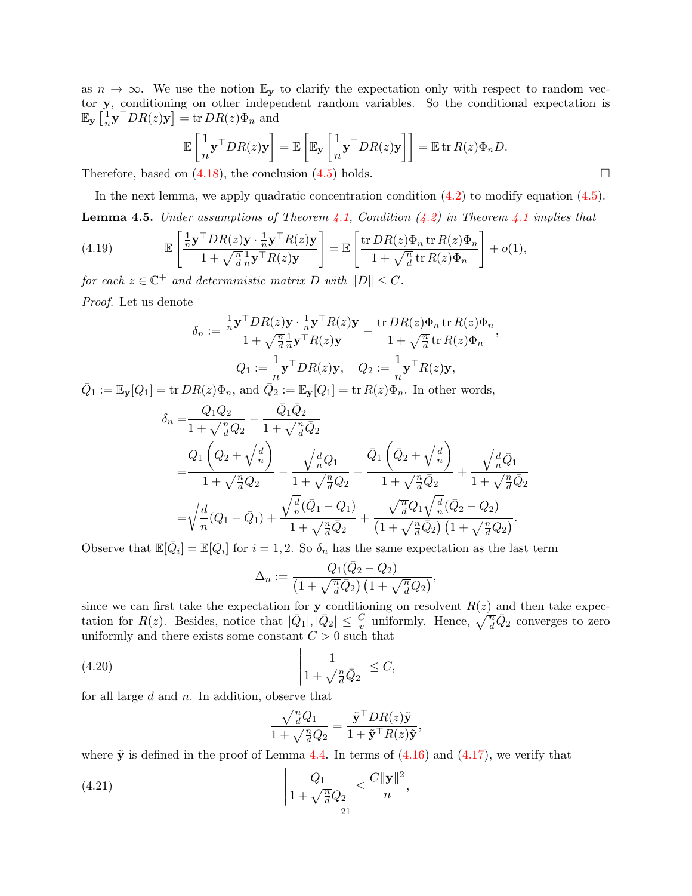as $n \to \infty$. We use the notion $\mathbb{E}_{\mathbf{y}}$ to clarify the expectation only with respect to random vector $\mathbf{y}$, conditioning on other independent random variables. So the conditional expectation is $\mathbb{E}_{\mathbf{y}}\left[\frac{1}{n}\mathbf{y}^\top D R(z)\mathbf{y}\right] = \operatorname{tr} DR(z)\Phi_n$ and

$$\mathbb{E}\left[\frac{1}{n}\mathbf{y}^\top DR(z)\mathbf{y}\right] = \mathbb{E}\left[\mathbb{E}_{\mathbf{y}}\left[\frac{1}{n}\mathbf{y}^\top DR(z)\mathbf{y}\right]\right] = \mathbb{E}\operatorname{tr} R(z)\Phi_n D.$$

Therefore, based on (4.18), the conclusion (4.5) holds. □

In the next lemma, we apply quadratic concentration condition (4.2) to modify equation (4.5).

**Lemma 4.5.** *Under assumptions of Theorem 4.1, Condition (4.2) in Theorem 4.1 implies that*

$$\mathbb{E}\left[\frac{\frac{1}{n}\mathbf{y}^\top DR(z)\mathbf{y}\cdot\frac{1}{n}\mathbf{y}^\top R(z)\mathbf{y}}{1+\sqrt{\frac{n}{d}}\frac{1}{n}\mathbf{y}^\top R(z)\mathbf{y}}\right] = \mathbb{E}\left[\frac{\operatorname{tr} DR(z)\Phi_n \operatorname{tr} R(z)\Phi_n}{1+\sqrt{\frac{n}{d}}\operatorname{tr} R(z)\Phi_n}\right] + o(1), \tag{4.19}$$

*for each $z \in \mathbb{C}^+$ and deterministic matrix $D$ with $\|D\| \le C$.*

*Proof.* Let us denote

$$\delta_n := \frac{\frac{1}{n}\mathbf{y}^\top DR(z)\mathbf{y}\cdot\frac{1}{n}\mathbf{y}^\top R(z)\mathbf{y}}{1+\sqrt{\frac{n}{d}}\frac{1}{n}\mathbf{y}^\top R(z)\mathbf{y}} - \frac{\operatorname{tr} DR(z)\Phi_n \operatorname{tr} R(z)\Phi_n}{1+\sqrt{\frac{n}{d}}\operatorname{tr} R(z)\Phi_n},$$

$$Q_1 := \frac{1}{n}\mathbf{y}^\top DR(z)\mathbf{y}, \quad Q_2 := \frac{1}{n}\mathbf{y}^\top R(z)\mathbf{y},$$

$\bar{Q}_1 := \mathbb{E}_{\mathbf{y}}[Q_1] = \operatorname{tr} DR(z)\Phi_n$, and $\bar{Q}_2 := \mathbb{E}_{\mathbf{y}}[Q_1] = \operatorname{tr} R(z)\Phi_n$. In other words,

$$\begin{aligned}
\delta_n =& \frac{Q_1 Q_2}{1+\sqrt{\frac{n}{d}}Q_2} - \frac{\bar{Q}_1\bar{Q}_2}{1+\sqrt{\frac{n}{d}}\bar{Q}_2}\\
=& \frac{Q_1\left(Q_2+\sqrt{\frac{d}{n}}\right)}{1+\sqrt{\frac{n}{d}}Q_2} - \frac{\sqrt{\frac{d}{n}}Q_1}{1+\sqrt{\frac{n}{d}}Q_2} - \frac{\bar{Q}_1\left(\bar{Q}_2+\sqrt{\frac{d}{n}}\right)}{1+\sqrt{\frac{n}{d}}\bar{Q}_2} + \frac{\sqrt{\frac{d}{n}}\bar{Q}_1}{1+\sqrt{\frac{n}{d}}\bar{Q}_2}\\
=& \sqrt{\frac{d}{n}}(Q_1-\bar{Q}_1) + \frac{\sqrt{\frac{d}{n}}(\bar{Q}_1-Q_1)}{1+\sqrt{\frac{n}{d}}\bar{Q}_2} + \frac{\sqrt{\frac{n}{d}}Q_1\sqrt{\frac{d}{n}}(\bar{Q}_2-Q_2)}{\left(1+\sqrt{\frac{n}{d}}\bar{Q}_2\right)\left(1+\sqrt{\frac{n}{d}}Q_2\right)}.
\end{aligned}$$

Observe that $\mathbb{E}[\bar{Q}_i] = \mathbb{E}[Q_i]$ for $i = 1, 2$. So $\delta_n$ has the same expectation as the last term

$$\Delta_n := \frac{Q_1(\bar{Q}_2 - Q_2)}{\left(1+\sqrt{\frac{n}{d}}\bar{Q}_2\right)\left(1+\sqrt{\frac{n}{d}}Q_2\right)},$$

since we can first take the expectation for $\mathbf{y}$ conditioning on resolvent $R(z)$ and then take expectation for $R(z)$. Besides, notice that $|\bar{Q}_1|, |\bar{Q}_2| \le \frac{C}{v}$ uniformly. Hence, $\sqrt{\frac{n}{d}}\bar{Q}_2$ converges to zero uniformly and there exists some constant $C > 0$ such that

$$\left|\frac{1}{1+\sqrt{\frac{n}{d}}\bar{Q}_2}\right| \le C, \tag{4.20}$$

for all large $d$ and $n$. In addition, observe that

$$\frac{\sqrt{\frac{n}{d}}Q_1}{1+\sqrt{\frac{n}{d}}Q_2} = \frac{\tilde{\mathbf{y}}^\top DR(z)\tilde{\mathbf{y}}}{1+\tilde{\mathbf{y}}^\top R(z)\tilde{\mathbf{y}}},$$

where $\tilde{\mathbf{y}}$ is defined in the proof of Lemma 4.4. In terms of (4.16) and (4.17), we verify that

$$\left|\frac{Q_1}{1+\sqrt{\frac{n}{d}}Q_2}\right| \le \frac{C\|\mathbf{y}\|^2}{n}, \tag{4.21}$$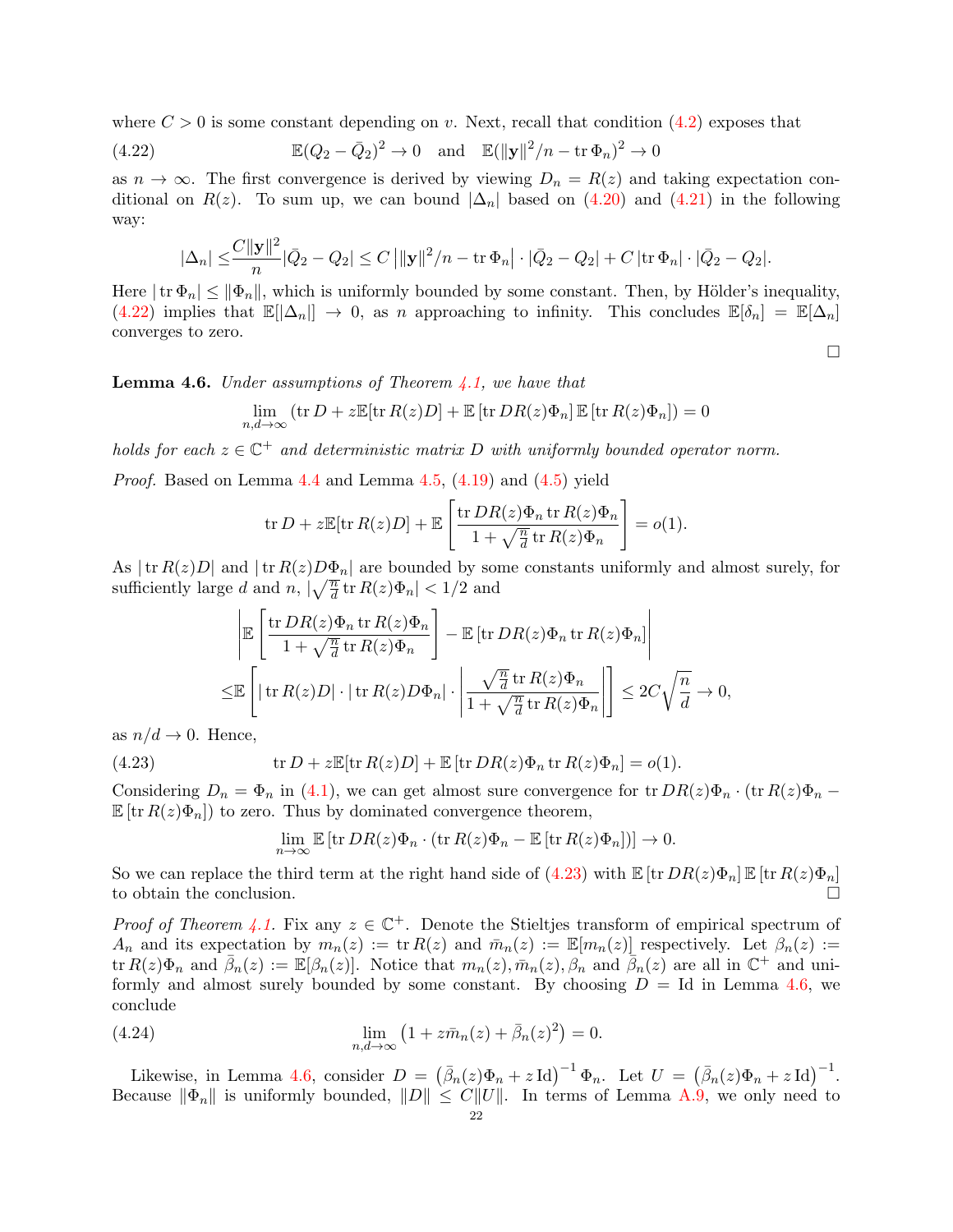where $C > 0$ is some constant depending on $v$. Next, recall that condition (4.2) exposes that

$$\mathbb{E}(Q_2 - \bar{Q}_2)^2 \to 0 \quad \text{and} \quad \mathbb{E}(\|\mathbf{y}\|^2/n - \operatorname{tr}\Phi_n)^2 \to 0 \tag{4.22}$$

as $n \to \infty$. The first convergence is derived by viewing $D_n = R(z)$ and taking expectation conditional on $R(z)$. To sum up, we can bound $|\Delta_n|$ based on (4.20) and (4.21) in the following way:

$$|\Delta_n| \leq \frac{C\|\mathbf{y}\|^2}{n}|\bar{Q}_2 - Q_2| \leq C\left|\|\mathbf{y}\|^2/n - \operatorname{tr}\Phi_n\right| \cdot |\bar{Q}_2 - Q_2| + C\left|\operatorname{tr}\Phi_n\right| \cdot |\bar{Q}_2 - Q_2|.$$

Here $|\operatorname{tr}\Phi_n| \leq \|\Phi_n\|$, which is uniformly bounded by some constant. Then, by Hölder's inequality, (4.22) implies that $\mathbb{E}[|\Delta_n|] \to 0$, as $n$ approaching to infinity. This concludes $\mathbb{E}[\delta_n] = \mathbb{E}[\Delta_n]$ converges to zero.

□

**Lemma 4.6.** *Under assumptions of Theorem 4.1, we have that*

$$\lim_{n,d\to\infty} \left(\operatorname{tr} D + z\mathbb{E}[\operatorname{tr} R(z)D] + \mathbb{E}\left[\operatorname{tr} DR(z)\Phi_n\right]\mathbb{E}\left[\operatorname{tr} R(z)\Phi_n\right]\right) = 0$$

*holds for each $z \in \mathbb{C}^+$ and deterministic matrix $D$ with uniformly bounded operator norm.*

*Proof.* Based on Lemma 4.4 and Lemma 4.5, (4.19) and (4.5) yield

$$\operatorname{tr} D + z\mathbb{E}[\operatorname{tr} R(z)D] + \mathbb{E}\left[\frac{\operatorname{tr} DR(z)\Phi_n \operatorname{tr} R(z)\Phi_n}{1 + \sqrt{\frac{n}{d}}\operatorname{tr} R(z)\Phi_n}\right] = o(1).$$

As $|\operatorname{tr} R(z)D|$ and $|\operatorname{tr} R(z)D\Phi_n|$ are bounded by some constants uniformly and almost surely, for sufficiently large $d$ and $n$, $|\sqrt{\frac{n}{d}}\operatorname{tr} R(z)\Phi_n| < 1/2$ and

$$\begin{aligned}
&\left|\mathbb{E}\left[\frac{\operatorname{tr} DR(z)\Phi_n \operatorname{tr} R(z)\Phi_n}{1 + \sqrt{\frac{n}{d}}\operatorname{tr} R(z)\Phi_n}\right] - \mathbb{E}\left[\operatorname{tr} DR(z)\Phi_n \operatorname{tr} R(z)\Phi_n\right]\right| \\
\leq &\mathbb{E}\left[|\operatorname{tr} R(z)D| \cdot |\operatorname{tr} R(z)D\Phi_n| \cdot \left|\frac{\sqrt{\frac{n}{d}}\operatorname{tr} R(z)\Phi_n}{1 + \sqrt{\frac{n}{d}}\operatorname{tr} R(z)\Phi_n}\right|\right] \leq 2C\sqrt{\frac{n}{d}} \to 0,
\end{aligned}$$

as $n/d \to 0$. Hence,

$$\operatorname{tr} D + z\mathbb{E}[\operatorname{tr} R(z)D] + \mathbb{E}\left[\operatorname{tr} DR(z)\Phi_n \operatorname{tr} R(z)\Phi_n\right] = o(1). \tag{4.23}$$

Considering $D_n = \Phi_n$ in (4.1), we can get almost sure convergence for $\operatorname{tr} DR(z)\Phi_n \cdot (\operatorname{tr} R(z)\Phi_n - \mathbb{E}\left[\operatorname{tr} R(z)\Phi_n\right])$ to zero. Thus by dominated convergence theorem,

$$\lim_{n\to\infty} \mathbb{E}\left[\operatorname{tr} DR(z)\Phi_n \cdot (\operatorname{tr} R(z)\Phi_n - \mathbb{E}\left[\operatorname{tr} R(z)\Phi_n\right])\right] \to 0.$$

So we can replace the third term at the right hand side of (4.23) with $\mathbb{E}\left[\operatorname{tr} DR(z)\Phi_n\right]\mathbb{E}\left[\operatorname{tr} R(z)\Phi_n\right]$ to obtain the conclusion. □

*Proof of Theorem 4.1.* Fix any $z \in \mathbb{C}^+$. Denote the Stieltjes transform of empirical spectrum of $A_n$ and its expectation by $m_n(z) := \operatorname{tr} R(z)$ and $\bar{m}_n(z) := \mathbb{E}[m_n(z)]$ respectively. Let $\beta_n(z) := \operatorname{tr} R(z)\Phi_n$ and $\bar{\beta}_n(z) := \mathbb{E}[\beta_n(z)]$. Notice that $m_n(z), \bar{m}_n(z), \beta_n$ and $\bar{\beta}_n(z)$ are all in $\mathbb{C}^+$ and uniformly and almost surely bounded by some constant. By choosing $D = \operatorname{Id}$ in Lemma 4.6, we conclude

$$\lim_{n,d\to\infty}\left(1 + z\bar{m}_n(z) + \bar{\beta}_n(z)^2\right) = 0. \tag{4.24}$$

Likewise, in Lemma 4.6, consider $D = \left(\bar{\beta}_n(z)\Phi_n + z\operatorname{Id}\right)^{-1}\Phi_n$. Let $U = \left(\bar{\beta}_n(z)\Phi_n + z\operatorname{Id}\right)^{-1}$. Because $\|\Phi_n\|$ is uniformly bounded, $\|D\| \leq C\|U\|$. In terms of Lemma A.9, we only need to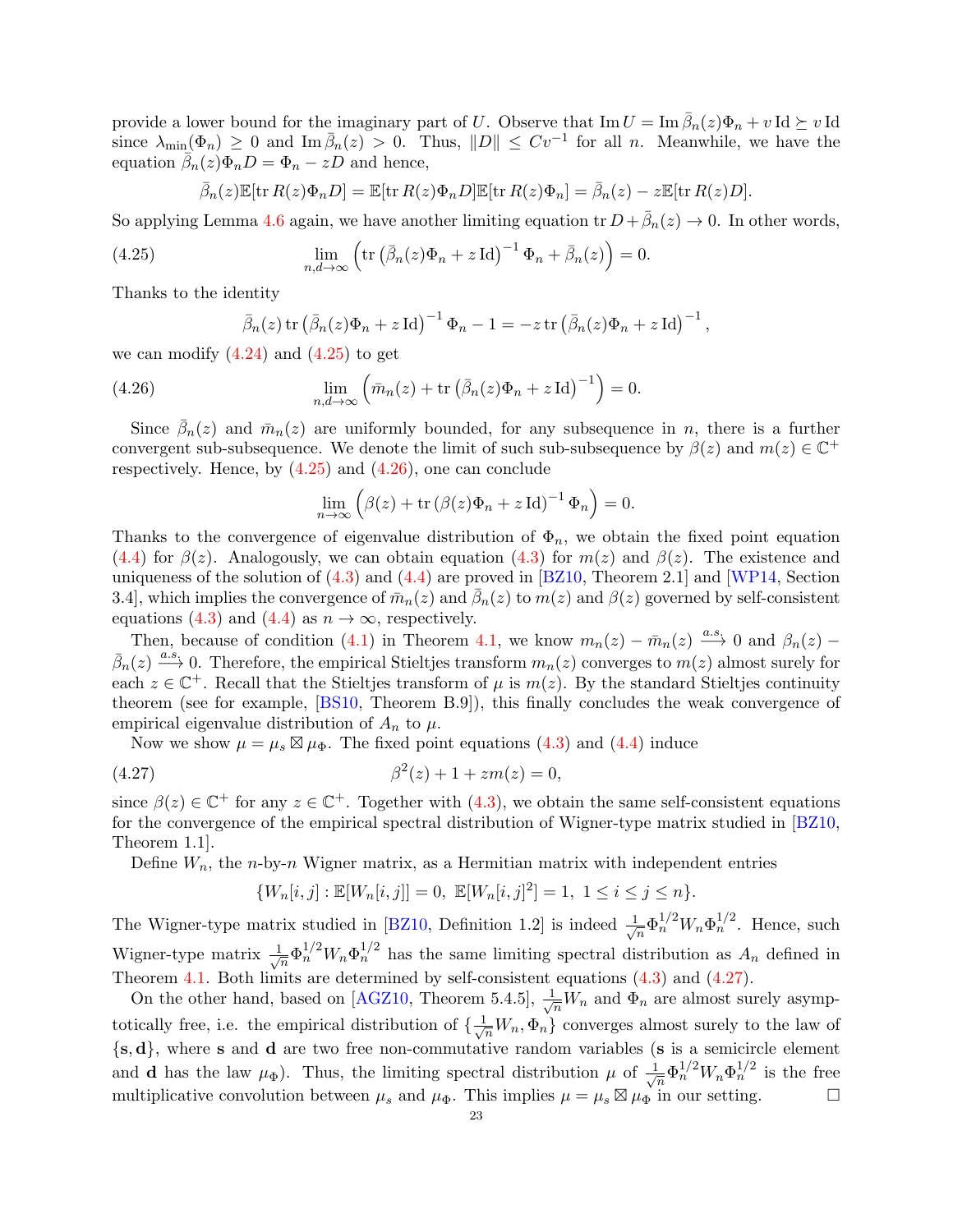provide a lower bound for the imaginary part of $U$. Observe that $\operatorname{Im} U = \operatorname{Im} \bar{\beta}_n(z)\Phi_n + v\,\mathrm{Id} \succeq v\,\mathrm{Id}$ since $\lambda_{\min}(\Phi_n) \geq 0$ and $\operatorname{Im} \bar{\beta}_n(z) > 0$. Thus, $\|D\| \leq Cv^{-1}$ for all $n$. Meanwhile, we have the equation $\bar{\beta}_n(z)\Phi_n D = \Phi_n - zD$ and hence,

$$\bar{\beta}_n(z)\mathbb{E}[\operatorname{tr} R(z)\Phi_n D] = \mathbb{E}[\operatorname{tr} R(z)\Phi_n D]\mathbb{E}[\operatorname{tr} R(z)\Phi_n] = \bar{\beta}_n(z) - z\mathbb{E}[\operatorname{tr} R(z)D].$$

So applying Lemma 4.6 again, we have another limiting equation $\operatorname{tr} D + \bar{\beta}_n(z) \to 0$. In other words,

$$\lim_{n,d\to\infty} \left( \operatorname{tr} \left( \bar{\beta}_n(z)\Phi_n + z\,\mathrm{Id} \right)^{-1} \Phi_n + \bar{\beta}_n(z) \right) = 0. \tag{4.25}$$

Thanks to the identity

$$\bar{\beta}_n(z) \operatorname{tr} \left( \bar{\beta}_n(z)\Phi_n + z\,\mathrm{Id} \right)^{-1} \Phi_n - 1 = -z \operatorname{tr} \left( \bar{\beta}_n(z)\Phi_n + z\,\mathrm{Id} \right)^{-1},$$

we can modify (4.24) and (4.25) to get

$$\lim_{n,d\to\infty} \left( \bar{m}_n(z) + \operatorname{tr} \left( \bar{\beta}_n(z)\Phi_n + z\,\mathrm{Id} \right)^{-1} \right) = 0. \tag{4.26}$$

Since $\bar{\beta}_n(z)$ and $\bar{m}_n(z)$ are uniformly bounded, for any subsequence in $n$, there is a further convergent sub-subsequence. We denote the limit of such sub-subsequence by $\beta(z)$ and $m(z) \in \mathbb{C}^+$ respectively. Hence, by (4.25) and (4.26), one can conclude

$$\lim_{n\to\infty} \left( \beta(z) + \operatorname{tr} \left( \beta(z)\Phi_n + z\,\mathrm{Id} \right)^{-1} \Phi_n \right) = 0.$$

Thanks to the convergence of eigenvalue distribution of $\Phi_n$, we obtain the fixed point equation (4.4) for $\beta(z)$. Analogously, we can obtain equation (4.3) for $m(z)$ and $\beta(z)$. The existence and uniqueness of the solution of (4.3) and (4.4) are proved in [BZ10, Theorem 2.1] and [WP14, Section 3.4], which implies the convergence of $\bar{m}_n(z)$ and $\bar{\beta}_n(z)$ to $m(z)$ and $\beta(z)$ governed by self-consistent equations (4.3) and (4.4) as $n \to \infty$, respectively.

Then, because of condition (4.1) in Theorem 4.1, we know $m_n(z) - \bar{m}_n(z) \xrightarrow{a.s.} 0$ and $\beta_n(z) - \bar{\beta}_n(z) \xrightarrow{a.s.} 0$. Therefore, the empirical Stieltjes transform $m_n(z)$ converges to $m(z)$ almost surely for each $z \in \mathbb{C}^+$. Recall that the Stieltjes transform of $\mu$ is $m(z)$. By the standard Stieltjes continuity theorem (see for example, [BS10, Theorem B.9]), this finally concludes the weak convergence of empirical eigenvalue distribution of $A_n$ to $\mu$.

Now we show $\mu = \mu_s \boxtimes \mu_\Phi$. The fixed point equations (4.3) and (4.4) induce

$$\beta^2(z) + 1 + zm(z) = 0, \tag{4.27}$$

since $\beta(z) \in \mathbb{C}^+$ for any $z \in \mathbb{C}^+$. Together with (4.3), we obtain the same self-consistent equations for the convergence of the empirical spectral distribution of Wigner-type matrix studied in [BZ10, Theorem 1.1].

Define $W_n$, the $n$-by-$n$ Wigner matrix, as a Hermitian matrix with independent entries

$$\{W_n[i,j] : \mathbb{E}[W_n[i,j]] = 0,\ \mathbb{E}[W_n[i,j]^2] = 1,\ 1 \leq i \leq j \leq n\}.$$

The Wigner-type matrix studied in [BZ10, Definition 1.2] is indeed $\frac{1}{\sqrt{n}}\Phi_n^{1/2} W_n \Phi_n^{1/2}$. Hence, such Wigner-type matrix $\frac{1}{\sqrt{n}}\Phi_n^{1/2} W_n \Phi_n^{1/2}$ has the same limiting spectral distribution as $A_n$ defined in Theorem 4.1. Both limits are determined by self-consistent equations (4.3) and (4.27).

On the other hand, based on [AGZ10, Theorem 5.4.5], $\frac{1}{\sqrt{n}} W_n$ and $\Phi_n$ are almost surely asymptotically free, i.e. the empirical distribution of $\{\frac{1}{\sqrt{n}} W_n, \Phi_n\}$ converges almost surely to the law of $\{\mathbf{s}, \mathbf{d}\}$, where $\mathbf{s}$ and $\mathbf{d}$ are two free non-commutative random variables ($\mathbf{s}$ is a semicircle element and $\mathbf{d}$ has the law $\mu_\Phi$). Thus, the limiting spectral distribution $\mu$ of $\frac{1}{\sqrt{n}}\Phi_n^{1/2} W_n \Phi_n^{1/2}$ is the free multiplicative convolution between $\mu_s$ and $\mu_\Phi$. This implies $\mu = \mu_s \boxtimes \mu_\Phi$ in our setting. □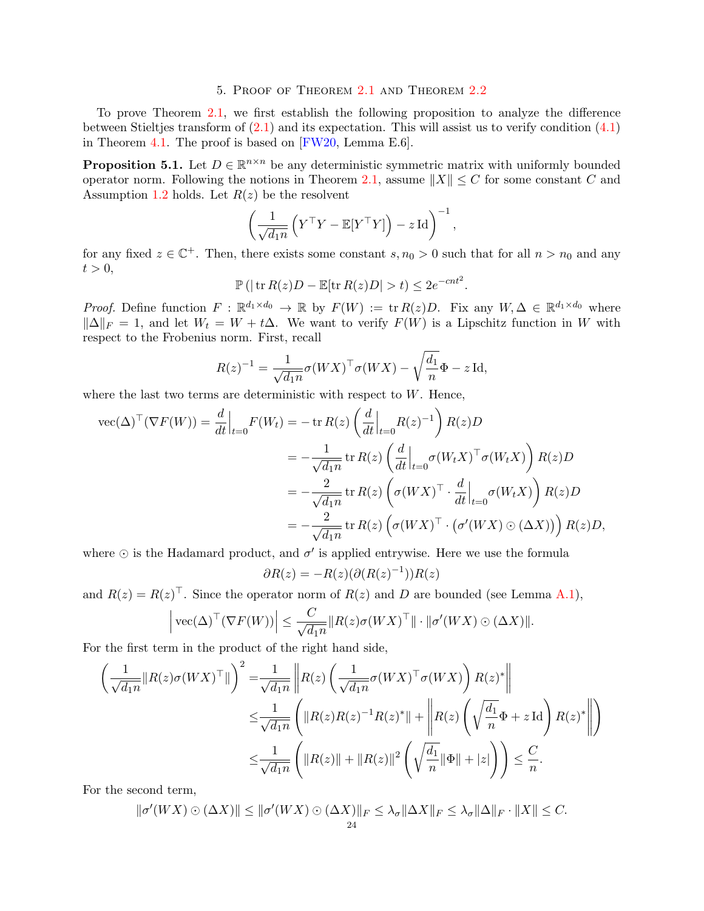# 5. Proof of Theorem 2.1 and Theorem 2.2

To prove Theorem 2.1, we first establish the following proposition to analyze the difference between Stieltjes transform of (2.1) and its expectation. This will assist us to verify condition (4.1) in Theorem 4.1. The proof is based on [FW20, Lemma E.6].

**Proposition 5.1.** Let $D \in \mathbb{R}^{n\times n}$ be any deterministic symmetric matrix with uniformly bounded operator norm. Following the notions in Theorem 2.1, assume $\|X\| \le C$ for some constant $C$ and Assumption 1.2 holds. Let $R(z)$ be the resolvent

$$\left(\frac{1}{\sqrt{d_1 n}}\left(Y^\top Y - \mathbb{E}[Y^\top Y]\right) - z\,\mathrm{Id}\right)^{-1},$$

for any fixed $z \in \mathbb{C}^+$. Then, there exists some constant $s, n_0 > 0$ such that for all $n > n_0$ and any $t > 0$,

$$\mathbb{P}\left(|\operatorname{tr} R(z)D - \mathbb{E}[\operatorname{tr} R(z)D| > t\right) \le 2e^{-cnt^2}.$$

*Proof.* Define function $F : \mathbb{R}^{d_1\times d_0} \to \mathbb{R}$ by $F(W) := \operatorname{tr} R(z)D$. Fix any $W, \Delta \in \mathbb{R}^{d_1\times d_0}$ where $\|\Delta\|_F = 1$, and let $W_t = W + t\Delta$. We want to verify $F(W)$ is a Lipschitz function in $W$ with respect to the Frobenius norm. First, recall

$$R(z)^{-1} = \frac{1}{\sqrt{d_1 n}}\sigma(WX)^\top \sigma(WX) - \sqrt{\frac{d_1}{n}}\Phi - z\,\mathrm{Id},$$

where the last two terms are deterministic with respect to $W$. Hence,

$$\begin{aligned}
\operatorname{vec}(\Delta)^\top(\nabla F(W)) = \frac{d}{dt}\Big|_{t=0} F(W_t) &= -\operatorname{tr} R(z)\left(\frac{d}{dt}\Big|_{t=0} R(z)^{-1}\right) R(z)D \\
&= -\frac{1}{\sqrt{d_1 n}}\operatorname{tr} R(z)\left(\frac{d}{dt}\Big|_{t=0}\sigma(W_tX)^\top\sigma(W_tX)\right)R(z)D \\
&= -\frac{2}{\sqrt{d_1 n}}\operatorname{tr} R(z)\left(\sigma(WX)^\top\cdot\frac{d}{dt}\Big|_{t=0}\sigma(W_tX)\right)R(z)D \\
&= -\frac{2}{\sqrt{d_1 n}}\operatorname{tr} R(z)\left(\sigma(WX)^\top\cdot\left(\sigma'(WX)\odot(\Delta X)\right)\right)R(z)D,
\end{aligned}$$

where $\odot$ is the Hadamard product, and $\sigma'$ is applied entrywise. Here we use the formula

$$\partial R(z) = -R(z)(\partial(R(z)^{-1}))R(z)$$

and $R(z) = R(z)^\top$. Since the operator norm of $R(z)$ and $D$ are bounded (see Lemma A.1),

$$\left|\operatorname{vec}(\Delta)^\top(\nabla F(W))\right| \le \frac{C}{\sqrt{d_1 n}}\|R(z)\sigma(WX)^\top\|\cdot\|\sigma'(WX)\odot(\Delta X)\|.$$

For the first term in the product of the right hand side,

$$\begin{aligned}
\left(\frac{1}{\sqrt{d_1 n}}\|R(z)\sigma(WX)^\top\|\right)^2 &= \frac{1}{\sqrt{d_1 n}}\left\|R(z)\left(\frac{1}{\sqrt{d_1 n}}\sigma(WX)^\top\sigma(WX)\right)R(z)^*\right\| \\
&\le \frac{1}{\sqrt{d_1 n}}\left(\|R(z)R(z)^{-1}R(z)^*\| + \left\|R(z)\left(\sqrt{\frac{d_1}{n}}\Phi + z\,\mathrm{Id}\right)R(z)^*\right\|\right) \\
&\le \frac{1}{\sqrt{d_1 n}}\left(\|R(z)\| + \|R(z)\|^2\left(\sqrt{\frac{d_1}{n}}\|\Phi\| + |z|\right)\right) \le \frac{C}{n}.
\end{aligned}$$

For the second term,

$$\|\sigma'(WX)\odot(\Delta X)\| \le \|\sigma'(WX)\odot(\Delta X)\|_F \le \lambda_\sigma\|\Delta X\|_F \le \lambda_\sigma\|\Delta\|_F\cdot\|X\| \le C.$$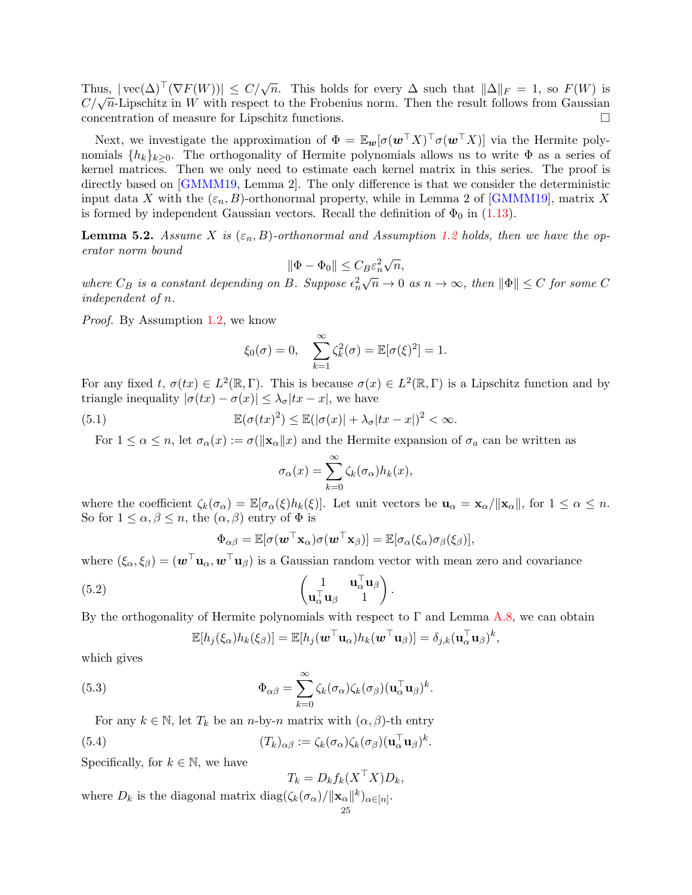Thus, $|\operatorname{vec}(\Delta)^\top(\nabla F(W))| \le C/\sqrt{n}$. This holds for every $\Delta$ such that $\|\Delta\|_F = 1$, so $F(W)$ is $C/\sqrt{n}$-Lipschitz in $W$ with respect to the Frobenius norm. Then the result follows from Gaussian concentration of measure for Lipschitz functions. □

Next, we investigate the approximation of $\Phi = \mathbb{E}_{\boldsymbol{w}}[\sigma(\boldsymbol{w}^\top X)^\top \sigma(\boldsymbol{w}^\top X)]$ via the Hermite polynomials $\{h_k\}_{k\ge 0}$. The orthogonality of Hermite polynomials allows us to write $\Phi$ as a series of kernel matrices. Then we only need to estimate each kernel matrix in this series. The proof is directly based on [GMMM19, Lemma 2]. The only difference is that we consider the deterministic input data $X$ with the $(\varepsilon_n, B)$-orthonormal property, while in Lemma 2 of [GMMM19], matrix $X$ is formed by independent Gaussian vectors. Recall the definition of $\Phi_0$ in (1.13).

**Lemma 5.2.** *Assume $X$ is $(\varepsilon_n, B)$-orthonormal and Assumption 1.2 holds, then we have the operator norm bound*

$$\|\Phi - \Phi_0\| \le C_B \varepsilon_n^2 \sqrt{n},$$

*where $C_B$ is a constant depending on $B$. Suppose $\epsilon_n^2\sqrt{n} \to 0$ as $n \to \infty$, then $\|\Phi\| \le C$ for some $C$ independent of $n$.*

*Proof.* By Assumption 1.2, we know

$$\xi_0(\sigma) = 0, \quad \sum_{k=1}^{\infty} \zeta_k^2(\sigma) = \mathbb{E}[\sigma(\xi)^2] = 1.$$

For any fixed $t$, $\sigma(tx) \in L^2(\mathbb{R}, \Gamma)$. This is because $\sigma(x) \in L^2(\mathbb{R}, \Gamma)$ is a Lipschitz function and by triangle inequality $|\sigma(tx) - \sigma(x)| \le \lambda_\sigma |tx - x|$, we have

$$\mathbb{E}(\sigma(tx)^2) \le \mathbb{E}(|\sigma(x)| + \lambda_\sigma |tx - x|)^2 < \infty. \tag{5.1}$$

For $1 \le \alpha \le n$, let $\sigma_\alpha(x) := \sigma(\|\mathbf{x}_\alpha\| x)$ and the Hermite expansion of $\sigma_a$ can be written as

$$\sigma_\alpha(x) = \sum_{k=0}^{\infty} \zeta_k(\sigma_\alpha) h_k(x),$$

where the coefficient $\zeta_k(\sigma_\alpha) = \mathbb{E}[\sigma_\alpha(\xi) h_k(\xi)]$. Let unit vectors be $\mathbf{u}_\alpha = \mathbf{x}_\alpha / \|\mathbf{x}_\alpha\|$, for $1 \le \alpha \le n$. So for $1 \le \alpha, \beta \le n$, the $(\alpha, \beta)$ entry of $\Phi$ is

$$\Phi_{\alpha\beta} = \mathbb{E}[\sigma(\boldsymbol{w}^\top \mathbf{x}_\alpha)\sigma(\boldsymbol{w}^\top \mathbf{x}_\beta)] = \mathbb{E}[\sigma_\alpha(\xi_\alpha)\sigma_\beta(\xi_\beta)],$$

where $(\xi_\alpha, \xi_\beta) = (\boldsymbol{w}^\top \mathbf{u}_\alpha, \boldsymbol{w}^\top \mathbf{u}_\beta)$ is a Gaussian random vector with mean zero and covariance

$$\begin{pmatrix} 1 & \mathbf{u}_\alpha^\top \mathbf{u}_\beta \\ \mathbf{u}_\alpha^\top \mathbf{u}_\beta & 1 \end{pmatrix}. \tag{5.2}$$

By the orthogonality of Hermite polynomials with respect to $\Gamma$ and Lemma A.8, we can obtain

$$\mathbb{E}[h_j(\xi_\alpha) h_k(\xi_\beta)] = \mathbb{E}[h_j(\boldsymbol{w}^\top \mathbf{u}_\alpha) h_k(\boldsymbol{w}^\top \mathbf{u}_\beta)] = \delta_{j,k} (\mathbf{u}_\alpha^\top \mathbf{u}_\beta)^k,$$

which gives

$$\Phi_{\alpha\beta} = \sum_{k=0}^{\infty} \zeta_k(\sigma_\alpha)\zeta_k(\sigma_\beta)(\mathbf{u}_\alpha^\top \mathbf{u}_\beta)^k. \tag{5.3}$$

For any $k \in \mathbb{N}$, let $T_k$ be an $n$-by-$n$ matrix with $(\alpha, \beta)$-th entry

$$(T_k)_{\alpha\beta} := \zeta_k(\sigma_\alpha)\zeta_k(\sigma_\beta)(\mathbf{u}_\alpha^\top \mathbf{u}_\beta)^k. \tag{5.4}$$

Specifically, for $k \in \mathbb{N}$, we have

$$T_k = D_k f_k(X^\top X) D_k,$$

where $D_k$ is the diagonal matrix $\operatorname{diag}(\zeta_k(\sigma_\alpha)/\|\mathbf{x}_\alpha\|^k)_{\alpha \in [n]}$.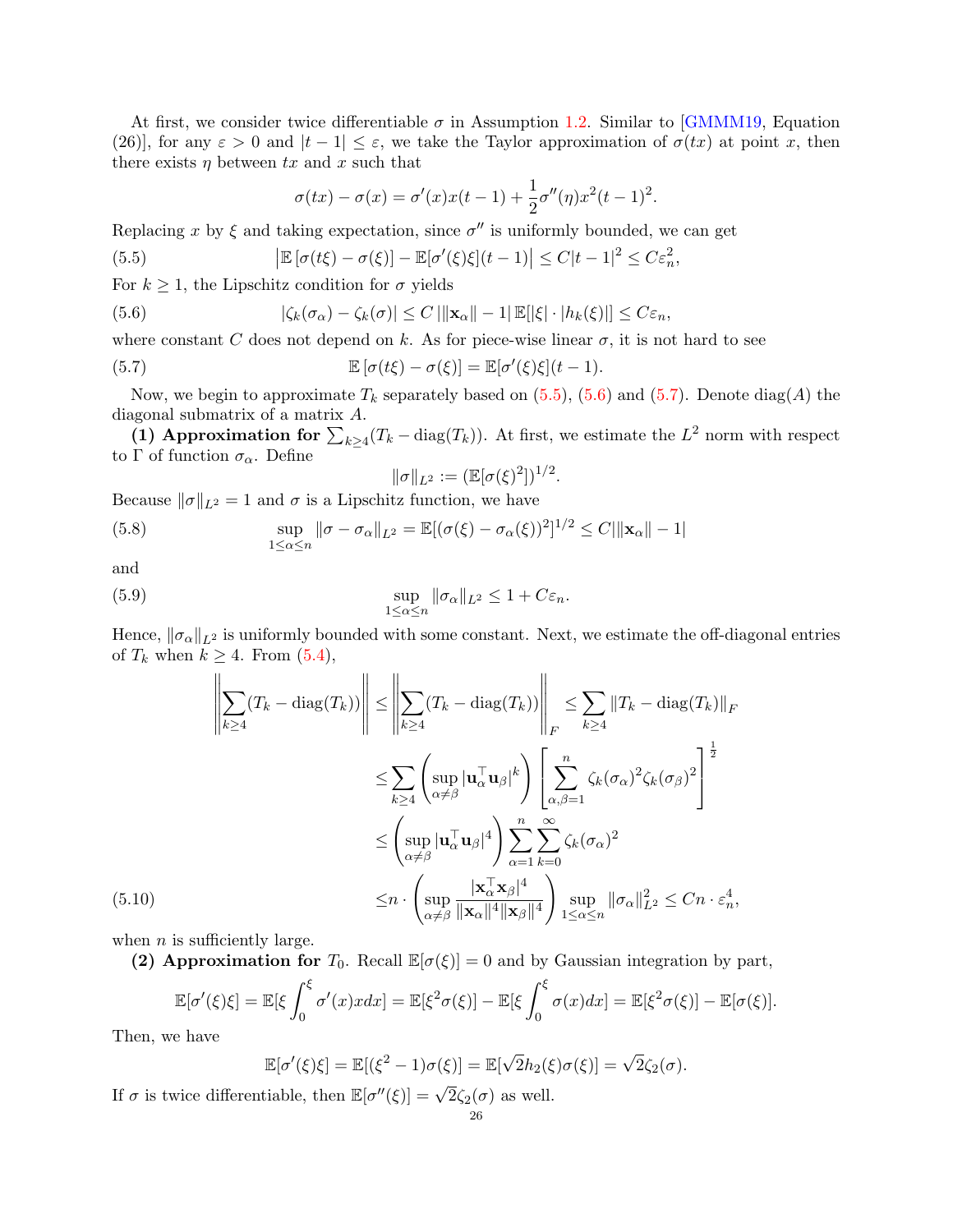At first, we consider twice differentiable $\sigma$ in Assumption 1.2. Similar to [GMMM19, Equation (26)], for any $\varepsilon > 0$ and $|t-1| \le \varepsilon$, we take the Taylor approximation of $\sigma(tx)$ at point $x$, then there exists $\eta$ between $tx$ and $x$ such that

$$\sigma(tx) - \sigma(x) = \sigma'(x)x(t-1) + \frac{1}{2}\sigma''(\eta)x^2(t-1)^2.$$

Replacing $x$ by $\xi$ and taking expectation, since $\sigma''$ is uniformly bounded, we can get

$$\left|\mathbb{E}\left[\sigma(t\xi) - \sigma(\xi)\right] - \mathbb{E}[\sigma'(\xi)\xi](t-1)\right| \le C|t-1|^2 \le C\varepsilon_n^2, \tag{5.5}$$

For $k \ge 1$, the Lipschitz condition for $\sigma$ yields

$$|\zeta_k(\sigma_\alpha) - \zeta_k(\sigma)| \le C\left|\|\mathbf{x}_\alpha\| - 1\right| \mathbb{E}[|\xi| \cdot |h_k(\xi)|] \le C\varepsilon_n, \tag{5.6}$$

where constant $C$ does not depend on $k$. As for piece-wise linear $\sigma$, it is not hard to see

$$\mathbb{E}\left[\sigma(t\xi) - \sigma(\xi)\right] = \mathbb{E}[\sigma'(\xi)\xi](t-1). \tag{5.7}$$

Now, we begin to approximate $T_k$ separately based on (5.5), (5.6) and (5.7). Denote $\operatorname{diag}(A)$ the diagonal submatrix of a matrix $A$.

**(1) Approximation for $\sum_{k\ge4}(T_k - \operatorname{diag}(T_k))$.** At first, we estimate the $L^2$ norm with respect to $\Gamma$ of function $\sigma_\alpha$. Define

$$\|\sigma\|_{L^2} := (\mathbb{E}[\sigma(\xi)^2])^{1/2}.$$

Because $\|\sigma\|_{L^2} = 1$ and $\sigma$ is a Lipschitz function, we have

$$\sup_{1\le\alpha\le n} \|\sigma - \sigma_\alpha\|_{L^2} = \mathbb{E}[(\sigma(\xi) - \sigma_\alpha(\xi))^2]^{1/2} \le C\left|\|\mathbf{x}_\alpha\| - 1\right| \tag{5.8}$$

and

$$\sup_{1\le\alpha\le n} \|\sigma_\alpha\|_{L^2} \le 1 + C\varepsilon_n. \tag{5.9}$$

Hence, $\|\sigma_\alpha\|_{L^2}$ is uniformly bounded with some constant. Next, we estimate the off-diagonal entries of $T_k$ when $k \ge 4$. From (5.4),

$$\begin{aligned}
\left\|\sum_{k\ge4}(T_k - \operatorname{diag}(T_k))\right\| &\le \left\|\sum_{k\ge4}(T_k - \operatorname{diag}(T_k))\right\|_F \le \sum_{k\ge4}\|T_k - \operatorname{diag}(T_k)\|_F \\
&\le \sum_{k\ge4}\left(\sup_{\alpha\ne\beta}|\mathbf{u}_\alpha^\top \mathbf{u}_\beta|^k\right)\left[\sum_{\alpha,\beta=1}^n \zeta_k(\sigma_\alpha)^2\zeta_k(\sigma_\beta)^2\right]^{\frac{1}{2}} \\
&\le \left(\sup_{\alpha\ne\beta}|\mathbf{u}_\alpha^\top \mathbf{u}_\beta|^4\right)\sum_{\alpha=1}^n\sum_{k=0}^\infty \zeta_k(\sigma_\alpha)^2 \\
&\le n \cdot \left(\sup_{\alpha\ne\beta}\frac{|\mathbf{x}_\alpha^\top \mathbf{x}_\beta|^4}{\|\mathbf{x}_\alpha\|^4\|\mathbf{x}_\beta\|^4}\right)\sup_{1\le\alpha\le n}\|\sigma_\alpha\|_{L^2}^2 \le Cn\cdot\varepsilon_n^4,
\end{aligned} \tag{5.10}$$

when $n$ is sufficiently large.

**(2) Approximation for $T_0$.** Recall $\mathbb{E}[\sigma(\xi)] = 0$ and by Gaussian integration by part,

$$\mathbb{E}[\sigma'(\xi)\xi] = \mathbb{E}[\xi\int_0^\xi \sigma'(x)xdx] = \mathbb{E}[\xi^2\sigma(\xi)] - \mathbb{E}[\xi\int_0^\xi \sigma(x)dx] = \mathbb{E}[\xi^2\sigma(\xi)] - \mathbb{E}[\sigma(\xi)].$$

Then, we have

$$\mathbb{E}[\sigma'(\xi)\xi] = \mathbb{E}[(\xi^2-1)\sigma(\xi)] = \mathbb{E}[\sqrt{2}h_2(\xi)\sigma(\xi)] = \sqrt{2}\zeta_2(\sigma).$$

If $\sigma$ is twice differentiable, then $\mathbb{E}[\sigma''(\xi)] = \sqrt{2}\zeta_2(\sigma)$ as well.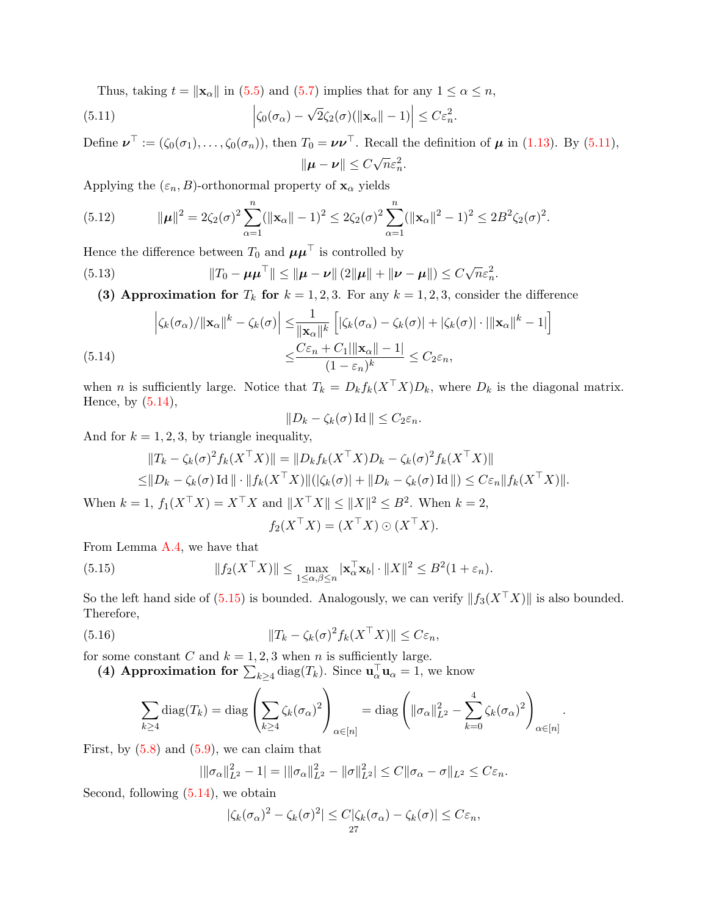Thus, taking $t = \|\mathbf{x}_\alpha\|$ in (5.5) and (5.7) implies that for any $1 \le \alpha \le n$,

$$\left|\zeta_0(\sigma_\alpha) - \sqrt{2}\zeta_2(\sigma)(\|\mathbf{x}_\alpha\| - 1)\right| \le C\varepsilon_n^2. \tag{5.11}$$

Define $\boldsymbol{\nu}^\top := (\zeta_0(\sigma_1), \ldots, \zeta_0(\sigma_n))$, then $T_0 = \boldsymbol{\nu}\boldsymbol{\nu}^\top$. Recall the definition of $\boldsymbol{\mu}$ in (1.13). By (5.11),

$$\|\boldsymbol{\mu} - \boldsymbol{\nu}\| \le C\sqrt{n}\varepsilon_n^2.$$

Applying the $(\varepsilon_n, B)$-orthonormal property of $\mathbf{x}_\alpha$ yields

$$\|\boldsymbol{\mu}\|^2 = 2\zeta_2(\sigma)^2 \sum_{\alpha=1}^n (\|\mathbf{x}_\alpha\| - 1)^2 \le 2\zeta_2(\sigma)^2 \sum_{\alpha=1}^n (\|\mathbf{x}_\alpha\|^2 - 1)^2 \le 2B^2\zeta_2(\sigma)^2. \tag{5.12}$$

Hence the difference between $T_0$ and $\boldsymbol{\mu}\boldsymbol{\mu}^\top$ is controlled by

$$\|T_0 - \boldsymbol{\mu}\boldsymbol{\mu}^\top\| \le \|\boldsymbol{\mu} - \boldsymbol{\nu}\| \left(2\|\boldsymbol{\mu}\| + \|\boldsymbol{\nu} - \boldsymbol{\mu}\|\right) \le C\sqrt{n}\varepsilon_n^2. \tag{5.13}$$

**(3) Approximation for $T_k$ for $k = 1, 2, 3$.** For any $k = 1, 2, 3$, consider the difference

$$\begin{aligned}
\left|\zeta_k(\sigma_\alpha)/\|\mathbf{x}_\alpha\|^k - \zeta_k(\sigma)\right| \le& \frac{1}{\|\mathbf{x}_\alpha\|^k}\left[|\zeta_k(\sigma_\alpha) - \zeta_k(\sigma)| + |\zeta_k(\sigma)| \cdot |\|\mathbf{x}_\alpha\|^k - 1|\right] \\
\le& \frac{C\varepsilon_n + C_1|\|\mathbf{x}_\alpha\| - 1|}{(1 - \varepsilon_n)^k} \le C_2\varepsilon_n,
\end{aligned} \tag{5.14}$$

when $n$ is sufficiently large. Notice that $T_k = D_k f_k(X^\top X) D_k$, where $D_k$ is the diagonal matrix. Hence, by (5.14),

$$\|D_k - \zeta_k(\sigma)\,\mathrm{Id}\,\| \le C_2\varepsilon_n.$$

And for $k = 1, 2, 3$, by triangle inequality,

$$\begin{aligned}
&\|T_k - \zeta_k(\sigma)^2 f_k(X^\top X)\| = \|D_k f_k(X^\top X) D_k - \zeta_k(\sigma)^2 f_k(X^\top X)\| \\
\le& \|D_k - \zeta_k(\sigma)\,\mathrm{Id}\,\| \cdot \|f_k(X^\top X)\|(|\zeta_k(\sigma)| + \|D_k - \zeta_k(\sigma)\,\mathrm{Id}\,\|) \le C\varepsilon_n\|f_k(X^\top X)\|.
\end{aligned}$$

When $k = 1$, $f_1(X^\top X) = X^\top X$ and $\|X^\top X\| \le \|X\|^2 \le B^2$. When $k = 2$,

$$f_2(X^\top X) = (X^\top X) \odot (X^\top X).$$

From Lemma A.4, we have that

$$\|f_2(X^\top X)\| \le \max_{1 \le \alpha, \beta \le n} |\mathbf{x}_\alpha^\top \mathbf{x}_b| \cdot \|X\|^2 \le B^2(1 + \varepsilon_n). \tag{5.15}$$

So the left hand side of (5.15) is bounded. Analogously, we can verify $\|f_3(X^\top X)\|$ is also bounded. Therefore,

$$\|T_k - \zeta_k(\sigma)^2 f_k(X^\top X)\| \le C\varepsilon_n, \tag{5.16}$$

for some constant $C$ and $k = 1, 2, 3$ when $n$ is sufficiently large.

**(4) Approximation for $\sum_{k \ge 4} \mathrm{diag}(T_k)$.** Since $\mathbf{u}_\alpha^\top \mathbf{u}_\alpha = 1$, we know

$$\sum_{k \ge 4} \mathrm{diag}(T_k) = \mathrm{diag}\left(\sum_{k \ge 4} \zeta_k(\sigma_\alpha)^2\right)_{\alpha \in [n]} = \mathrm{diag}\left(\|\sigma_\alpha\|_{L^2}^2 - \sum_{k=0}^4 \zeta_k(\sigma_\alpha)^2\right)_{\alpha \in [n]}.$$

First, by (5.8) and (5.9), we can claim that

$$|\|\sigma_\alpha\|_{L^2}^2 - 1| = |\|\sigma_\alpha\|_{L^2}^2 - \|\sigma\|_{L^2}^2| \le C\|\sigma_\alpha - \sigma\|_{L^2} \le C\varepsilon_n.$$

Second, following (5.14), we obtain

$$|\zeta_k(\sigma_\alpha)^2 - \zeta_k(\sigma)^2| \le C|\zeta_k(\sigma_\alpha) - \zeta_k(\sigma)| \le C\varepsilon_n,$$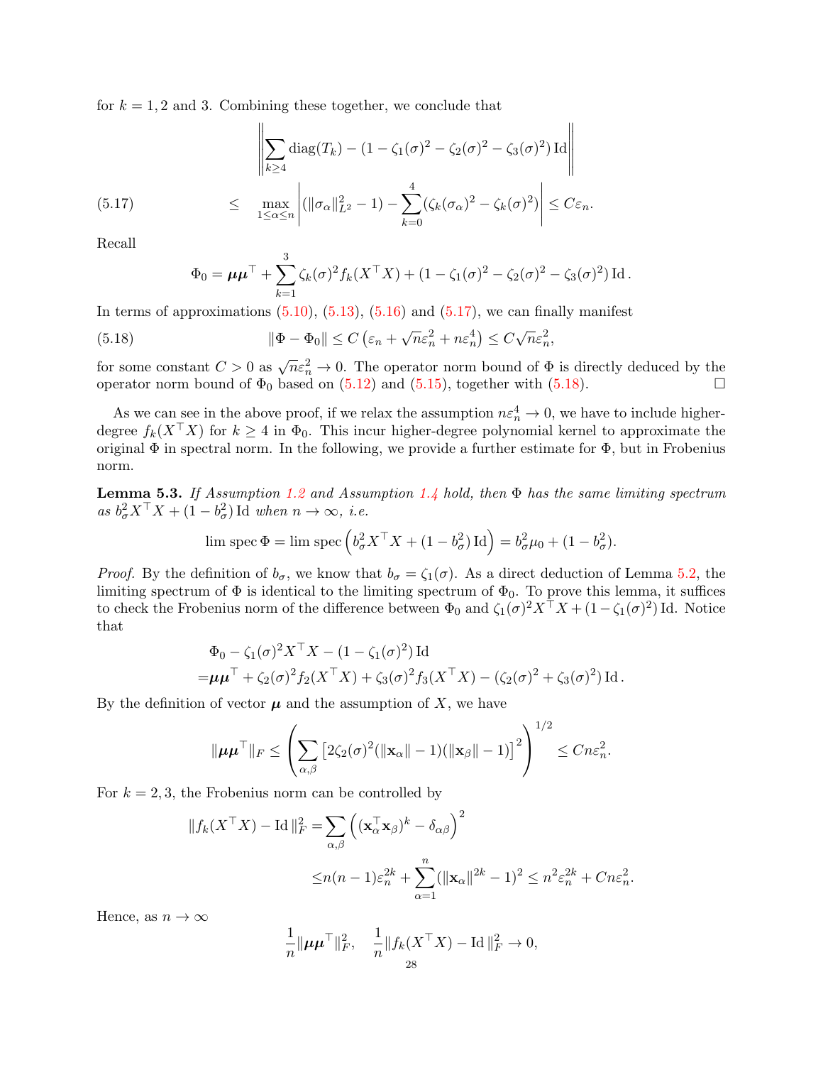for $k = 1, 2$ and $3$. Combining these together, we conclude that

$$
\begin{aligned}
&\left\| \sum_{k\geq 4} \operatorname{diag}(T_k) - (1 - \zeta_1(\sigma)^2 - \zeta_2(\sigma)^2 - \zeta_3(\sigma)^2) \operatorname{Id} \right\| \\
\leq \quad & \max_{1\leq \alpha\leq n} \left| (\|\sigma_\alpha\|_{L^2}^2 - 1) - \sum_{k=0}^{4} (\zeta_k(\sigma_\alpha)^2 - \zeta_k(\sigma)^2) \right| \leq C\varepsilon_n. \qquad (5.17)
\end{aligned}
$$

Recall

$$
\Phi_0 = \boldsymbol{\mu}\boldsymbol{\mu}^\top + \sum_{k=1}^{3} \zeta_k(\sigma)^2 f_k(X^\top X) + (1 - \zeta_1(\sigma)^2 - \zeta_2(\sigma)^2 - \zeta_3(\sigma)^2) \operatorname{Id}.
$$

In terms of approximations (5.10), (5.13), (5.16) and (5.17), we can finally manifest

$$
\|\Phi - \Phi_0\| \leq C\left(\varepsilon_n + \sqrt{n}\varepsilon_n^2 + n\varepsilon_n^4\right) \leq C\sqrt{n}\varepsilon_n^2, \qquad (5.18)
$$

for some constant $C > 0$ as $\sqrt{n}\varepsilon_n^2 \to 0$. The operator norm bound of $\Phi$ is directly deduced by the operator norm bound of $\Phi_0$ based on (5.12) and (5.15), together with (5.18). $\square$

As we can see in the above proof, if we relax the assumption $n\varepsilon_n^4 \to 0$, we have to include higher-degree $f_k(X^\top X)$ for $k \geq 4$ in $\Phi_0$. This incur higher-degree polynomial kernel to approximate the original $\Phi$ in spectral norm. In the following, we provide a further estimate for $\Phi$, but in Frobenius norm.

**Lemma 5.3.** *If Assumption 1.2 and Assumption 1.4 hold, then $\Phi$ has the same limiting spectrum as $b_\sigma^2 X^\top X + (1 - b_\sigma^2)\operatorname{Id}$ when $n \to \infty$, i.e.*

$$
\lim \operatorname{spec} \Phi = \lim \operatorname{spec}\left(b_\sigma^2 X^\top X + (1 - b_\sigma^2)\operatorname{Id}\right) = b_\sigma^2 \mu_0 + (1 - b_\sigma^2).
$$

*Proof.* By the definition of $b_\sigma$, we know that $b_\sigma = \zeta_1(\sigma)$. As a direct deduction of Lemma 5.2, the limiting spectrum of $\Phi$ is identical to the limiting spectrum of $\Phi_0$. To prove this lemma, it suffices to check the Frobenius norm of the difference between $\Phi_0$ and $\zeta_1(\sigma)^2 X^\top X + (1 - \zeta_1(\sigma)^2)\operatorname{Id}$. Notice that

$$
\begin{aligned}
&\Phi_0 - \zeta_1(\sigma)^2 X^\top X - (1 - \zeta_1(\sigma)^2)\operatorname{Id} \\
=&\boldsymbol{\mu}\boldsymbol{\mu}^\top + \zeta_2(\sigma)^2 f_2(X^\top X) + \zeta_3(\sigma)^2 f_3(X^\top X) - (\zeta_2(\sigma)^2 + \zeta_3(\sigma)^2)\operatorname{Id}.
\end{aligned}
$$

By the definition of vector $\boldsymbol{\mu}$ and the assumption of $X$, we have

$$
\|\boldsymbol{\mu}\boldsymbol{\mu}^\top\|_F \leq \left( \sum_{\alpha,\beta} \left[2\zeta_2(\sigma)^2(\|\mathbf{x}_\alpha\| - 1)(\|\mathbf{x}_\beta\| - 1)\right]^2 \right)^{1/2} \leq Cn\varepsilon_n^2.
$$

For $k = 2, 3$, the Frobenius norm can be controlled by

$$
\begin{aligned}
\|f_k(X^\top X) - \operatorname{Id}\|_F^2 =& \sum_{\alpha,\beta} \left( (\mathbf{x}_\alpha^\top \mathbf{x}_\beta)^k - \delta_{\alpha\beta} \right)^2 \\
\leq& n(n-1)\varepsilon_n^{2k} + \sum_{\alpha=1}^{n} (\|\mathbf{x}_\alpha\|^{2k} - 1)^2 \leq n^2\varepsilon_n^{2k} + Cn\varepsilon_n^2.
\end{aligned}
$$

Hence, as $n \to \infty$

$$
\frac{1}{n}\|\boldsymbol{\mu}\boldsymbol{\mu}^\top\|_F^2, \quad \frac{1}{n}\|f_k(X^\top X) - \operatorname{Id}\|_F^2 \to 0,
$$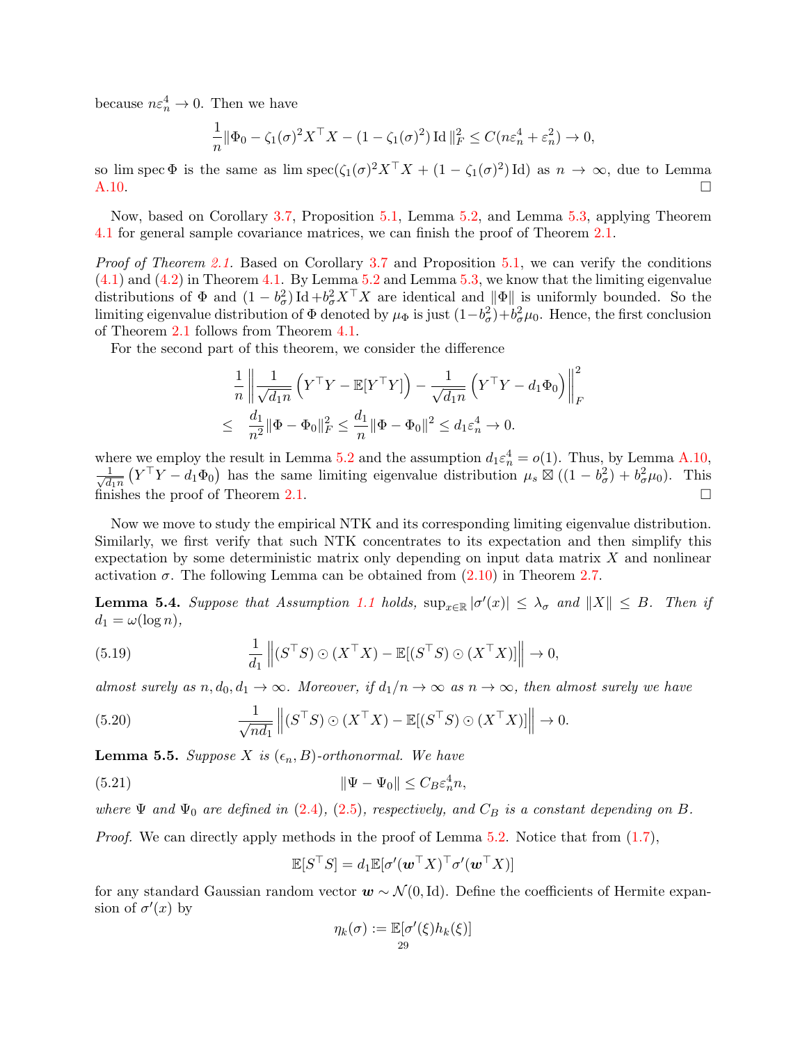because $n\varepsilon_n^4 \to 0$. Then we have

$$\frac{1}{n}\|\Phi_0 - \zeta_1(\sigma)^2 X^\top X - (1-\zeta_1(\sigma)^2)\,\mathrm{Id}\,\|_F^2 \le C(n\varepsilon_n^4 + \varepsilon_n^2) \to 0,$$

so $\lim \operatorname{spec} \Phi$ is the same as $\lim \operatorname{spec}(\zeta_1(\sigma)^2 X^\top X + (1-\zeta_1(\sigma)^2)\,\mathrm{Id})$ as $n \to \infty$, due to Lemma A.10. □

Now, based on Corollary 3.7, Proposition 5.1, Lemma 5.2, and Lemma 5.3, applying Theorem 4.1 for general sample covariance matrices, we can finish the proof of Theorem 2.1.

*Proof of Theorem 2.1.* Based on Corollary 3.7 and Proposition 5.1, we can verify the conditions (4.1) and (4.2) in Theorem 4.1. By Lemma 5.2 and Lemma 5.3, we know that the limiting eigenvalue distributions of $\Phi$ and $(1-b_\sigma^2)\,\mathrm{Id} + b_\sigma^2 X^\top X$ are identical and $\|\Phi\|$ is uniformly bounded. So the limiting eigenvalue distribution of $\Phi$ denoted by $\mu_\Phi$ is just $(1-b_\sigma^2)+b_\sigma^2\mu_0$. Hence, the first conclusion of Theorem 2.1 follows from Theorem 4.1.

For the second part of this theorem, we consider the difference

$$\begin{aligned}
&\frac{1}{n}\left\|\frac{1}{\sqrt{d_1 n}}\left(Y^\top Y - \mathbb{E}[Y^\top Y]\right) - \frac{1}{\sqrt{d_1 n}}\left(Y^\top Y - d_1\Phi_0\right)\right\|_F^2 \\
\le\;& \frac{d_1}{n^2}\|\Phi - \Phi_0\|_F^2 \le \frac{d_1}{n}\|\Phi - \Phi_0\|^2 \le d_1\varepsilon_n^4 \to 0.
\end{aligned}$$

where we employ the result in Lemma 5.2 and the assumption $d_1\varepsilon_n^4 = o(1)$. Thus, by Lemma A.10, $\frac{1}{\sqrt{d_1 n}}\left(Y^\top Y - d_1\Phi_0\right)$ has the same limiting eigenvalue distribution $\mu_s \boxtimes ((1-b_\sigma^2)+b_\sigma^2\mu_0)$. This finishes the proof of Theorem 2.1. □

Now we move to study the empirical NTK and its corresponding limiting eigenvalue distribution. Similarly, we first verify that such NTK concentrates to its expectation and then simplify this expectation by some deterministic matrix only depending on input data matrix $X$ and nonlinear activation $\sigma$. The following Lemma can be obtained from (2.10) in Theorem 2.7.

**Lemma 5.4.** *Suppose that Assumption 1.1 holds, $\sup_{x\in\mathbb{R}}|\sigma'(x)| \le \lambda_\sigma$ and $\|X\| \le B$. Then if $d_1 = \omega(\log n)$,*

$$\frac{1}{d_1}\left\|(S^\top S)\odot(X^\top X) - \mathbb{E}[(S^\top S)\odot(X^\top X)]\right\| \to 0, \tag{5.19}$$

*almost surely as $n, d_0, d_1 \to \infty$. Moreover, if $d_1/n \to \infty$ as $n \to \infty$, then almost surely we have*

$$\frac{1}{\sqrt{nd_1}}\left\|(S^\top S)\odot(X^\top X) - \mathbb{E}[(S^\top S)\odot(X^\top X)]\right\| \to 0. \tag{5.20}$$

**Lemma 5.5.** *Suppose $X$ is $(\epsilon_n, B)$-orthonormal. We have*

$$\|\Psi - \Psi_0\| \le C_B\varepsilon_n^4 n, \tag{5.21}$$

*where $\Psi$ and $\Psi_0$ are defined in (2.4), (2.5), respectively, and $C_B$ is a constant depending on $B$.*

*Proof.* We can directly apply methods in the proof of Lemma 5.2. Notice that from (1.7),

$$\mathbb{E}[S^\top S] = d_1\mathbb{E}[\sigma'(\boldsymbol{w}^\top X)^\top\sigma'(\boldsymbol{w}^\top X)]$$

for any standard Gaussian random vector $\boldsymbol{w} \sim \mathcal{N}(0, \mathrm{Id})$. Define the coefficients of Hermite expansion of $\sigma'(x)$ by

$$\eta_k(\sigma) := \mathbb{E}[\sigma'(\xi)h_k(\xi)]$$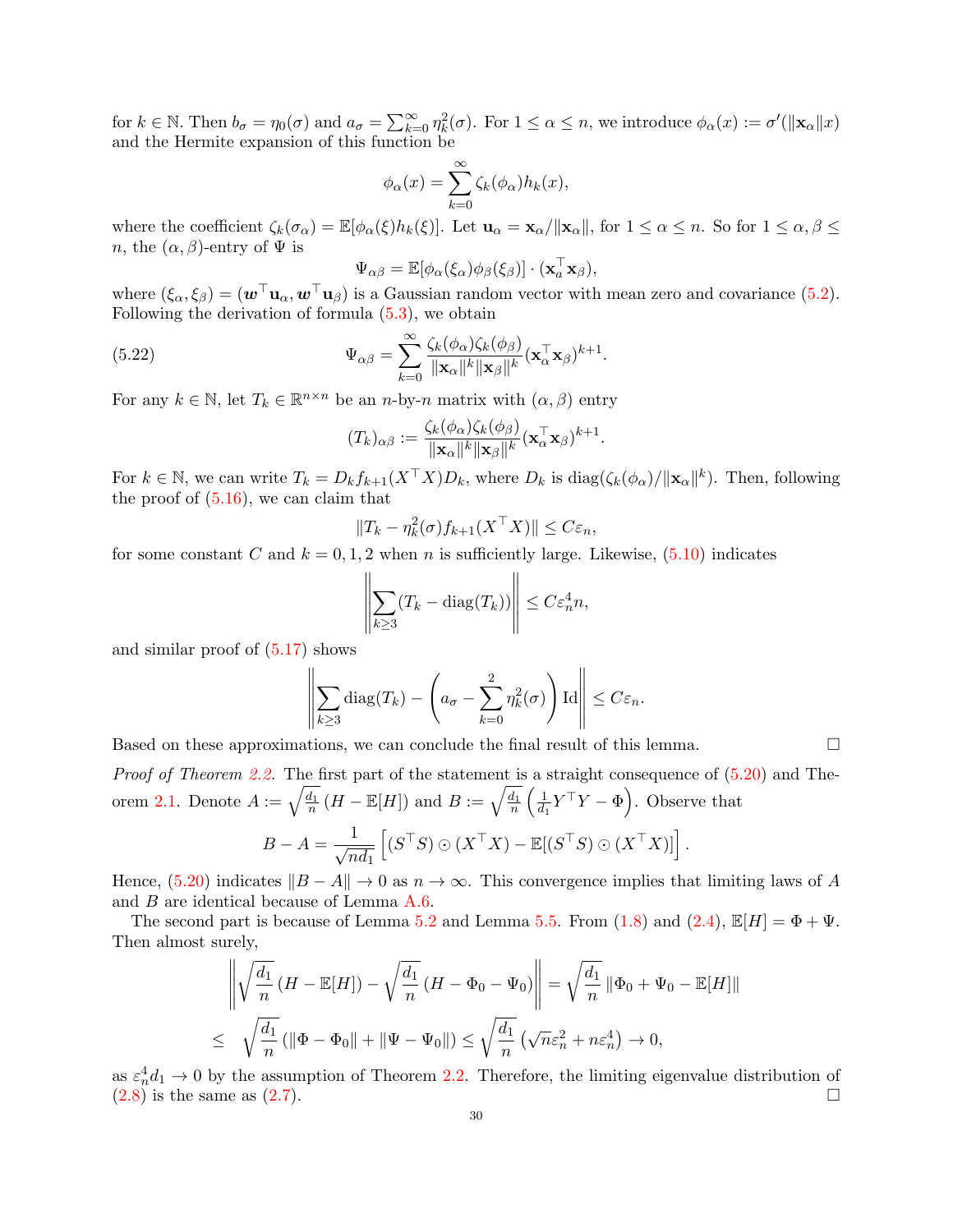for $k \in \mathbb{N}$. Then $b_\sigma = \eta_0(\sigma)$ and $a_\sigma = \sum_{k=0}^\infty \eta_k^2(\sigma)$. For $1 \le \alpha \le n$, we introduce $\phi_\alpha(x) := \sigma'(\|\mathbf{x}_\alpha\| x)$ and the Hermite expansion of this function be

$$\phi_\alpha(x) = \sum_{k=0}^\infty \zeta_k(\phi_\alpha) h_k(x),$$

where the coefficient $\zeta_k(\sigma_\alpha) = \mathbb{E}[\phi_\alpha(\xi) h_k(\xi)]$. Let $\mathbf{u}_\alpha = \mathbf{x}_\alpha / \|\mathbf{x}_\alpha\|$, for $1 \le \alpha \le n$. So for $1 \le \alpha, \beta \le n$, the $(\alpha, \beta)$-entry of $\Psi$ is

$$\Psi_{\alpha\beta} = \mathbb{E}[\phi_\alpha(\xi_\alpha)\phi_\beta(\xi_\beta)] \cdot (\mathbf{x}_a^\top \mathbf{x}_\beta),$$

where $(\xi_\alpha, \xi_\beta) = (\boldsymbol{w}^\top \mathbf{u}_\alpha, \boldsymbol{w}^\top \mathbf{u}_\beta)$ is a Gaussian random vector with mean zero and covariance (5.2). Following the derivation of formula (5.3), we obtain

$$\Psi_{\alpha\beta} = \sum_{k=0}^\infty \frac{\zeta_k(\phi_\alpha)\zeta_k(\phi_\beta)}{\|\mathbf{x}_\alpha\|^k \|\mathbf{x}_\beta\|^k} (\mathbf{x}_\alpha^\top \mathbf{x}_\beta)^{k+1}. \tag{5.22}$$

For any $k \in \mathbb{N}$, let $T_k \in \mathbb{R}^{n \times n}$ be an $n$-by-$n$ matrix with $(\alpha, \beta)$ entry

$$(T_k)_{\alpha\beta} := \frac{\zeta_k(\phi_\alpha)\zeta_k(\phi_\beta)}{\|\mathbf{x}_\alpha\|^k \|\mathbf{x}_\beta\|^k} (\mathbf{x}_\alpha^\top \mathbf{x}_\beta)^{k+1}.$$

For $k \in \mathbb{N}$, we can write $T_k = D_k f_{k+1}(X^\top X) D_k$, where $D_k$ is $\mathrm{diag}(\zeta_k(\phi_\alpha)/\|\mathbf{x}_\alpha\|^k)$. Then, following the proof of (5.16), we can claim that

$$\|T_k - \eta_k^2(\sigma) f_{k+1}(X^\top X)\| \le C\varepsilon_n,$$

for some constant $C$ and $k = 0, 1, 2$ when $n$ is sufficiently large. Likewise, (5.10) indicates

$$\left\| \sum_{k \ge 3} (T_k - \mathrm{diag}(T_k)) \right\| \le C\varepsilon_n^4 n,$$

and similar proof of (5.17) shows

$$\left\| \sum_{k \ge 3} \mathrm{diag}(T_k) - \left( a_\sigma - \sum_{k=0}^2 \eta_k^2(\sigma) \right) \mathrm{Id} \right\| \le C\varepsilon_n.$$

Based on these approximations, we can conclude the final result of this lemma. $\square$

*Proof of Theorem 2.2.* The first part of the statement is a straight consequence of (5.20) and Theorem 2.1. Denote $A := \sqrt{\frac{d_1}{n}}\,(H - \mathbb{E}[H])$ and $B := \sqrt{\frac{d_1}{n}} \left( \frac{1}{d_1} Y^\top Y - \Phi \right)$. Observe that

$$B - A = \frac{1}{\sqrt{n d_1}} \left[ (S^\top S) \odot (X^\top X) - \mathbb{E}[(S^\top S) \odot (X^\top X)] \right].$$

Hence, (5.20) indicates $\|B - A\| \to 0$ as $n \to \infty$. This convergence implies that limiting laws of $A$ and $B$ are identical because of Lemma A.6.

The second part is because of Lemma 5.2 and Lemma 5.5. From (1.8) and (2.4), $\mathbb{E}[H] = \Phi + \Psi$. Then almost surely,

$$\begin{aligned}
&\left\| \sqrt{\frac{d_1}{n}}\,(H - \mathbb{E}[H]) - \sqrt{\frac{d_1}{n}}\,(H - \Phi_0 - \Psi_0) \right\| = \sqrt{\frac{d_1}{n}}\, \|\Phi_0 + \Psi_0 - \mathbb{E}[H]\| \\
\le\;& \sqrt{\frac{d_1}{n}}\,(\|\Phi - \Phi_0\| + \|\Psi - \Psi_0\|) \le \sqrt{\frac{d_1}{n}} \left( \sqrt{n}\varepsilon_n^2 + n\varepsilon_n^4 \right) \to 0,
\end{aligned}$$

as $\varepsilon_n^4 d_1 \to 0$ by the assumption of Theorem 2.2. Therefore, the limiting eigenvalue distribution of (2.8) is the same as (2.7). $\square$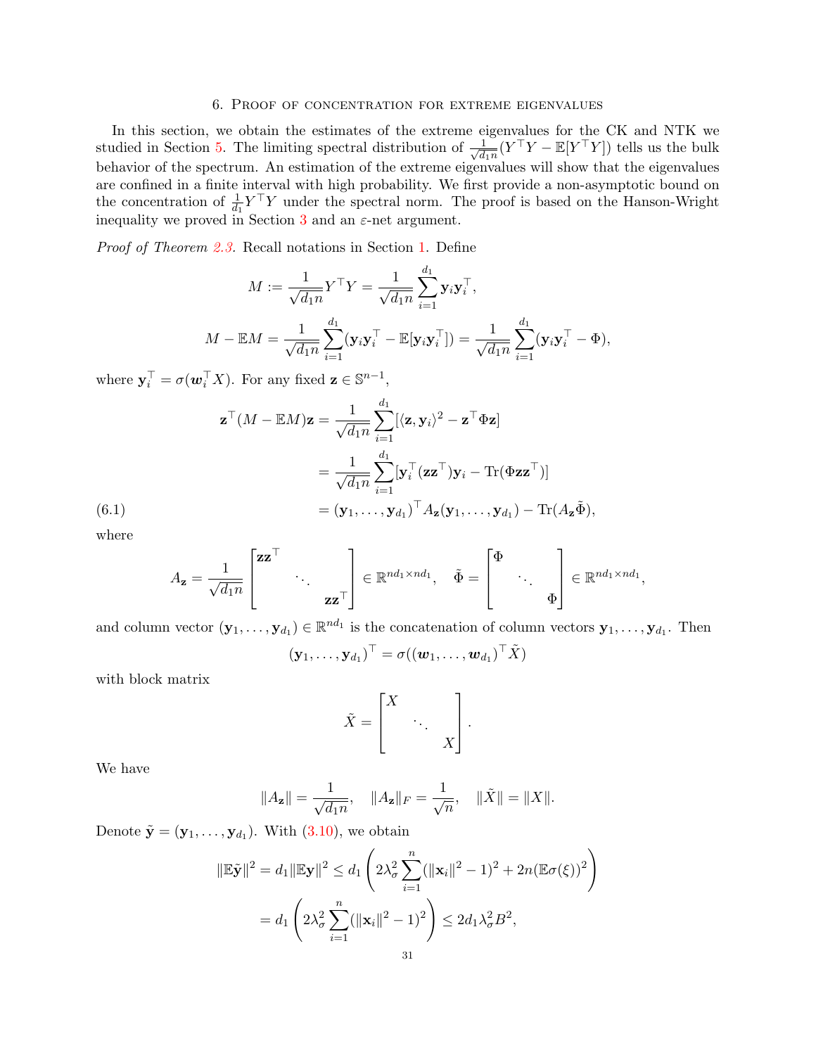## 6. Proof of concentration for extreme eigenvalues

In this section, we obtain the estimates of the extreme eigenvalues for the CK and NTK we studied in Section 5. The limiting spectral distribution of $\frac{1}{\sqrt{d_1 n}}(Y^\top Y - \mathbb{E}[Y^\top Y])$ tells us the bulk behavior of the spectrum. An estimation of the extreme eigenvalues will show that the eigenvalues are confined in a finite interval with high probability. We first provide a non-asymptotic bound on the concentration of $\frac{1}{d_1}Y^\top Y$ under the spectral norm. The proof is based on the Hanson-Wright inequality we proved in Section 3 and an $\varepsilon$-net argument.

*Proof of Theorem 2.3.* Recall notations in Section 1. Define

$$M := \frac{1}{\sqrt{d_1 n}} Y^\top Y = \frac{1}{\sqrt{d_1 n}} \sum_{i=1}^{d_1} \mathbf{y}_i \mathbf{y}_i^\top,$$

$$M - \mathbb{E}M = \frac{1}{\sqrt{d_1 n}} \sum_{i=1}^{d_1} (\mathbf{y}_i \mathbf{y}_i^\top - \mathbb{E}[\mathbf{y}_i \mathbf{y}_i^\top]) = \frac{1}{\sqrt{d_1 n}} \sum_{i=1}^{d_1} (\mathbf{y}_i \mathbf{y}_i^\top - \Phi),$$

where $\mathbf{y}_i^\top = \sigma(\boldsymbol{w}_i^\top X)$. For any fixed $\mathbf{z} \in \mathbb{S}^{n-1}$,

$$\begin{aligned}
\mathbf{z}^\top (M - \mathbb{E}M)\mathbf{z} &= \frac{1}{\sqrt{d_1 n}} \sum_{i=1}^{d_1} [\langle \mathbf{z}, \mathbf{y}_i \rangle^2 - \mathbf{z}^\top \Phi \mathbf{z}] \\
&= \frac{1}{\sqrt{d_1 n}} \sum_{i=1}^{d_1} [\mathbf{y}_i^\top (\mathbf{z}\mathbf{z}^\top) \mathbf{y}_i - \operatorname{Tr}(\Phi \mathbf{z}\mathbf{z}^\top)] \\
&= (\mathbf{y}_1, \dots, \mathbf{y}_{d_1})^\top A_{\mathbf{z}} (\mathbf{y}_1, \dots, \mathbf{y}_{d_1}) - \operatorname{Tr}(A_{\mathbf{z}} \tilde{\Phi}),
\end{aligned} \tag{6.1}$$

where

$$A_{\mathbf{z}} = \frac{1}{\sqrt{d_1 n}} \begin{bmatrix} \mathbf{z}\mathbf{z}^\top & & \\ & \ddots & \\ & & \mathbf{z}\mathbf{z}^\top \end{bmatrix} \in \mathbb{R}^{nd_1 \times nd_1}, \quad \tilde{\Phi} = \begin{bmatrix} \Phi & & \\ & \ddots & \\ & & \Phi \end{bmatrix} \in \mathbb{R}^{nd_1 \times nd_1},$$

and column vector $(\mathbf{y}_1, \dots, \mathbf{y}_{d_1}) \in \mathbb{R}^{nd_1}$ is the concatenation of column vectors $\mathbf{y}_1, \dots, \mathbf{y}_{d_1}$. Then

$$(\mathbf{y}_1, \dots, \mathbf{y}_{d_1})^\top = \sigma((\boldsymbol{w}_1, \dots, \boldsymbol{w}_{d_1})^\top \tilde{X})$$

with block matrix

$$\tilde{X} = \begin{bmatrix} X & & \\ & \ddots & \\ & & X \end{bmatrix}.$$

We have

$$\|A_{\mathbf{z}}\| = \frac{1}{\sqrt{d_1 n}}, \quad \|A_{\mathbf{z}}\|_F = \frac{1}{\sqrt{n}}, \quad \|\tilde{X}\| = \|X\|.$$

Denote $\tilde{\mathbf{y}} = (\mathbf{y}_1, \dots, \mathbf{y}_{d_1})$. With (3.10), we obtain

$$\begin{aligned}
\|\mathbb{E}\tilde{\mathbf{y}}\|^2 = d_1 \|\mathbb{E}\mathbf{y}\|^2 &\leq d_1 \left( 2\lambda_\sigma^2 \sum_{i=1}^n (\|\mathbf{x}_i\|^2 - 1)^2 + 2n(\mathbb{E}\sigma(\xi))^2 \right) \\
&= d_1 \left( 2\lambda_\sigma^2 \sum_{i=1}^n (\|\mathbf{x}_i\|^2 - 1)^2 \right) \leq 2d_1 \lambda_\sigma^2 B^2,
\end{aligned}$$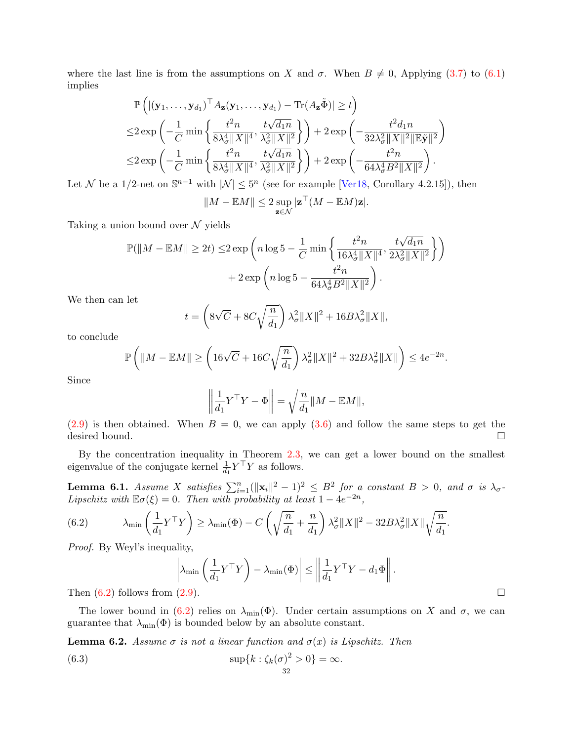where the last line is from the assumptions on $X$ and $\sigma$. When $B \neq 0$, Applying (3.7) to (6.1) implies

$$
\begin{aligned}
&\mathbb{P}\left(|(\mathbf{y}_1,\dots,\mathbf{y}_{d_1})^\top A_{\mathbf{z}}(\mathbf{y}_1,\dots,\mathbf{y}_{d_1}) - \operatorname{Tr}(A_{\mathbf{z}}\tilde{\Phi})| \geq t\right)\\
\leq& 2\exp\left(-\frac{1}{C}\min\left\{\frac{t^2 n}{8\lambda_\sigma^4\|X\|^4}, \frac{t\sqrt{d_1 n}}{\lambda_\sigma^2\|X\|^2}\right\}\right) + 2\exp\left(-\frac{t^2 d_1 n}{32\lambda_\sigma^2\|X\|^2\|\mathbb{E}\tilde{\mathbf{y}}\|^2}\right)\\
\leq& 2\exp\left(-\frac{1}{C}\min\left\{\frac{t^2 n}{8\lambda_\sigma^4\|X\|^4}, \frac{t\sqrt{d_1 n}}{\lambda_\sigma^2\|X\|^2}\right\}\right) + 2\exp\left(-\frac{t^2 n}{64\lambda_\sigma^4 B^2\|X\|^2}\right).
\end{aligned}
$$

Let $\mathcal{N}$ be a 1/2-net on $\mathbb{S}^{n-1}$ with $|\mathcal{N}| \leq 5^n$ (see for example [Ver18, Corollary 4.2.15]), then

$$
\|M - \mathbb{E}M\| \leq 2\sup_{\mathbf{z}\in\mathcal{N}} |\mathbf{z}^\top (M - \mathbb{E}M)\mathbf{z}|.
$$

Taking a union bound over $\mathcal{N}$ yields

$$
\begin{aligned}
\mathbb{P}(\|M - \mathbb{E}M\| \geq 2t) \leq& 2\exp\left(n\log 5 - \frac{1}{C}\min\left\{\frac{t^2 n}{16\lambda_\sigma^4\|X\|^4}, \frac{t\sqrt{d_1 n}}{2\lambda_\sigma^2\|X\|^2}\right\}\right)\\
&+ 2\exp\left(n\log 5 - \frac{t^2 n}{64\lambda_\sigma^4 B^2\|X\|^2}\right).
\end{aligned}
$$

We then can let

$$
t = \left(8\sqrt{C} + 8C\sqrt{\frac{n}{d_1}}\right)\lambda_\sigma^2\|X\|^2 + 16B\lambda_\sigma^2\|X\|,
$$

to conclude

$$
\mathbb{P}\left(\|M - \mathbb{E}M\| \geq \left(16\sqrt{C} + 16C\sqrt{\frac{n}{d_1}}\right)\lambda_\sigma^2\|X\|^2 + 32B\lambda_\sigma^2\|X\|\right) \leq 4e^{-2n}.
$$

Since

$$
\left\|\frac{1}{d_1}Y^\top Y - \Phi\right\| = \sqrt{\frac{n}{d_1}}\|M - \mathbb{E}M\|,
$$

(2.9) is then obtained. When $B = 0$, we can apply (3.6) and follow the same steps to get the desired bound. □

By the concentration inequality in Theorem 2.3, we can get a lower bound on the smallest eigenvalue of the conjugate kernel $\frac{1}{d_1}Y^\top Y$ as follows.

**Lemma 6.1.** *Assume $X$ satisfies $\sum_{i=1}^n (\|\mathbf{x}_i\|^2 - 1)^2 \leq B^2$ for a constant $B > 0$, and $\sigma$ is $\lambda_\sigma$-Lipschitz with $\mathbb{E}\sigma(\xi) = 0$. Then with probability at least $1 - 4e^{-2n}$,*

$$
\lambda_{\min}\left(\frac{1}{d_1}Y^\top Y\right) \geq \lambda_{\min}(\Phi) - C\left(\sqrt{\frac{n}{d_1}} + \frac{n}{d_1}\right)\lambda_\sigma^2\|X\|^2 - 32B\lambda_\sigma^2\|X\|\sqrt{\frac{n}{d_1}}. \tag{6.2}
$$

*Proof.* By Weyl's inequality,

$$
\left|\lambda_{\min}\left(\frac{1}{d_1}Y^\top Y\right) - \lambda_{\min}(\Phi)\right| \leq \left\|\frac{1}{d_1}Y^\top Y - d_1\Phi\right\|.
$$

Then (6.2) follows from (2.9). □

The lower bound in (6.2) relies on $\lambda_{\min}(\Phi)$. Under certain assumptions on $X$ and $\sigma$, we can guarantee that $\lambda_{\min}(\Phi)$ is bounded below by an absolute constant.

**Lemma 6.2.** *Assume $\sigma$ is not a linear function and $\sigma(x)$ is Lipschitz. Then*

$$
\sup\{k : \zeta_k(\sigma)^2 > 0\} = \infty. \tag{6.3}
$$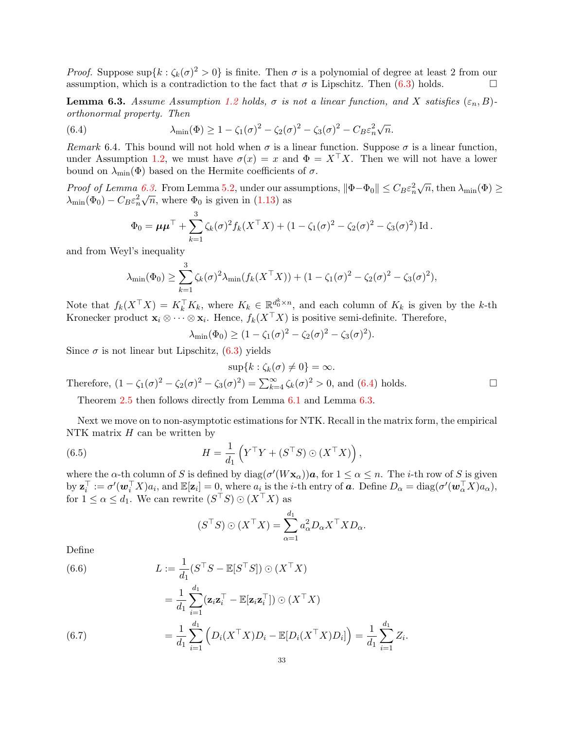*Proof.* Suppose $\sup\{k : \zeta_k(\sigma)^2 > 0\}$ is finite. Then $\sigma$ is a polynomial of degree at least 2 from our assumption, which is a contradiction to the fact that $\sigma$ is Lipschitz. Then (6.3) holds. ◻

**Lemma 6.3.** *Assume Assumption 1.2 holds, $\sigma$ is not a linear function, and $X$ satisfies $(\varepsilon_n, B)$-orthonormal property. Then*

$$\lambda_{\min}(\Phi) \geq 1 - \zeta_1(\sigma)^2 - \zeta_2(\sigma)^2 - \zeta_3(\sigma)^2 - C_B\varepsilon_n^2\sqrt{n}. \tag{6.4}$$

*Remark* 6.4. This bound will not hold when $\sigma$ is a linear function. Suppose $\sigma$ is a linear function, under Assumption 1.2, we must have $\sigma(x) = x$ and $\Phi = X^\top X$. Then we will not have a lower bound on $\lambda_{\min}(\Phi)$ based on the Hermite coefficients of $\sigma$.

*Proof of Lemma 6.3.* From Lemma 5.2, under our assumptions, $\|\Phi - \Phi_0\| \leq C_B\varepsilon_n^2\sqrt{n}$, then $\lambda_{\min}(\Phi) \geq \lambda_{\min}(\Phi_0) - C_B\varepsilon_n^2\sqrt{n}$, where $\Phi_0$ is given in (1.13) as

$$\Phi_0 = \boldsymbol{\mu}\boldsymbol{\mu}^\top + \sum_{k=1}^{3}\zeta_k(\sigma)^2 f_k(X^\top X) + (1 - \zeta_1(\sigma)^2 - \zeta_2(\sigma)^2 - \zeta_3(\sigma)^2)\,\mathrm{Id}\,.$$

and from Weyl's inequality

$$\lambda_{\min}(\Phi_0) \geq \sum_{k=1}^{3}\zeta_k(\sigma)^2\lambda_{\min}(f_k(X^\top X)) + (1 - \zeta_1(\sigma)^2 - \zeta_2(\sigma)^2 - \zeta_3(\sigma)^2),$$

Note that $f_k(X^\top X) = K_k^\top K_k$, where $K_k \in \mathbb{R}^{d_0^k \times n}$, and each column of $K_k$ is given by the $k$-th Kronecker product $\mathbf{x}_i \otimes \cdots \otimes \mathbf{x}_i$. Hence, $f_k(X^\top X)$ is positive semi-definite. Therefore,

$$\lambda_{\min}(\Phi_0) \geq (1 - \zeta_1(\sigma)^2 - \zeta_2(\sigma)^2 - \zeta_3(\sigma)^2).$$

Since $\sigma$ is not linear but Lipschitz, (6.3) yields

$$\sup\{k : \zeta_k(\sigma) \neq 0\} = \infty.$$

Therefore, $(1 - \zeta_1(\sigma)^2 - \zeta_2(\sigma)^2 - \zeta_3(\sigma)^2) = \sum_{k=4}^{\infty}\zeta_k(\sigma)^2 > 0$, and (6.4) holds. ◻

Theorem 2.5 then follows directly from Lemma 6.1 and Lemma 6.3.

Next we move on to non-asymptotic estimations for NTK. Recall in the matrix form, the empirical NTK matrix $H$ can be written by

$$H = \frac{1}{d_1}\left(Y^\top Y + (S^\top S) \odot (X^\top X)\right), \tag{6.5}$$

where the $\alpha$-th column of $S$ is defined by $\mathrm{diag}(\sigma'(W\mathbf{x}_\alpha))\boldsymbol{a}$, for $1 \leq \alpha \leq n$. The $i$-th row of $S$ is given by $\mathbf{z}_i^\top := \sigma'(\boldsymbol{w}_i^\top X)a_i$, and $\mathbb{E}[\mathbf{z}_i] = 0$, where $a_i$ is the $i$-th entry of $\boldsymbol{a}$. Define $D_\alpha = \mathrm{diag}(\sigma'(\boldsymbol{w}_\alpha^\top X)a_\alpha)$, for $1 \leq \alpha \leq d_1$. We can rewrite $(S^\top S) \odot (X^\top X)$ as

$$(S^\top S) \odot (X^\top X) = \sum_{\alpha=1}^{d_1} a_\alpha^2 D_\alpha X^\top X D_\alpha.$$

Define

$$\begin{aligned}
L &:= \frac{1}{d_1}(S^\top S - \mathbb{E}[S^\top S]) \odot (X^\top X) && (6.6)\\
&= \frac{1}{d_1}\sum_{i=1}^{d_1}(\mathbf{z}_i\mathbf{z}_i^\top - \mathbb{E}[\mathbf{z}_i\mathbf{z}_i^\top]) \odot (X^\top X) \\
&= \frac{1}{d_1}\sum_{i=1}^{d_1}\Big(D_i(X^\top X)D_i - \mathbb{E}[D_i(X^\top X)D_i]\Big) = \frac{1}{d_1}\sum_{i=1}^{d_1} Z_i. && (6.7)
\end{aligned}$$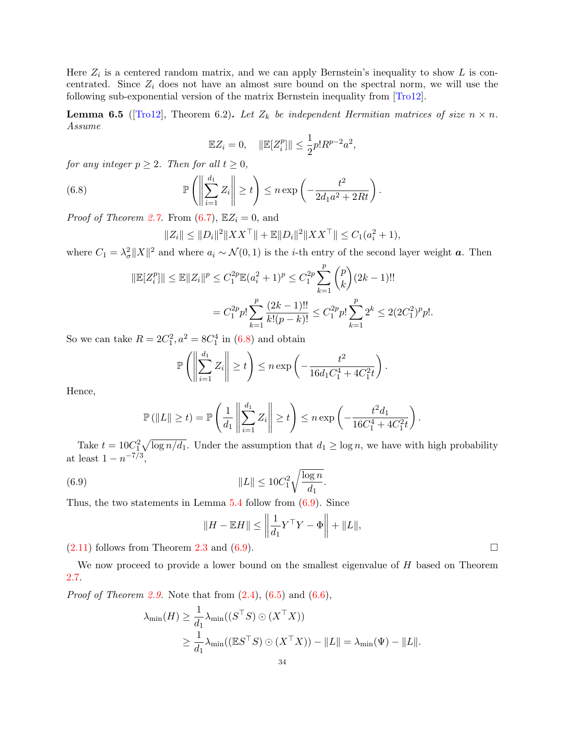Here $Z_i$ is a centered random matrix, and we can apply Bernstein's inequality to show $L$ is concentrated. Since $Z_i$ does not have an almost sure bound on the spectral norm, we will use the following sub-exponential version of the matrix Bernstein inequality from [Tro12].

**Lemma 6.5** ([Tro12], Theorem 6.2)**.** *Let $Z_k$ be independent Hermitian matrices of size $n \times n$. Assume*

$$\mathbb{E}Z_i = 0, \quad \|\mathbb{E}[Z_i^p]\| \leq \frac{1}{2}p!R^{p-2}a^2,$$

*for any integer $p \geq 2$. Then for all $t \geq 0$,*

$$\mathbb{P}\left(\left\|\sum_{i=1}^{d_1} Z_i\right\| \geq t\right) \leq n \exp\left(-\frac{t^2}{2d_1 a^2 + 2Rt}\right). \tag{6.8}$$

*Proof of Theorem 2.7.* From (6.7), $\mathbb{E}Z_i = 0$, and

$$\|Z_i\| \leq \|D_i\|^2 \|XX^\top\| + \mathbb{E}\|D_i\|^2 \|XX^\top\| \leq C_1(a_i^2 + 1),$$

where $C_1 = \lambda_\sigma^2 \|X\|^2$ and where $a_i \sim \mathcal{N}(0,1)$ is the $i$-th entry of the second layer weight $\boldsymbol{a}$. Then

$$\begin{aligned}
\|\mathbb{E}[Z_i^p]\| \leq \mathbb{E}\|Z_i\|^p \leq C_1^{2p}\mathbb{E}(a_i^2+1)^p &\leq C_1^{2p}\sum_{k=1}^p \binom{p}{k}(2k-1)!! \\
&= C_1^{2p} p! \sum_{k=1}^p \frac{(2k-1)!!}{k!(p-k)!} \leq C_1^{2p} p! \sum_{k=1}^p 2^k \leq 2(2C_1^2)^p p!.
\end{aligned}$$

So we can take $R = 2C_1^2, a^2 = 8C_1^4$ in (6.8) and obtain

$$\mathbb{P}\left(\left\|\sum_{i=1}^{d_1} Z_i\right\| \geq t\right) \leq n \exp\left(-\frac{t^2}{16d_1 C_1^4 + 4C_1^2 t}\right).$$

Hence,

$$\mathbb{P}(\|L\| \geq t) = \mathbb{P}\left(\frac{1}{d_1}\left\|\sum_{i=1}^{d_1} Z_i\right\| \geq t\right) \leq n \exp\left(-\frac{t^2 d_1}{16C_1^4 + 4C_1^2 t}\right).$$

Take $t = 10C_1^2\sqrt{\log n / d_1}$. Under the assumption that $d_1 \geq \log n$, we have with high probability at least $1 - n^{-7/3}$,

$$\|L\| \leq 10C_1^2 \sqrt{\frac{\log n}{d_1}}. \tag{6.9}$$

Thus, the two statements in Lemma 5.4 follow from (6.9). Since

$$\|H - \mathbb{E}H\| \leq \left\|\frac{1}{d_1}Y^\top Y - \Phi\right\| + \|L\|,$$

(2.11) follows from Theorem 2.3 and (6.9). $\square$

We now proceed to provide a lower bound on the smallest eigenvalue of $H$ based on Theorem 2.7.

*Proof of Theorem 2.9.* Note that from (2.4), (6.5) and (6.6),

$$\begin{aligned}
\lambda_{\min}(H) &\geq \frac{1}{d_1}\lambda_{\min}((S^\top S) \odot (X^\top X)) \\
&\geq \frac{1}{d_1}\lambda_{\min}((\mathbb{E}S^\top S) \odot (X^\top X)) - \|L\| = \lambda_{\min}(\Psi) - \|L\|.
\end{aligned}$$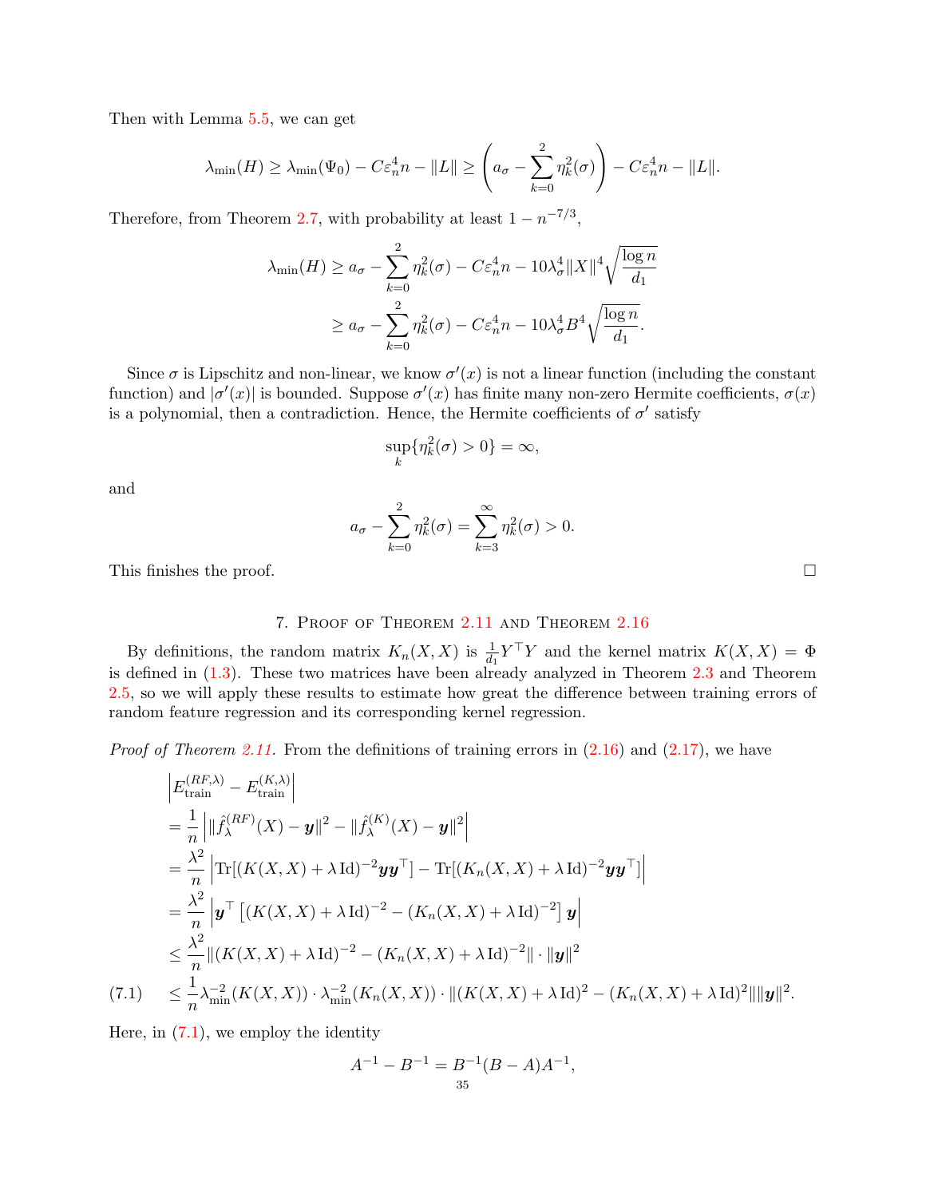Then with Lemma 5.5, we can get

$$\lambda_{\min}(H) \geq \lambda_{\min}(\Psi_0) - C\varepsilon_n^4 n - \|L\| \geq \left(a_\sigma - \sum_{k=0}^{2} \eta_k^2(\sigma)\right) - C\varepsilon_n^4 n - \|L\|.$$

Therefore, from Theorem 2.7, with probability at least $1 - n^{-7/3}$,

$$\begin{aligned}
\lambda_{\min}(H) &\geq a_\sigma - \sum_{k=0}^{2} \eta_k^2(\sigma) - C\varepsilon_n^4 n - 10\lambda_\sigma^4 \|X\|^4 \sqrt{\frac{\log n}{d_1}} \\
&\geq a_\sigma - \sum_{k=0}^{2} \eta_k^2(\sigma) - C\varepsilon_n^4 n - 10\lambda_\sigma^4 B^4 \sqrt{\frac{\log n}{d_1}}.
\end{aligned}$$

Since $\sigma$ is Lipschitz and non-linear, we know $\sigma'(x)$ is not a linear function (including the constant function) and $|\sigma'(x)|$ is bounded. Suppose $\sigma'(x)$ has finite many non-zero Hermite coefficients, $\sigma(x)$ is a polynomial, then a contradiction. Hence, the Hermite coefficients of $\sigma'$ satisfy

$$\sup_k \{\eta_k^2(\sigma) > 0\} = \infty,$$

and

$$a_\sigma - \sum_{k=0}^{2} \eta_k^2(\sigma) = \sum_{k=3}^{\infty} \eta_k^2(\sigma) > 0.$$

This finishes the proof. $\square$

## 7. Proof of Theorem 2.11 and Theorem 2.16

By definitions, the random matrix $K_n(X, X)$ is $\frac{1}{d_1} Y^\top Y$ and the kernel matrix $K(X, X) = \Phi$ is defined in (1.3). These two matrices have been already analyzed in Theorem 2.3 and Theorem 2.5, so we will apply these results to estimate how great the difference between training errors of random feature regression and its corresponding kernel regression.

*Proof of Theorem 2.11.* From the definitions of training errors in (2.16) and (2.17), we have

$$\begin{aligned}
&\left| E_{\text{train}}^{(RF,\lambda)} - E_{\text{train}}^{(K,\lambda)} \right| \\
&= \frac{1}{n} \left| \|\hat{f}_\lambda^{(RF)}(X) - \boldsymbol{y}\|^2 - \|\hat{f}_\lambda^{(K)}(X) - \boldsymbol{y}\|^2 \right| \\
&= \frac{\lambda^2}{n} \left| \operatorname{Tr}[(K(X,X) + \lambda \operatorname{Id})^{-2} \boldsymbol{y}\boldsymbol{y}^\top] - \operatorname{Tr}[(K_n(X,X) + \lambda \operatorname{Id})^{-2} \boldsymbol{y}\boldsymbol{y}^\top] \right| \\
&= \frac{\lambda^2}{n} \left| \boldsymbol{y}^\top \left[ (K(X,X) + \lambda \operatorname{Id})^{-2} - (K_n(X,X) + \lambda \operatorname{Id})^{-2} \right] \boldsymbol{y} \right| \\
&\leq \frac{\lambda^2}{n} \|(K(X,X) + \lambda \operatorname{Id})^{-2} - (K_n(X,X) + \lambda \operatorname{Id})^{-2}\| \cdot \|\boldsymbol{y}\|^2 \\
&\leq \frac{1}{n} \lambda_{\min}^{-2}(K(X,X)) \cdot \lambda_{\min}^{-2}(K_n(X,X)) \cdot \|(K(X,X) + \lambda \operatorname{Id})^2 - (K_n(X,X) + \lambda \operatorname{Id})^2\| \|\boldsymbol{y}\|^2. \qquad (7.1)
\end{aligned}$$

Here, in (7.1), we employ the identity

$$A^{-1} - B^{-1} = B^{-1}(B - A)A^{-1},$$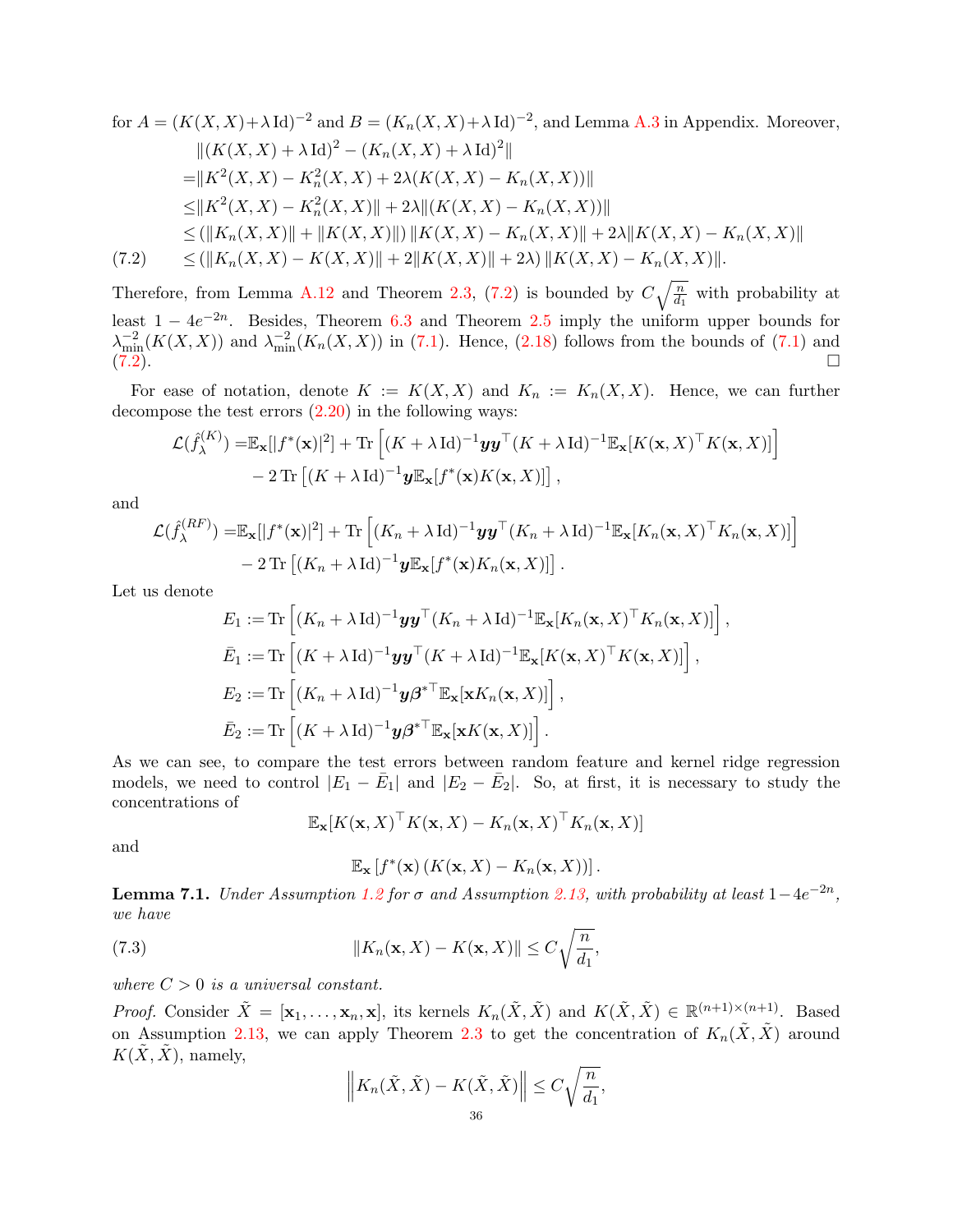for $A = (K(X,X)+\lambda \operatorname{Id})^{-2}$ and $B = (K_n(X,X)+\lambda \operatorname{Id})^{-2}$, and Lemma A.3 in Appendix. Moreover,

$$
\begin{aligned}
&\|(K(X,X)+\lambda \operatorname{Id})^2 - (K_n(X,X)+\lambda \operatorname{Id})^2\| \\
=&\|K^2(X,X) - K_n^2(X,X) + 2\lambda(K(X,X)-K_n(X,X))\| \\
\le&\|K^2(X,X) - K_n^2(X,X)\| + 2\lambda\|(K(X,X)-K_n(X,X))\| \\
\le& \left(\|K_n(X,X)\| + \|K(X,X)\|\right)\|K(X,X)-K_n(X,X)\| + 2\lambda\|K(X,X)-K_n(X,X)\| \\
\le& \left(\|K_n(X,X)-K(X,X)\| + 2\|K(X,X)\| + 2\lambda\right)\|K(X,X)-K_n(X,X)\|. \qquad (7.2)
\end{aligned}
$$

Therefore, from Lemma A.12 and Theorem 2.3, (7.2) is bounded by $C\sqrt{\frac{n}{d_1}}$ with probability at least $1-4e^{-2n}$. Besides, Theorem 6.3 and Theorem 2.5 imply the uniform upper bounds for $\lambda_{\min}^{-2}(K(X,X))$ and $\lambda_{\min}^{-2}(K_n(X,X))$ in (7.1). Hence, (2.18) follows from the bounds of (7.1) and (7.2). $\square$

For ease of notation, denote $K := K(X,X)$ and $K_n := K_n(X,X)$. Hence, we can further decompose the test errors (2.20) in the following ways:

$$
\begin{aligned}
\mathcal{L}(\hat f_\lambda^{(K)}) =& \mathbb{E}_{\mathbf{x}}[|f^*(\mathbf{x})|^2] + \operatorname{Tr}\left[(K+\lambda \operatorname{Id})^{-1}\boldsymbol{y}\boldsymbol{y}^\top(K+\lambda \operatorname{Id})^{-1}\mathbb{E}_{\mathbf{x}}[K(\mathbf{x},X)^\top K(\mathbf{x},X)]\right] \\
&- 2\operatorname{Tr}\left[(K+\lambda \operatorname{Id})^{-1}\boldsymbol{y}\mathbb{E}_{\mathbf{x}}[f^*(\mathbf{x})K(\mathbf{x},X)]\right],
\end{aligned}
$$

and

$$
\begin{aligned}
\mathcal{L}(\hat f_\lambda^{(RF)}) =& \mathbb{E}_{\mathbf{x}}[|f^*(\mathbf{x})|^2] + \operatorname{Tr}\left[(K_n+\lambda \operatorname{Id})^{-1}\boldsymbol{y}\boldsymbol{y}^\top(K_n+\lambda \operatorname{Id})^{-1}\mathbb{E}_{\mathbf{x}}[K_n(\mathbf{x},X)^\top K_n(\mathbf{x},X)]\right] \\
&- 2\operatorname{Tr}\left[(K_n+\lambda \operatorname{Id})^{-1}\boldsymbol{y}\mathbb{E}_{\mathbf{x}}[f^*(\mathbf{x})K_n(\mathbf{x},X)]\right].
\end{aligned}
$$

Let us denote

$$
\begin{aligned}
E_1 &:= \operatorname{Tr}\left[(K_n+\lambda \operatorname{Id})^{-1}\boldsymbol{y}\boldsymbol{y}^\top(K_n+\lambda \operatorname{Id})^{-1}\mathbb{E}_{\mathbf{x}}[K_n(\mathbf{x},X)^\top K_n(\mathbf{x},X)]\right], \\
\bar E_1 &:= \operatorname{Tr}\left[(K+\lambda \operatorname{Id})^{-1}\boldsymbol{y}\boldsymbol{y}^\top(K+\lambda \operatorname{Id})^{-1}\mathbb{E}_{\mathbf{x}}[K(\mathbf{x},X)^\top K(\mathbf{x},X)]\right], \\
E_2 &:= \operatorname{Tr}\left[(K_n+\lambda \operatorname{Id})^{-1}\boldsymbol{y}\boldsymbol{\beta}^{*\top}\mathbb{E}_{\mathbf{x}}[\mathbf{x}K_n(\mathbf{x},X)]\right], \\
\bar E_2 &:= \operatorname{Tr}\left[(K+\lambda \operatorname{Id})^{-1}\boldsymbol{y}\boldsymbol{\beta}^{*\top}\mathbb{E}_{\mathbf{x}}[\mathbf{x}K(\mathbf{x},X)]\right].
\end{aligned}
$$

As we can see, to compare the test errors between random feature and kernel ridge regression models, we need to control $|E_1-\bar E_1|$ and $|E_2-\bar E_2|$. So, at first, it is necessary to study the concentrations of

$$
\mathbb{E}_{\mathbf{x}}[K(\mathbf{x},X)^\top K(\mathbf{x},X) - K_n(\mathbf{x},X)^\top K_n(\mathbf{x},X)]
$$

and

$$
\mathbb{E}_{\mathbf{x}}\left[f^*(\mathbf{x})\left(K(\mathbf{x},X)-K_n(\mathbf{x},X)\right)\right].
$$

**Lemma 7.1.** *Under Assumption 1.2 for $\sigma$ and Assumption 2.13, with probability at least $1-4e^{-2n}$, we have*

$$
\|K_n(\mathbf{x},X) - K(\mathbf{x},X)\| \le C\sqrt{\frac{n}{d_1}}, \qquad (7.3)
$$

*where $C>0$ is a universal constant.*

*Proof.* Consider $\tilde X = [\mathbf{x}_1,\ldots,\mathbf{x}_n,\mathbf{x}]$, its kernels $K_n(\tilde X,\tilde X)$ and $K(\tilde X,\tilde X) \in \mathbb{R}^{(n+1)\times(n+1)}$. Based on Assumption 2.13, we can apply Theorem 2.3 to get the concentration of $K_n(\tilde X,\tilde X)$ around $K(\tilde X,\tilde X)$, namely,

$$
\left\|K_n(\tilde X,\tilde X) - K(\tilde X,\tilde X)\right\| \le C\sqrt{\frac{n}{d_1}},
$$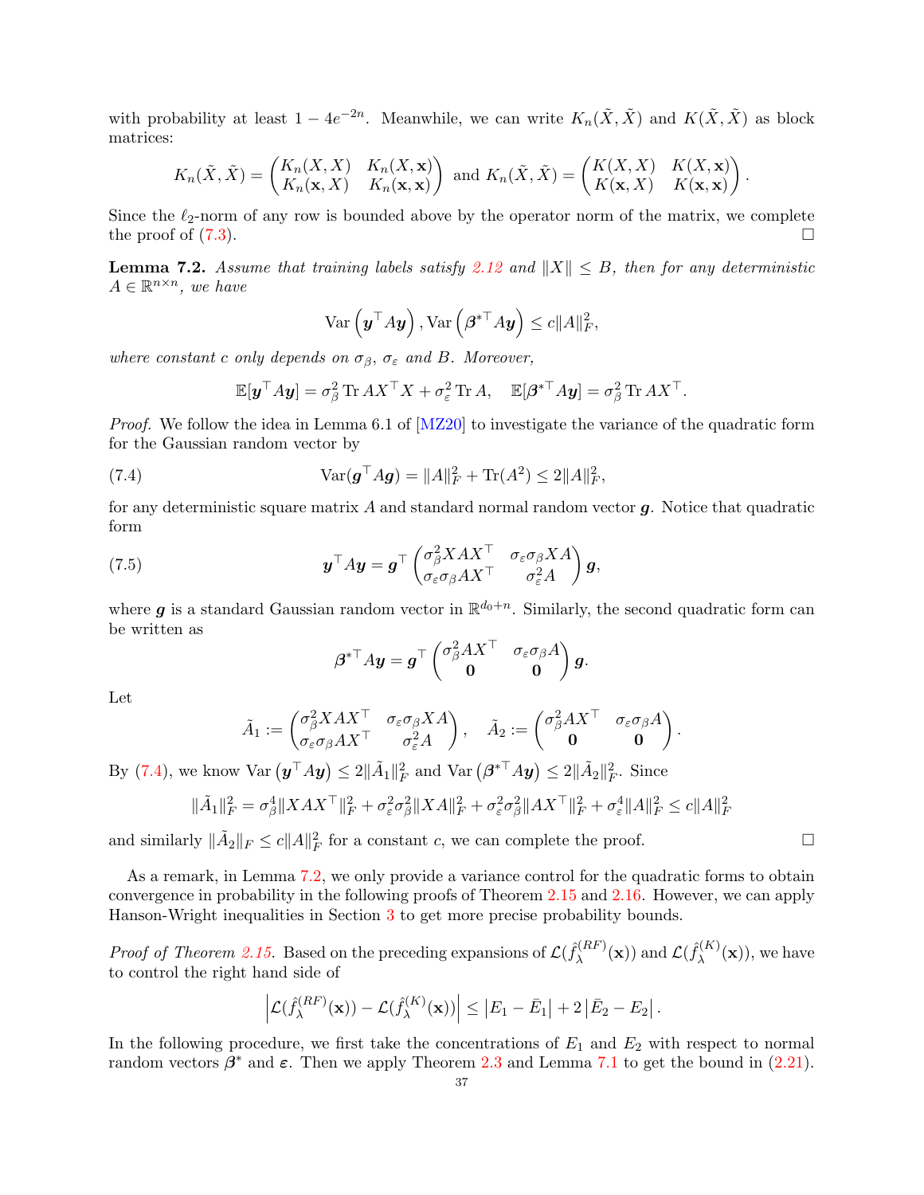with probability at least $1 - 4e^{-2n}$. Meanwhile, we can write $K_n(\tilde{X}, \tilde{X})$ and $K(\tilde{X}, \tilde{X})$ as block matrices:

$$K_n(\tilde{X}, \tilde{X}) = \begin{pmatrix} K_n(X, X) & K_n(X, \mathbf{x}) \\ K_n(\mathbf{x}, X) & K_n(\mathbf{x}, \mathbf{x}) \end{pmatrix} \text{ and } K_n(\tilde{X}, \tilde{X}) = \begin{pmatrix} K(X, X) & K(X, \mathbf{x}) \\ K(\mathbf{x}, X) & K(\mathbf{x}, \mathbf{x}) \end{pmatrix}.$$

Since the $\ell_2$-norm of any row is bounded above by the operator norm of the matrix, we complete the proof of (7.3). $\square$

**Lemma 7.2.** *Assume that training labels satisfy 2.12 and $\|X\| \leq B$, then for any deterministic $A \in \mathbb{R}^{n \times n}$, we have*

$$\operatorname{Var}\left(\boldsymbol{y}^\top A \boldsymbol{y}\right), \operatorname{Var}\left(\boldsymbol{\beta}^{*\top} A \boldsymbol{y}\right) \leq c\|A\|_F^2,$$

*where constant $c$ only depends on $\sigma_\beta$, $\sigma_\varepsilon$ and $B$. Moreover,*

$$\mathbb{E}[\boldsymbol{y}^\top A \boldsymbol{y}] = \sigma_\beta^2 \operatorname{Tr} A X^\top X + \sigma_\varepsilon^2 \operatorname{Tr} A, \quad \mathbb{E}[\boldsymbol{\beta}^{*\top} A \boldsymbol{y}] = \sigma_\beta^2 \operatorname{Tr} A X^\top.$$

*Proof.* We follow the idea in Lemma 6.1 of [MZ20] to investigate the variance of the quadratic form for the Gaussian random vector by

$$\operatorname{Var}(\boldsymbol{g}^\top A \boldsymbol{g}) = \|A\|_F^2 + \operatorname{Tr}(A^2) \leq 2\|A\|_F^2, \tag{7.4}$$

for any deterministic square matrix $A$ and standard normal random vector $\boldsymbol{g}$. Notice that quadratic form

$$\boldsymbol{y}^\top A \boldsymbol{y} = \boldsymbol{g}^\top \begin{pmatrix} \sigma_\beta^2 X A X^\top & \sigma_\varepsilon \sigma_\beta X A \\ \sigma_\varepsilon \sigma_\beta A X^\top & \sigma_\varepsilon^2 A \end{pmatrix} \boldsymbol{g}, \tag{7.5}$$

where $\boldsymbol{g}$ is a standard Gaussian random vector in $\mathbb{R}^{d_0+n}$. Similarly, the second quadratic form can be written as

$$\boldsymbol{\beta}^{*\top} A \boldsymbol{y} = \boldsymbol{g}^\top \begin{pmatrix} \sigma_\beta^2 A X^\top & \sigma_\varepsilon \sigma_\beta A \\ \mathbf{0} & \mathbf{0} \end{pmatrix} \boldsymbol{g}.$$

Let

$$\tilde{A}_1 := \begin{pmatrix} \sigma_\beta^2 X A X^\top & \sigma_\varepsilon \sigma_\beta X A \\ \sigma_\varepsilon \sigma_\beta A X^\top & \sigma_\varepsilon^2 A \end{pmatrix}, \quad \tilde{A}_2 := \begin{pmatrix} \sigma_\beta^2 A X^\top & \sigma_\varepsilon \sigma_\beta A \\ \mathbf{0} & \mathbf{0} \end{pmatrix}.$$

By (7.4), we know $\operatorname{Var}\left(\boldsymbol{y}^\top A \boldsymbol{y}\right) \leq 2\|\tilde{A}_1\|_F^2$ and $\operatorname{Var}\left(\boldsymbol{\beta}^{*\top} A \boldsymbol{y}\right) \leq 2\|\tilde{A}_2\|_F^2$. Since

$$\|\tilde{A}_1\|_F^2 = \sigma_\beta^4 \|X A X^\top\|_F^2 + \sigma_\varepsilon^2 \sigma_\beta^2 \|X A\|_F^2 + \sigma_\varepsilon^2 \sigma_\beta^2 \|A X^\top\|_F^2 + \sigma_\varepsilon^4 \|A\|_F^2 \leq c\|A\|_F^2$$

and similarly $\|\tilde{A}_2\|_F \leq c\|A\|_F^2$ for a constant $c$, we can complete the proof. $\square$

As a remark, in Lemma 7.2, we only provide a variance control for the quadratic forms to obtain convergence in probability in the following proofs of Theorem 2.15 and 2.16. However, we can apply Hanson-Wright inequalities in Section 3 to get more precise probability bounds.

*Proof of Theorem 2.15.* Based on the preceding expansions of $\mathcal{L}(\hat{f}_\lambda^{(RF)}(\mathbf{x}))$ and $\mathcal{L}(\hat{f}_\lambda^{(K)}(\mathbf{x}))$, we have to control the right hand side of

$$\left|\mathcal{L}(\hat{f}_\lambda^{(RF)}(\mathbf{x})) - \mathcal{L}(\hat{f}_\lambda^{(K)}(\mathbf{x}))\right| \leq \left|E_1 - \bar{E}_1\right| + 2\left|\bar{E}_2 - E_2\right|.$$

In the following procedure, we first take the concentrations of $E_1$ and $E_2$ with respect to normal random vectors $\boldsymbol{\beta}^*$ and $\boldsymbol{\varepsilon}$. Then we apply Theorem 2.3 and Lemma 7.1 to get the bound in (2.21).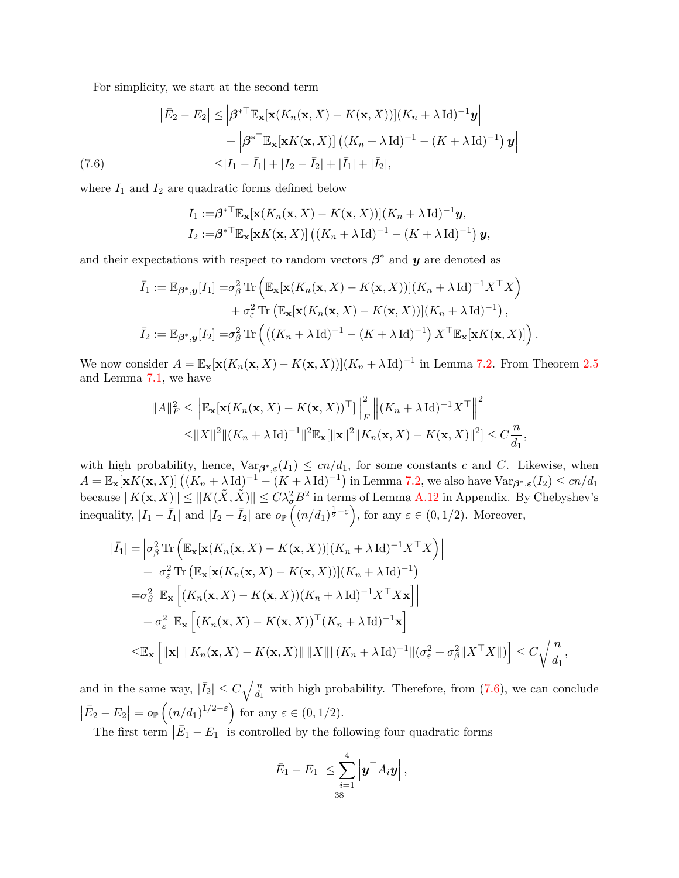For simplicity, we start at the second term

$$
\begin{aligned}
\left|\bar{E}_2 - E_2\right| \leq & \left|\boldsymbol{\beta}^{*\top}\mathbb{E}_{\mathbf{x}}[\mathbf{x}(K_n(\mathbf{x}, X) - K(\mathbf{x}, X))](K_n + \lambda \operatorname{Id})^{-1}\boldsymbol{y}\right| \\
& + \left|\boldsymbol{\beta}^{*\top}\mathbb{E}_{\mathbf{x}}[\mathbf{x}K(\mathbf{x}, X)]\left((K_n + \lambda \operatorname{Id})^{-1} - (K + \lambda \operatorname{Id})^{-1}\right)\boldsymbol{y}\right| \\
\leq & |I_1 - \bar{I}_1| + |I_2 - \bar{I}_2| + |\bar{I}_1| + |\bar{I}_2|,
\end{aligned}
\tag{7.6}
$$

where $I_1$ and $I_2$ are quadratic forms defined below

$$
\begin{aligned}
I_1 :=& \boldsymbol{\beta}^{*\top}\mathbb{E}_{\mathbf{x}}[\mathbf{x}(K_n(\mathbf{x}, X) - K(\mathbf{x}, X))](K_n + \lambda \operatorname{Id})^{-1}\boldsymbol{y}, \\
I_2 :=& \boldsymbol{\beta}^{*\top}\mathbb{E}_{\mathbf{x}}[\mathbf{x}K(\mathbf{x}, X)]\left((K_n + \lambda \operatorname{Id})^{-1} - (K + \lambda \operatorname{Id})^{-1}\right)\boldsymbol{y},
\end{aligned}
$$

and their expectations with respect to random vectors $\boldsymbol{\beta}^*$ and $\boldsymbol{y}$ are denoted as

$$
\begin{aligned}
\bar{I}_1 := \mathbb{E}_{\boldsymbol{\beta}^*, \boldsymbol{y}}[I_1] =& \sigma_\beta^2 \operatorname{Tr}\left(\mathbb{E}_{\mathbf{x}}[\mathbf{x}(K_n(\mathbf{x}, X) - K(\mathbf{x}, X))](K_n + \lambda \operatorname{Id})^{-1}X^\top X\right) \\
& + \sigma_\varepsilon^2 \operatorname{Tr}\left(\mathbb{E}_{\mathbf{x}}[\mathbf{x}(K_n(\mathbf{x}, X) - K(\mathbf{x}, X))](K_n + \lambda \operatorname{Id})^{-1}\right), \\
\bar{I}_2 := \mathbb{E}_{\boldsymbol{\beta}^*, \boldsymbol{y}}[I_2] =& \sigma_\beta^2 \operatorname{Tr}\left(\left((K_n + \lambda \operatorname{Id})^{-1} - (K + \lambda \operatorname{Id})^{-1}\right)X^\top \mathbb{E}_{\mathbf{x}}[\mathbf{x}K(\mathbf{x}, X)]\right).
\end{aligned}
$$

We now consider $A = \mathbb{E}_{\mathbf{x}}[\mathbf{x}(K_n(\mathbf{x}, X) - K(\mathbf{x}, X))](K_n + \lambda \operatorname{Id})^{-1}$ in Lemma 7.2. From Theorem 2.5 and Lemma 7.1, we have

$$
\begin{aligned}
\|A\|_F^2 \leq & \left\|\mathbb{E}_{\mathbf{x}}[\mathbf{x}(K_n(\mathbf{x}, X) - K(\mathbf{x}, X))^\top]\right\|_F^2 \left\|(K_n + \lambda \operatorname{Id})^{-1}X^\top\right\|^2 \\
\leq & \|X\|^2 \|(K_n + \lambda \operatorname{Id})^{-1}\|^2 \mathbb{E}_{\mathbf{x}}[\|\mathbf{x}\|^2 \|K_n(\mathbf{x}, X) - K(\mathbf{x}, X)\|^2] \leq C\frac{n}{d_1},
\end{aligned}
$$

with high probability, hence, $\operatorname{Var}_{\boldsymbol{\beta}^*, \boldsymbol{\varepsilon}}(I_1) \leq cn/d_1$, for some constants $c$ and $C$. Likewise, when $A = \mathbb{E}_{\mathbf{x}}[\mathbf{x}K(\mathbf{x}, X)]\left((K_n + \lambda \operatorname{Id})^{-1} - (K + \lambda \operatorname{Id})^{-1}\right)$ in Lemma 7.2, we also have $\operatorname{Var}_{\boldsymbol{\beta}^*, \boldsymbol{\varepsilon}}(I_2) \leq cn/d_1$ because $\|K(\mathbf{x}, X)\| \leq \|K(\tilde{X}, \tilde{X})\| \leq C\lambda_\sigma^2 B^2$ in terms of Lemma A.12 in Appendix. By Chebyshev's inequality, $|I_1 - \bar{I}_1|$ and $|I_2 - \bar{I}_2|$ are $o_{\mathbb{P}}\left((n/d_1)^{\frac{1}{2} - \varepsilon}\right)$, for any $\varepsilon \in (0, 1/2)$. Moreover,

$$
\begin{aligned}
|\bar{I}_1| =& \left|\sigma_\beta^2 \operatorname{Tr}\left(\mathbb{E}_{\mathbf{x}}[\mathbf{x}(K_n(\mathbf{x}, X) - K(\mathbf{x}, X))](K_n + \lambda \operatorname{Id})^{-1}X^\top X\right)\right| \\
& + \left|\sigma_\varepsilon^2 \operatorname{Tr}\left(\mathbb{E}_{\mathbf{x}}[\mathbf{x}(K_n(\mathbf{x}, X) - K(\mathbf{x}, X))](K_n + \lambda \operatorname{Id})^{-1}\right)\right| \\
=& \sigma_\beta^2 \left|\mathbb{E}_{\mathbf{x}}\left[(K_n(\mathbf{x}, X) - K(\mathbf{x}, X))(K_n + \lambda \operatorname{Id})^{-1}X^\top X\mathbf{x}\right]\right| \\
& + \sigma_\varepsilon^2 \left|\mathbb{E}_{\mathbf{x}}\left[(K_n(\mathbf{x}, X) - K(\mathbf{x}, X))^\top (K_n + \lambda \operatorname{Id})^{-1}\mathbf{x}\right]\right| \\
\leq & \mathbb{E}_{\mathbf{x}}\left[\|\mathbf{x}\| \, \|K_n(\mathbf{x}, X) - K(\mathbf{x}, X)\| \, \|X\| \|(K_n + \lambda \operatorname{Id})^{-1}\|(\sigma_\varepsilon^2 + \sigma_\beta^2\|X^\top X\|)\right] \leq C\sqrt{\frac{n}{d_1}},
\end{aligned}
$$

and in the same way, $|\bar{I}_2| \leq C\sqrt{\frac{n}{d_1}}$ with high probability. Therefore, from (7.6), we can conclude $\left|\bar{E}_2 - E_2\right| = o_{\mathbb{P}}\left((n/d_1)^{1/2 - \varepsilon}\right)$ for any $\varepsilon \in (0, 1/2)$.

The first term $\left|\bar{E}_1 - E_1\right|$ is controlled by the following four quadratic forms

$$
\left|\bar{E}_1 - E_1\right| \leq \sum_{i=1}^4 \left|\boldsymbol{y}^\top A_i \boldsymbol{y}\right|,
$$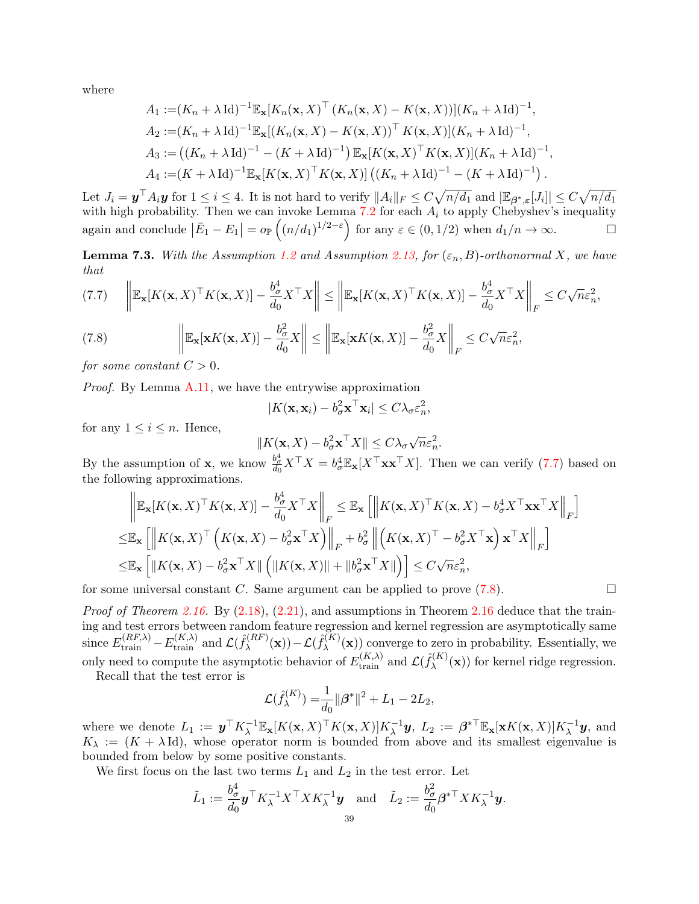where

$$
\begin{aligned}
A_1 :=& (K_n + \lambda \operatorname{Id})^{-1} \mathbb{E}_{\mathbf{x}}[K_n(\mathbf{x}, X)^\top (K_n(\mathbf{x}, X) - K(\mathbf{x}, X))](K_n + \lambda \operatorname{Id})^{-1}, \\
A_2 :=& (K_n + \lambda \operatorname{Id})^{-1} \mathbb{E}_{\mathbf{x}}[(K_n(\mathbf{x}, X) - K(\mathbf{x}, X))^\top K(\mathbf{x}, X)](K_n + \lambda \operatorname{Id})^{-1}, \\
A_3 :=& \left((K_n + \lambda \operatorname{Id})^{-1} - (K + \lambda \operatorname{Id})^{-1}\right) \mathbb{E}_{\mathbf{x}}[K(\mathbf{x}, X)^\top K(\mathbf{x}, X)](K_n + \lambda \operatorname{Id})^{-1}, \\
A_4 :=& (K + \lambda \operatorname{Id})^{-1} \mathbb{E}_{\mathbf{x}}[K(\mathbf{x}, X)^\top K(\mathbf{x}, X)] \left((K_n + \lambda \operatorname{Id})^{-1} - (K + \lambda \operatorname{Id})^{-1}\right).
\end{aligned}
$$

Let $J_i = \boldsymbol{y}^\top A_i \boldsymbol{y}$ for $1 \le i \le 4$. It is not hard to verify $\|A_i\|_F \le C\sqrt{n/d_1}$ and $|\mathbb{E}_{\boldsymbol{\beta}^*, \boldsymbol{\varepsilon}}[J_i]| \le C\sqrt{n/d_1}$ with high probability. Then we can invoke Lemma 7.2 for each $A_i$ to apply Chebyshev's inequality again and conclude $|\bar{E}_1 - E_1| = o_{\mathbb{P}}\left((n/d_1)^{1/2-\varepsilon}\right)$ for any $\varepsilon \in (0, 1/2)$ when $d_1/n \to \infty$. $\square$

**Lemma 7.3.** *With the Assumption 1.2 and Assumption 2.13, for $(\varepsilon_n, B)$-orthonormal $X$, we have that*

$$
\left\| \mathbb{E}_{\mathbf{x}}[K(\mathbf{x}, X)^\top K(\mathbf{x}, X)] - \frac{b_\sigma^4}{d_0} X^\top X \right\| \le \left\| \mathbb{E}_{\mathbf{x}}[K(\mathbf{x}, X)^\top K(\mathbf{x}, X)] - \frac{b_\sigma^4}{d_0} X^\top X \right\|_F \le C\sqrt{n}\varepsilon_n^2, \tag{7.7}
$$

$$
\left\| \mathbb{E}_{\mathbf{x}}[\mathbf{x} K(\mathbf{x}, X)] - \frac{b_\sigma^2}{d_0} X \right\| \le \left\| \mathbb{E}_{\mathbf{x}}[\mathbf{x} K(\mathbf{x}, X)] - \frac{b_\sigma^2}{d_0} X \right\|_F \le C\sqrt{n}\varepsilon_n^2, \tag{7.8}
$$

*for some constant $C > 0$.*

*Proof.* By Lemma A.11, we have the entrywise approximation

$$
|K(\mathbf{x}, \mathbf{x}_i) - b_\sigma^2 \mathbf{x}^\top \mathbf{x}_i| \le C\lambda_\sigma \varepsilon_n^2,
$$

for any $1 \le i \le n$. Hence,

$$
\|K(\mathbf{x}, X) - b_\sigma^2 \mathbf{x}^\top X\| \le C\lambda_\sigma \sqrt{n}\varepsilon_n^2.
$$

By the assumption of $\mathbf{x}$, we know $\frac{b_\sigma^4}{d_0} X^\top X = b_\sigma^4 \mathbb{E}_{\mathbf{x}}[X^\top \mathbf{x}\mathbf{x}^\top X]$. Then we can verify (7.7) based on the following approximations.

$$
\begin{aligned}
&\left\| \mathbb{E}_{\mathbf{x}}[K(\mathbf{x}, X)^\top K(\mathbf{x}, X)] - \frac{b_\sigma^4}{d_0} X^\top X \right\|_F \le \mathbb{E}_{\mathbf{x}}\left[ \left\| K(\mathbf{x}, X)^\top K(\mathbf{x}, X) - b_\sigma^4 X^\top \mathbf{x}\mathbf{x}^\top X \right\|_F \right] \\
\le& \mathbb{E}_{\mathbf{x}}\left[ \left\| K(\mathbf{x}, X)^\top \left( K(\mathbf{x}, X) - b_\sigma^2 \mathbf{x}^\top X \right) \right\|_F + b_\sigma^2 \left\| \left( K(\mathbf{x}, X)^\top - b_\sigma^2 X^\top \mathbf{x} \right) \mathbf{x}^\top X \right\|_F \right] \\
\le& \mathbb{E}_{\mathbf{x}}\left[ \|K(\mathbf{x}, X) - b_\sigma^2 \mathbf{x}^\top X\| \left( \|K(\mathbf{x}, X)\| + \|b_\sigma^2 \mathbf{x}^\top X\| \right) \right] \le C\sqrt{n}\varepsilon_n^2,
\end{aligned}
$$

for some universal constant $C$. Same argument can be applied to prove (7.8). $\square$

*Proof of Theorem 2.16.* By (2.18), (2.21), and assumptions in Theorem 2.16 deduce that the training and test errors between random feature regression and kernel regression are asymptotically same since $E_{\text{train}}^{(RF,\lambda)} - E_{\text{train}}^{(K,\lambda)}$ and $\mathcal{L}(\hat{f}_\lambda^{(RF)}(\mathbf{x})) - \mathcal{L}(\hat{f}_\lambda^{(K)}(\mathbf{x}))$ converge to zero in probability. Essentially, we only need to compute the asymptotic behavior of $E_{\text{train}}^{(K,\lambda)}$ and $\mathcal{L}(\hat{f}_\lambda^{(K)}(\mathbf{x}))$ for kernel ridge regression.

Recall that the test error is

$$
\mathcal{L}(\hat{f}_\lambda^{(K)}) = \frac{1}{d_0}\|\boldsymbol{\beta}^*\|^2 + L_1 - 2L_2,
$$

where we denote $L_1 := \boldsymbol{y}^\top K_\lambda^{-1} \mathbb{E}_{\mathbf{x}}[K(\mathbf{x}, X)^\top K(\mathbf{x}, X)] K_\lambda^{-1} \boldsymbol{y}$, $L_2 := \boldsymbol{\beta}^{*\top} \mathbb{E}_{\mathbf{x}}[\mathbf{x} K(\mathbf{x}, X)] K_\lambda^{-1} \boldsymbol{y}$, and $K_\lambda := (K + \lambda \operatorname{Id})$, whose operator norm is bounded from above and its smallest eigenvalue is bounded from below by some positive constants.

We first focus on the last two terms $L_1$ and $L_2$ in the test error. Let

$$
\tilde{L}_1 := \frac{b_\sigma^4}{d_0} \boldsymbol{y}^\top K_\lambda^{-1} X^\top X K_\lambda^{-1} \boldsymbol{y} \quad \text{and} \quad \tilde{L}_2 := \frac{b_\sigma^2}{d_0} \boldsymbol{\beta}^{*\top} X K_\lambda^{-1} \boldsymbol{y}.
$$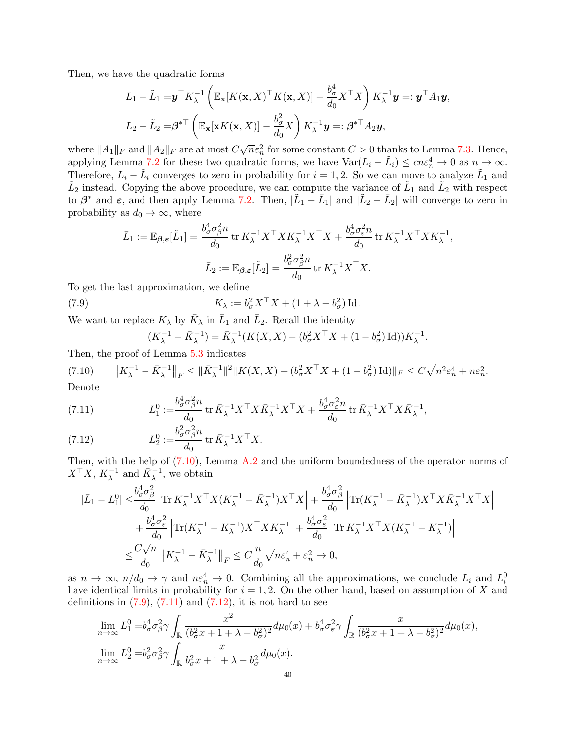Then, we have the quadratic forms

$$
\begin{aligned}
L_1 - \tilde{L}_1 =& \boldsymbol{y}^\top K_\lambda^{-1} \left( \mathbb{E}_{\mathbf{x}}[K(\mathbf{x}, X)^\top K(\mathbf{x}, X)] - \frac{b_\sigma^4}{d_0} X^\top X \right) K_\lambda^{-1} \boldsymbol{y} =: \boldsymbol{y}^\top A_1 \boldsymbol{y}, \\
L_2 - \tilde{L}_2 =& \boldsymbol{\beta}^{*\top} \left( \mathbb{E}_{\mathbf{x}}[\mathbf{x} K(\mathbf{x}, X)] - \frac{b_\sigma^2}{d_0} X \right) K_\lambda^{-1} \boldsymbol{y} =: \boldsymbol{\beta}^{*\top} A_2 \boldsymbol{y},
\end{aligned}
$$

where $\|A_1\|_F$ and $\|A_2\|_F$ are at most $C\sqrt{n}\varepsilon_n^2$ for some constant $C > 0$ thanks to Lemma 7.3. Hence, applying Lemma 7.2 for these two quadratic forms, we have $\operatorname{Var}(L_i - \tilde{L}_i) \le cn\varepsilon_n^4 \to 0$ as $n \to \infty$. Therefore, $L_i - \tilde{L}_i$ converges to zero in probability for $i = 1, 2$. So we can move to analyze $\tilde{L}_1$ and $\tilde{L}_2$ instead. Copying the above procedure, we can compute the variance of $\tilde{L}_1$ and $\tilde{L}_2$ with respect to $\boldsymbol{\beta}^*$ and $\boldsymbol{\varepsilon}$, and then apply Lemma 7.2. Then, $|\tilde{L}_1 - \bar{L}_1|$ and $|\tilde{L}_2 - \bar{L}_2|$ will converge to zero in probability as $d_0 \to \infty$, where

$$
\bar{L}_1 := \mathbb{E}_{\boldsymbol{\beta},\boldsymbol{\varepsilon}}[\tilde{L}_1] = \frac{b_\sigma^4 \sigma_\beta^2 n}{d_0} \operatorname{tr} K_\lambda^{-1} X^\top X K_\lambda^{-1} X^\top X + \frac{b_\sigma^4 \sigma_\varepsilon^2 n}{d_0} \operatorname{tr} K_\lambda^{-1} X^\top X K_\lambda^{-1},
$$

$$
\bar{L}_2 := \mathbb{E}_{\boldsymbol{\beta},\boldsymbol{\varepsilon}}[\tilde{L}_2] = \frac{b_\sigma^2 \sigma_\beta^2 n}{d_0} \operatorname{tr} K_\lambda^{-1} X^\top X.
$$

To get the last approximation, we define

$$
\bar{K}_\lambda := b_\sigma^2 X^\top X + (1 + \lambda - b_\sigma^2) \operatorname{Id}. \tag{7.9}
$$

We want to replace $K_\lambda$ by $\bar{K}_\lambda$ in $\bar{L}_1$ and $\bar{L}_2$. Recall the identity

$$
(K_\lambda^{-1} - \bar{K}_\lambda^{-1}) = \bar{K}_\lambda^{-1}(K(X, X) - (b_\sigma^2 X^\top X + (1 - b_\sigma^2) \operatorname{Id})) K_\lambda^{-1}.
$$

Then, the proof of Lemma 5.3 indicates

$$
\left\| K_\lambda^{-1} - \bar{K}_\lambda^{-1} \right\|_F \le \|\bar{K}_\lambda^{-1}\|^2 \|K(X, X) - (b_\sigma^2 X^\top X + (1 - b_\sigma^2) \operatorname{Id})\|_F \le C\sqrt{n^2 \varepsilon_n^4 + n\varepsilon_n^2}. \tag{7.10}
$$

Denote

$$
L_1^0 := \frac{b_\sigma^4 \sigma_\beta^2 n}{d_0} \operatorname{tr} \bar{K}_\lambda^{-1} X^\top X \bar{K}_\lambda^{-1} X^\top X + \frac{b_\sigma^4 \sigma_\varepsilon^2 n}{d_0} \operatorname{tr} \bar{K}_\lambda^{-1} X^\top X \bar{K}_\lambda^{-1}, \tag{7.11}
$$

$$
L_2^0 := \frac{b_\sigma^2 \sigma_\beta^2 n}{d_0} \operatorname{tr} \bar{K}_\lambda^{-1} X^\top X. \tag{7.12}
$$

Then, with the help of (7.10), Lemma A.2 and the uniform boundedness of the operator norms of $X^\top X$, $K_\lambda^{-1}$ and $\bar{K}_\lambda^{-1}$, we obtain

$$
\begin{aligned}
|\bar{L}_1 - L_1^0| \le& \frac{b_\sigma^4 \sigma_\beta^2}{d_0} \left| \operatorname{Tr} K_\lambda^{-1} X^\top X (K_\lambda^{-1} - \bar{K}_\lambda^{-1}) X^\top X \right| + \frac{b_\sigma^4 \sigma_\beta^2}{d_0} \left| \operatorname{Tr} (K_\lambda^{-1} - \bar{K}_\lambda^{-1}) X^\top X \bar{K}_\lambda^{-1} X^\top X \right| \\
&+ \frac{b_\sigma^4 \sigma_\varepsilon^2}{d_0} \left| \operatorname{Tr} (K_\lambda^{-1} - \bar{K}_\lambda^{-1}) X^\top X \bar{K}_\lambda^{-1} \right| + \frac{b_\sigma^4 \sigma_\varepsilon^2}{d_0} \left| \operatorname{Tr} K_\lambda^{-1} X^\top X (K_\lambda^{-1} - \bar{K}_\lambda^{-1}) \right| \\
\le& \frac{C\sqrt{n}}{d_0} \left\| K_\lambda^{-1} - \bar{K}_\lambda^{-1} \right\|_F \le C \frac{n}{d_0} \sqrt{n\varepsilon_n^4 + \varepsilon_n^2} \to 0,
\end{aligned}
$$

as $n \to \infty$, $n/d_0 \to \gamma$ and $n\varepsilon_n^4 \to 0$. Combining all the approximations, we conclude $L_i$ and $L_i^0$ have identical limits in probability for $i = 1, 2$. On the other hand, based on assumption of $X$ and definitions in (7.9), (7.11) and (7.12), it is not hard to see

$$
\begin{aligned}
\lim_{n\to\infty} L_1^0 =& b_\sigma^4 \sigma_\beta^2 \gamma \int_{\mathbb{R}} \frac{x^2}{(b_\sigma^2 x + 1 + \lambda - b_\sigma^2)^2} d\mu_0(x) + b_\sigma^4 \sigma_{\boldsymbol{\varepsilon}}^2 \gamma \int_{\mathbb{R}} \frac{x}{(b_\sigma^2 x + 1 + \lambda - b_\sigma^2)^2} d\mu_0(x), \\
\lim_{n\to\infty} L_2^0 =& b_\sigma^2 \sigma_\beta^2 \gamma \int_{\mathbb{R}} \frac{x}{b_\sigma^2 x + 1 + \lambda - b_\sigma^2} d\mu_0(x).
\end{aligned}
$$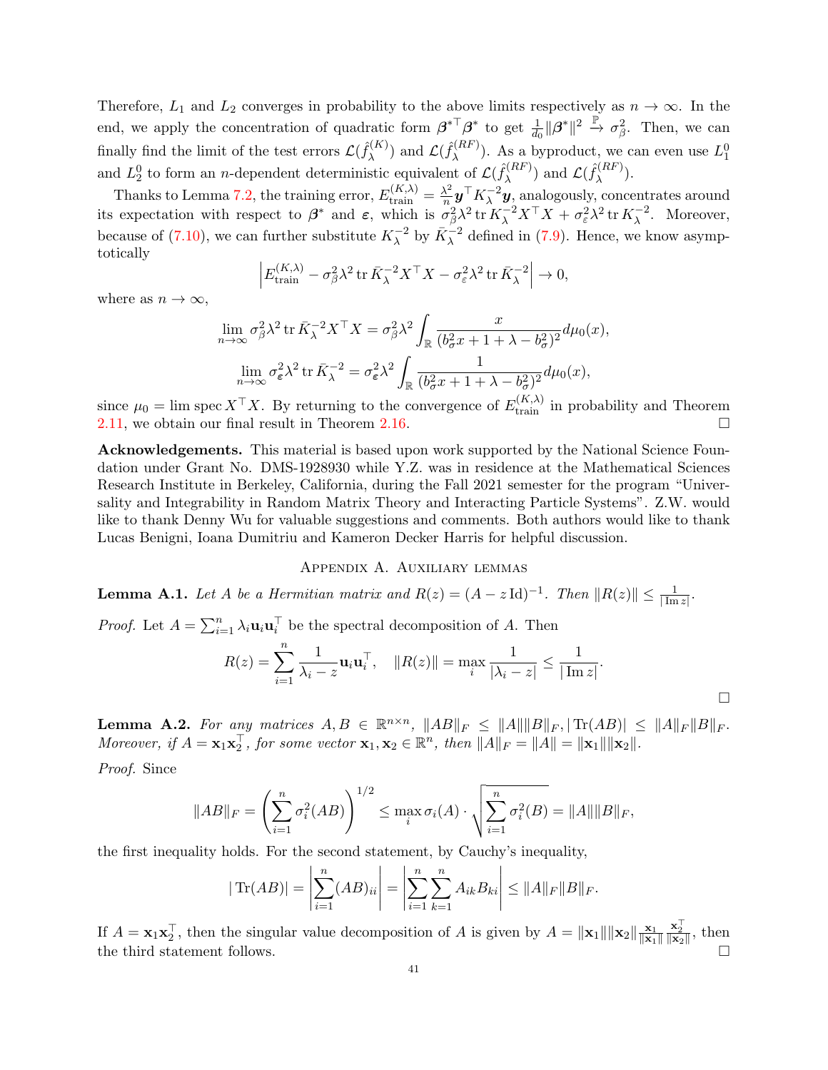Therefore, $L_1$ and $L_2$ converges in probability to the above limits respectively as $n \to \infty$. In the end, we apply the concentration of quadratic form $\boldsymbol{\beta}^{*\top}\boldsymbol{\beta}^*$ to get $\frac{1}{d_0}\|\boldsymbol{\beta}^*\|^2 \xrightarrow{\mathbb{P}} \sigma_\beta^2$. Then, we can finally find the limit of the test errors $\mathcal{L}(\hat{f}_\lambda^{(K)})$ and $\mathcal{L}(\hat{f}_\lambda^{(RF)})$. As a byproduct, we can even use $L_1^0$ and $L_2^0$ to form an $n$-dependent deterministic equivalent of $\mathcal{L}(\hat{f}_\lambda^{(RF)})$ and $\mathcal{L}(\hat{f}_\lambda^{(RF)})$.

Thanks to Lemma 7.2, the training error, $E_{\text{train}}^{(K,\lambda)} = \frac{\lambda^2}{n}\boldsymbol{y}^\top K_\lambda^{-2}\boldsymbol{y}$, analogously, concentrates around its expectation with respect to $\boldsymbol{\beta}^*$ and $\boldsymbol{\varepsilon}$, which is $\sigma_\beta^2\lambda^2 \operatorname{tr} K_\lambda^{-2}X^\top X + \sigma_\varepsilon^2\lambda^2 \operatorname{tr} K_\lambda^{-2}$. Moreover, because of (7.10), we can further substitute $K_\lambda^{-2}$ by $\bar{K}_\lambda^{-2}$ defined in (7.9). Hence, we know asymptotically

$$\left| E_{\text{train}}^{(K,\lambda)} - \sigma_\beta^2\lambda^2 \operatorname{tr} \bar{K}_\lambda^{-2}X^\top X - \sigma_\varepsilon^2\lambda^2 \operatorname{tr} \bar{K}_\lambda^{-2} \right| \to 0,$$

where as $n \to \infty$,

$$\lim_{n\to\infty} \sigma_\beta^2\lambda^2 \operatorname{tr} \bar{K}_\lambda^{-2}X^\top X = \sigma_\beta^2\lambda^2 \int_{\mathbb{R}} \frac{x}{(b_\sigma^2 x + 1 + \lambda - b_\sigma^2)^2} d\mu_0(x),$$

$$\lim_{n\to\infty} \sigma_\varepsilon^2\lambda^2 \operatorname{tr} \bar{K}_\lambda^{-2} = \sigma_\varepsilon^2\lambda^2 \int_{\mathbb{R}} \frac{1}{(b_\sigma^2 x + 1 + \lambda - b_\sigma^2)^2} d\mu_0(x),$$

since $\mu_0 = \lim \operatorname{spec} X^\top X$. By returning to the convergence of $E_{\text{train}}^{(K,\lambda)}$ in probability and Theorem 2.11, we obtain our final result in Theorem 2.16. $\square$

**Acknowledgements.** This material is based upon work supported by the National Science Foundation under Grant No. DMS-1928930 while Y.Z. was in residence at the Mathematical Sciences Research Institute in Berkeley, California, during the Fall 2021 semester for the program "Universality and Integrability in Random Matrix Theory and Interacting Particle Systems". Z.W. would like to thank Denny Wu for valuable suggestions and comments. Both authors would like to thank Lucas Benigni, Ioana Dumitriu and Kameron Decker Harris for helpful discussion.

## Appendix A. Auxiliary lemmas

**Lemma A.1.** *Let $A$ be a Hermitian matrix and $R(z) = (A - z\,\mathrm{Id})^{-1}$. Then $\|R(z)\| \le \frac{1}{|\operatorname{Im} z|}$.*

*Proof.* Let $A = \sum_{i=1}^n \lambda_i \mathbf{u}_i\mathbf{u}_i^\top$ be the spectral decomposition of $A$. Then

$$R(z) = \sum_{i=1}^n \frac{1}{\lambda_i - z}\mathbf{u}_i\mathbf{u}_i^\top, \quad \|R(z)\| = \max_i \frac{1}{|\lambda_i - z|} \le \frac{1}{|\operatorname{Im} z|}.$$

$\square$

**Lemma A.2.** *For any matrices $A, B \in \mathbb{R}^{n\times n}$, $\|AB\|_F \le \|A\|\|B\|_F$, $|\operatorname{Tr}(AB)| \le \|A\|_F\|B\|_F$. Moreover, if $A = \mathbf{x}_1\mathbf{x}_2^\top$, for some vector $\mathbf{x}_1, \mathbf{x}_2 \in \mathbb{R}^n$, then $\|A\|_F = \|A\| = \|\mathbf{x}_1\|\|\mathbf{x}_2\|$.*

*Proof.* Since

$$\|AB\|_F = \left(\sum_{i=1}^n \sigma_i^2(AB)\right)^{1/2} \le \max_i \sigma_i(A) \cdot \sqrt{\sum_{i=1}^n \sigma_i^2(B)} = \|A\|\|B\|_F,$$

the first inequality holds. For the second statement, by Cauchy's inequality,

$$|\operatorname{Tr}(AB)| = \left|\sum_{i=1}^n (AB)_{ii}\right| = \left|\sum_{i=1}^n\sum_{k=1}^n A_{ik}B_{ki}\right| \le \|A\|_F\|B\|_F.$$

If $A = \mathbf{x}_1\mathbf{x}_2^\top$, then the singular value decomposition of $A$ is given by $A = \|\mathbf{x}_1\|\|\mathbf{x}_2\| \frac{\mathbf{x}_1}{\|\mathbf{x}_1\|}\frac{\mathbf{x}_2^\top}{\|\mathbf{x}_2\|}$, then the third statement follows. $\square$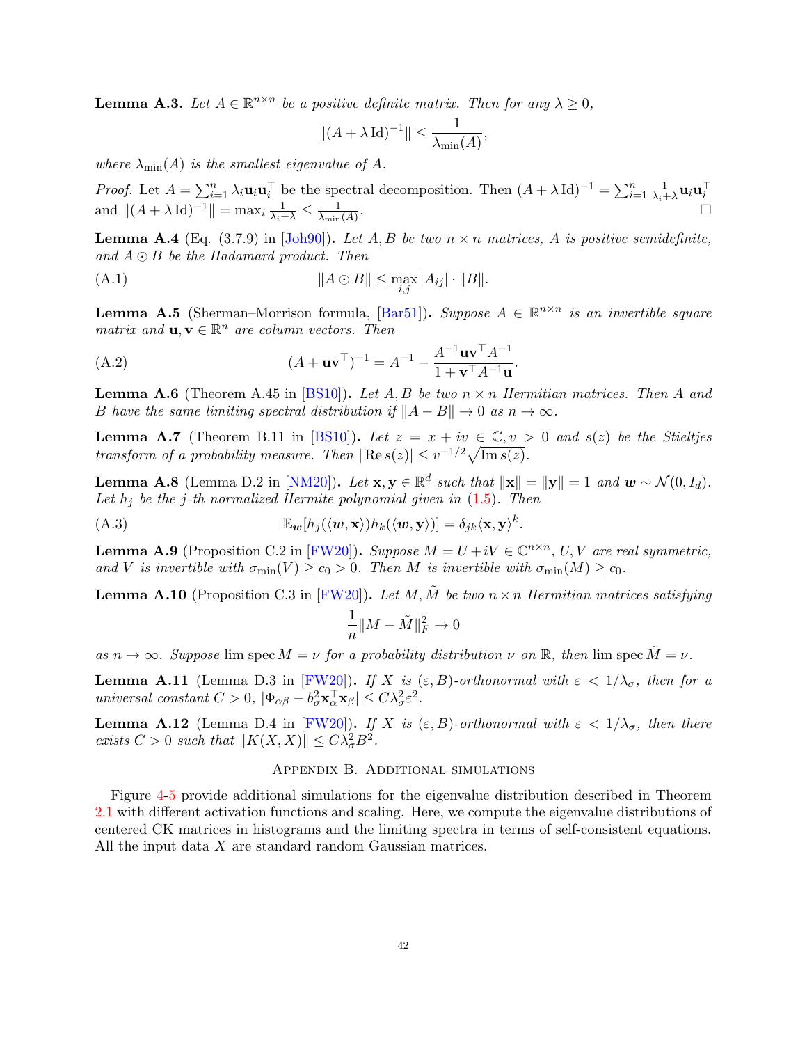**Lemma A.3.** *Let $A \in \mathbb{R}^{n\times n}$ be a positive definite matrix. Then for any $\lambda \geq 0$,*

$$\|(A + \lambda\,\mathrm{Id})^{-1}\| \leq \frac{1}{\lambda_{\min}(A)},$$

*where $\lambda_{\min}(A)$ is the smallest eigenvalue of $A$.*

*Proof.* Let $A = \sum_{i=1}^n \lambda_i \mathbf{u}_i\mathbf{u}_i^\top$ be the spectral decomposition. Then $(A + \lambda\,\mathrm{Id})^{-1} = \sum_{i=1}^n \frac{1}{\lambda_i+\lambda}\mathbf{u}_i\mathbf{u}_i^\top$ and $\|(A + \lambda\,\mathrm{Id})^{-1}\| = \max_i \frac{1}{\lambda_i+\lambda} \leq \frac{1}{\lambda_{\min}(A)}$. □

**Lemma A.4** (Eq. (3.7.9) in [Joh90])**.** *Let $A, B$ be two $n \times n$ matrices, $A$ is positive semidefinite, and $A \odot B$ be the Hadamard product. Then*

$$\|A \odot B\| \leq \max_{i,j} |A_{ij}| \cdot \|B\|. \tag{A.1}$$

**Lemma A.5** (Sherman–Morrison formula, [Bar51])**.** *Suppose $A \in \mathbb{R}^{n\times n}$ is an invertible square matrix and $\mathbf{u}, \mathbf{v} \in \mathbb{R}^n$ are column vectors. Then*

$$(A + \mathbf{u}\mathbf{v}^\top)^{-1} = A^{-1} - \frac{A^{-1}\mathbf{u}\mathbf{v}^\top A^{-1}}{1 + \mathbf{v}^\top A^{-1}\mathbf{u}}. \tag{A.2}$$

**Lemma A.6** (Theorem A.45 in [BS10])**.** *Let $A, B$ be two $n \times n$ Hermitian matrices. Then $A$ and $B$ have the same limiting spectral distribution if $\|A - B\| \to 0$ as $n \to \infty$.*

**Lemma A.7** (Theorem B.11 in [BS10])**.** *Let $z = x + iv \in \mathbb{C}, v > 0$ and $s(z)$ be the Stieltjes transform of a probability measure. Then $|\operatorname{Re} s(z)| \leq v^{-1/2}\sqrt{\operatorname{Im} s(z)}$.*

**Lemma A.8** (Lemma D.2 in [NM20])**.** *Let $\mathbf{x}, \mathbf{y} \in \mathbb{R}^d$ such that $\|\mathbf{x}\| = \|\mathbf{y}\| = 1$ and $\boldsymbol{w} \sim \mathcal{N}(0, I_d)$. Let $h_j$ be the $j$-th normalized Hermite polynomial given in (1.5). Then*

$$\mathbb{E}_{\boldsymbol{w}}[h_j(\langle \boldsymbol{w}, \mathbf{x}\rangle)h_k(\langle \boldsymbol{w}, \mathbf{y}\rangle)] = \delta_{jk}\langle \mathbf{x}, \mathbf{y}\rangle^k. \tag{A.3}$$

**Lemma A.9** (Proposition C.2 in [FW20])**.** *Suppose $M = U + iV \in \mathbb{C}^{n\times n}$, $U, V$ are real symmetric, and $V$ is invertible with $\sigma_{\min}(V) \geq c_0 > 0$. Then $M$ is invertible with $\sigma_{\min}(M) \geq c_0$.*

**Lemma A.10** (Proposition C.3 in [FW20])**.** *Let $M, \tilde{M}$ be two $n \times n$ Hermitian matrices satisfying*

$$\frac{1}{n}\|M - \tilde{M}\|_F^2 \to 0$$

*as $n \to \infty$. Suppose* $\lim \operatorname{spec} M = \nu$ *for a probability distribution $\nu$ on $\mathbb{R}$, then* $\lim \operatorname{spec} \tilde{M} = \nu$.

**Lemma A.11** (Lemma D.3 in [FW20])**.** *If $X$ is $(\varepsilon, B)$-orthonormal with $\varepsilon < 1/\lambda_\sigma$, then for a universal constant $C > 0$, $|\Phi_{\alpha\beta} - b_\sigma^2\mathbf{x}_\alpha^\top\mathbf{x}_\beta| \leq C\lambda_\sigma^2\varepsilon^2$.*

**Lemma A.12** (Lemma D.4 in [FW20])**.** *If $X$ is $(\varepsilon, B)$-orthonormal with $\varepsilon < 1/\lambda_\sigma$, then there exists $C > 0$ such that $\|K(X, X)\| \leq C\lambda_\sigma^2 B^2$.*

## Appendix B. Additional simulations

Figure 4-5 provide additional simulations for the eigenvalue distribution described in Theorem 2.1 with different activation functions and scaling. Here, we compute the eigenvalue distributions of centered CK matrices in histograms and the limiting spectra in terms of self-consistent equations. All the input data $X$ are standard random Gaussian matrices.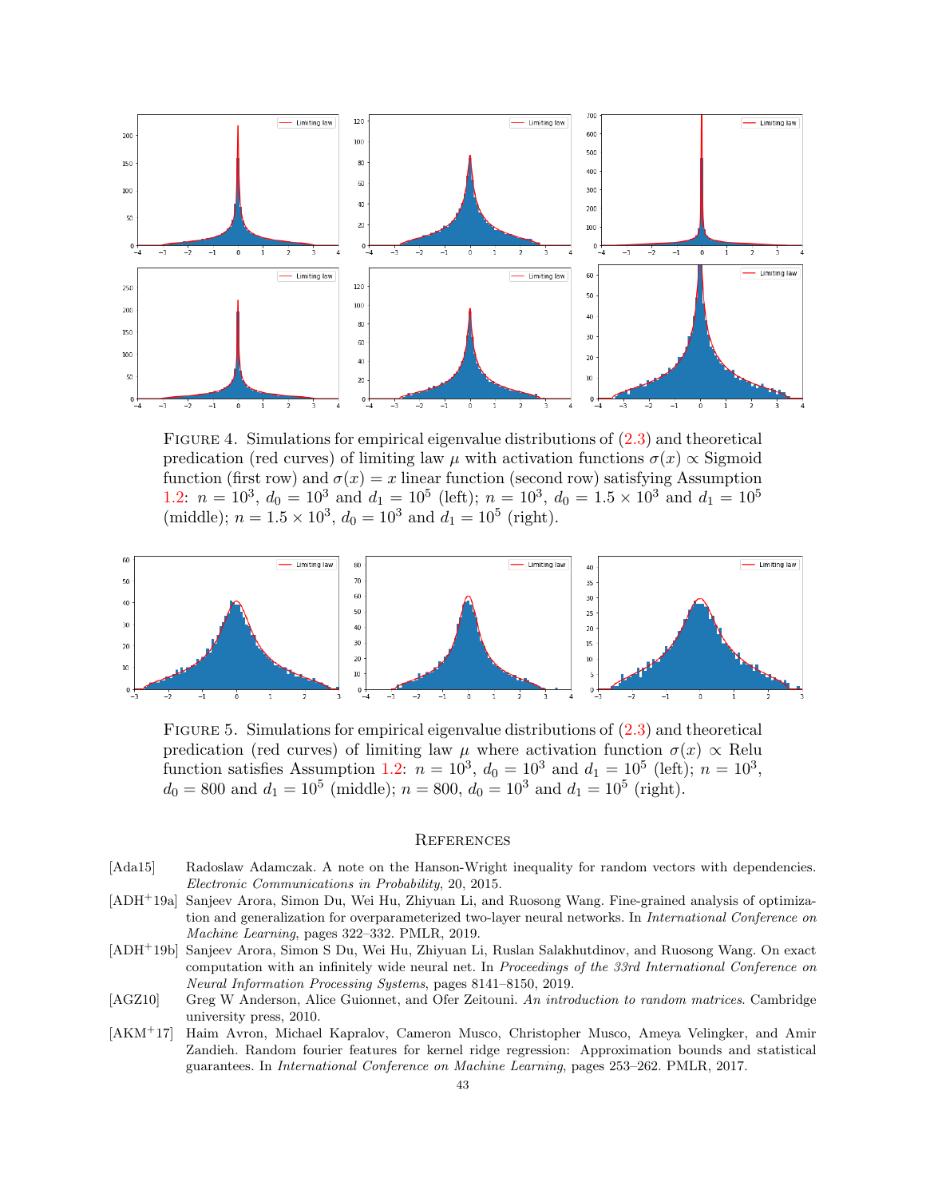Figure 4. Simulations for empirical eigenvalue distributions of (2.3) and theoretical predication (red curves) of limiting law $\mu$ with activation functions $\sigma(x) \propto$ Sigmoid function (first row) and $\sigma(x) = x$ linear function (second row) satisfying Assumption 1.2: $n = 10^3$, $d_0 = 10^3$ and $d_1 = 10^5$ (left); $n = 10^3$, $d_0 = 1.5 \times 10^3$ and $d_1 = 10^5$ (middle); $n = 1.5 \times 10^3$, $d_0 = 10^3$ and $d_1 = 10^5$ (right).

Figure 5. Simulations for empirical eigenvalue distributions of (2.3) and theoretical predication (red curves) of limiting law $\mu$ where activation function $\sigma(x) \propto$ Relu function satisfies Assumption 1.2: $n = 10^3$, $d_0 = 10^3$ and $d_1 = 10^5$ (left); $n = 10^3$, $d_0 = 800$ and $d_1 = 10^5$ (middle); $n = 800$, $d_0 = 10^3$ and $d_1 = 10^5$ (right).

## References

[Ada15] Radoslaw Adamczak. A note on the Hanson-Wright inequality for random vectors with dependencies. *Electronic Communications in Probability*, 20, 2015.

[ADH+19a] Sanjeev Arora, Simon Du, Wei Hu, Zhiyuan Li, and Ruosong Wang. Fine-grained analysis of optimization and generalization for overparameterized two-layer neural networks. In *International Conference on Machine Learning*, pages 322–332. PMLR, 2019.

[ADH+19b] Sanjeev Arora, Simon S Du, Wei Hu, Zhiyuan Li, Ruslan Salakhutdinov, and Ruosong Wang. On exact computation with an infinitely wide neural net. In *Proceedings of the 33rd International Conference on Neural Information Processing Systems*, pages 8141–8150, 2019.

[AGZ10] Greg W Anderson, Alice Guionnet, and Ofer Zeitouni. *An introduction to random matrices*. Cambridge university press, 2010.

[AKM+17] Haim Avron, Michael Kapralov, Cameron Musco, Christopher Musco, Ameya Velingker, and Amir Zandieh. Random fourier features for kernel ridge regression: Approximation bounds and statistical guarantees. In *International Conference on Machine Learning*, pages 253–262. PMLR, 2017.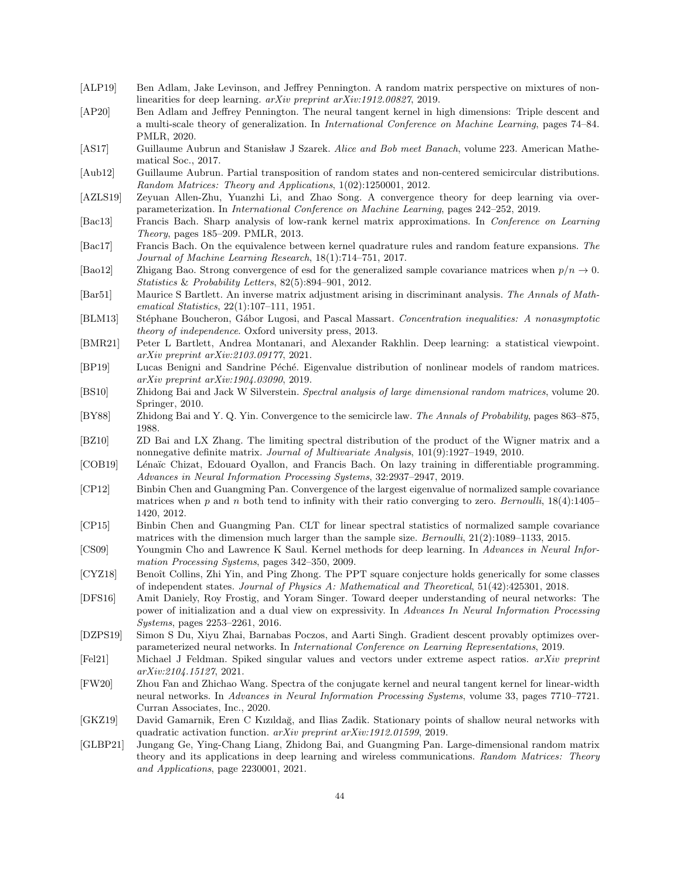[ALP19] Ben Adlam, Jake Levinson, and Jeffrey Pennington. A random matrix perspective on mixtures of nonlinearities for deep learning. *arXiv preprint arXiv:1912.00827*, 2019.

[AP20] Ben Adlam and Jeffrey Pennington. The neural tangent kernel in high dimensions: Triple descent and a multi-scale theory of generalization. In *International Conference on Machine Learning*, pages 74–84. PMLR, 2020.

[AS17] Guillaume Aubrun and Stanisław J Szarek. *Alice and Bob meet Banach*, volume 223. American Mathematical Soc., 2017.

[Aub12] Guillaume Aubrun. Partial transposition of random states and non-centered semicircular distributions. *Random Matrices: Theory and Applications*, 1(02):1250001, 2012.

[AZLS19] Zeyuan Allen-Zhu, Yuanzhi Li, and Zhao Song. A convergence theory for deep learning via over-parameterization. In *International Conference on Machine Learning*, pages 242–252, 2019.

[Bac13] Francis Bach. Sharp analysis of low-rank kernel matrix approximations. In *Conference on Learning Theory*, pages 185–209. PMLR, 2013.

[Bac17] Francis Bach. On the equivalence between kernel quadrature rules and random feature expansions. *The Journal of Machine Learning Research*, 18(1):714–751, 2017.

[Bao12] Zhigang Bao. Strong convergence of esd for the generalized sample covariance matrices when $p/n \to 0$. *Statistics & Probability Letters*, 82(5):894–901, 2012.

[Bar51] Maurice S Bartlett. An inverse matrix adjustment arising in discriminant analysis. *The Annals of Mathematical Statistics*, 22(1):107–111, 1951.

[BLM13] Stéphane Boucheron, Gábor Lugosi, and Pascal Massart. *Concentration inequalities: A nonasymptotic theory of independence*. Oxford university press, 2013.

[BMR21] Peter L Bartlett, Andrea Montanari, and Alexander Rakhlin. Deep learning: a statistical viewpoint. *arXiv preprint arXiv:2103.09177*, 2021.

[BP19] Lucas Benigni and Sandrine Péché. Eigenvalue distribution of nonlinear models of random matrices. *arXiv preprint arXiv:1904.03090*, 2019.

[BS10] Zhidong Bai and Jack W Silverstein. *Spectral analysis of large dimensional random matrices*, volume 20. Springer, 2010.

[BY88] Zhidong Bai and Y. Q. Yin. Convergence to the semicircle law. *The Annals of Probability*, pages 863–875, 1988.

[BZ10] ZD Bai and LX Zhang. The limiting spectral distribution of the product of the Wigner matrix and a nonnegative definite matrix. *Journal of Multivariate Analysis*, 101(9):1927–1949, 2010.

[COB19] Lénaïc Chizat, Edouard Oyallon, and Francis Bach. On lazy training in differentiable programming. *Advances in Neural Information Processing Systems*, 32:2937–2947, 2019.

[CP12] Binbin Chen and Guangming Pan. Convergence of the largest eigenvalue of normalized sample covariance matrices when $p$ and $n$ both tend to infinity with their ratio converging to zero. *Bernoulli*, 18(4):1405–1420, 2012.

[CP15] Binbin Chen and Guangming Pan. CLT for linear spectral statistics of normalized sample covariance matrices with the dimension much larger than the sample size. *Bernoulli*, 21(2):1089–1133, 2015.

[CS09] Youngmin Cho and Lawrence K Saul. Kernel methods for deep learning. In *Advances in Neural Information Processing Systems*, pages 342–350, 2009.

[CYZ18] Benoît Collins, Zhi Yin, and Ping Zhong. The PPT square conjecture holds generically for some classes of independent states. *Journal of Physics A: Mathematical and Theoretical*, 51(42):425301, 2018.

[DFS16] Amit Daniely, Roy Frostig, and Yoram Singer. Toward deeper understanding of neural networks: The power of initialization and a dual view on expressivity. In *Advances In Neural Information Processing Systems*, pages 2253–2261, 2016.

[DZPS19] Simon S Du, Xiyu Zhai, Barnabas Poczos, and Aarti Singh. Gradient descent provably optimizes over-parameterized neural networks. In *International Conference on Learning Representations*, 2019.

[Fel21] Michael J Feldman. Spiked singular values and vectors under extreme aspect ratios. *arXiv preprint arXiv:2104.15127*, 2021.

[FW20] Zhou Fan and Zhichao Wang. Spectra of the conjugate kernel and neural tangent kernel for linear-width neural networks. In *Advances in Neural Information Processing Systems*, volume 33, pages 7710–7721. Curran Associates, Inc., 2020.

[GKZ19] David Gamarnik, Eren C Kızıldağ, and Ilias Zadik. Stationary points of shallow neural networks with quadratic activation function. *arXiv preprint arXiv:1912.01599*, 2019.

[GLBP21] Jungang Ge, Ying-Chang Liang, Zhidong Bai, and Guangming Pan. Large-dimensional random matrix theory and its applications in deep learning and wireless communications. *Random Matrices: Theory and Applications*, page 2230001, 2021.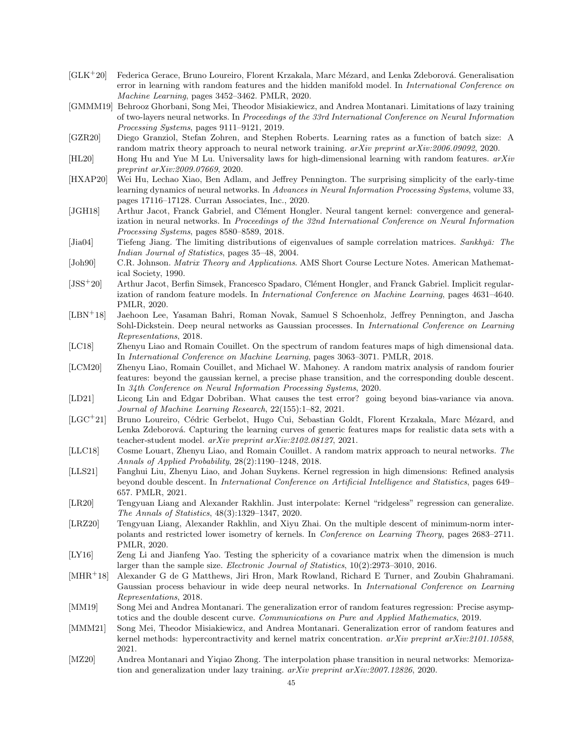- [GLK⁺20] Federica Gerace, Bruno Loureiro, Florent Krzakala, Marc Mézard, and Lenka Zdeborová. Generalisation error in learning with random features and the hidden manifold model. In *International Conference on Machine Learning*, pages 3452–3462. PMLR, 2020.
- [GMMM19] Behrooz Ghorbani, Song Mei, Theodor Misiakiewicz, and Andrea Montanari. Limitations of lazy training of two-layers neural networks. In *Proceedings of the 33rd International Conference on Neural Information Processing Systems*, pages 9111–9121, 2019.
- [GZR20] Diego Granziol, Stefan Zohren, and Stephen Roberts. Learning rates as a function of batch size: A random matrix theory approach to neural network training. *arXiv preprint arXiv:2006.09092*, 2020.
- [HL20] Hong Hu and Yue M Lu. Universality laws for high-dimensional learning with random features. *arXiv preprint arXiv:2009.07669*, 2020.
- [HXAP20] Wei Hu, Lechao Xiao, Ben Adlam, and Jeffrey Pennington. The surprising simplicity of the early-time learning dynamics of neural networks. In *Advances in Neural Information Processing Systems*, volume 33, pages 17116–17128. Curran Associates, Inc., 2020.
- [JGH18] Arthur Jacot, Franck Gabriel, and Clément Hongler. Neural tangent kernel: convergence and generalization in neural networks. In *Proceedings of the 32nd International Conference on Neural Information Processing Systems*, pages 8580–8589, 2018.
- [Jia04] Tiefeng Jiang. The limiting distributions of eigenvalues of sample correlation matrices. *Sankhyā: The Indian Journal of Statistics*, pages 35–48, 2004.
- [Joh90] C.R. Johnson. *Matrix Theory and Applications*. AMS Short Course Lecture Notes. American Mathematical Society, 1990.
- [JSS⁺20] Arthur Jacot, Berfin Simsek, Francesco Spadaro, Clément Hongler, and Franck Gabriel. Implicit regularization of random feature models. In *International Conference on Machine Learning*, pages 4631–4640. PMLR, 2020.
- [LBN⁺18] Jaehoon Lee, Yasaman Bahri, Roman Novak, Samuel S Schoenholz, Jeffrey Pennington, and Jascha Sohl-Dickstein. Deep neural networks as Gaussian processes. In *International Conference on Learning Representations*, 2018.
- [LC18] Zhenyu Liao and Romain Couillet. On the spectrum of random features maps of high dimensional data. In *International Conference on Machine Learning*, pages 3063–3071. PMLR, 2018.
- [LCM20] Zhenyu Liao, Romain Couillet, and Michael W. Mahoney. A random matrix analysis of random fourier features: beyond the gaussian kernel, a precise phase transition, and the corresponding double descent. In *34th Conference on Neural Information Processing Systems*, 2020.
- [LD21] Licong Lin and Edgar Dobriban. What causes the test error? going beyond bias-variance via anova. *Journal of Machine Learning Research*, 22(155):1–82, 2021.
- [LGC⁺21] Bruno Loureiro, Cédric Gerbelot, Hugo Cui, Sebastian Goldt, Florent Krzakala, Marc Mézard, and Lenka Zdeborová. Capturing the learning curves of generic features maps for realistic data sets with a teacher-student model. *arXiv preprint arXiv:2102.08127*, 2021.
- [LLC18] Cosme Louart, Zhenyu Liao, and Romain Couillet. A random matrix approach to neural networks. *The Annals of Applied Probability*, 28(2):1190–1248, 2018.
- [LLS21] Fanghui Liu, Zhenyu Liao, and Johan Suykens. Kernel regression in high dimensions: Refined analysis beyond double descent. In *International Conference on Artificial Intelligence and Statistics*, pages 649–657. PMLR, 2021.
- [LR20] Tengyuan Liang and Alexander Rakhlin. Just interpolate: Kernel "ridgeless" regression can generalize. *The Annals of Statistics*, 48(3):1329–1347, 2020.
- [LRZ20] Tengyuan Liang, Alexander Rakhlin, and Xiyu Zhai. On the multiple descent of minimum-norm interpolants and restricted lower isometry of kernels. In *Conference on Learning Theory*, pages 2683–2711. PMLR, 2020.
- [LY16] Zeng Li and Jianfeng Yao. Testing the sphericity of a covariance matrix when the dimension is much larger than the sample size. *Electronic Journal of Statistics*, 10(2):2973–3010, 2016.
- [MHR⁺18] Alexander G de G Matthews, Jiri Hron, Mark Rowland, Richard E Turner, and Zoubin Ghahramani. Gaussian process behaviour in wide deep neural networks. In *International Conference on Learning Representations*, 2018.
- [MM19] Song Mei and Andrea Montanari. The generalization error of random features regression: Precise asymptotics and the double descent curve. *Communications on Pure and Applied Mathematics*, 2019.
- [MMM21] Song Mei, Theodor Misiakiewicz, and Andrea Montanari. Generalization error of random features and kernel methods: hypercontractivity and kernel matrix concentration. *arXiv preprint arXiv:2101.10588*, 2021.
- [MZ20] Andrea Montanari and Yiqiao Zhong. The interpolation phase transition in neural networks: Memorization and generalization under lazy training. *arXiv preprint arXiv:2007.12826*, 2020.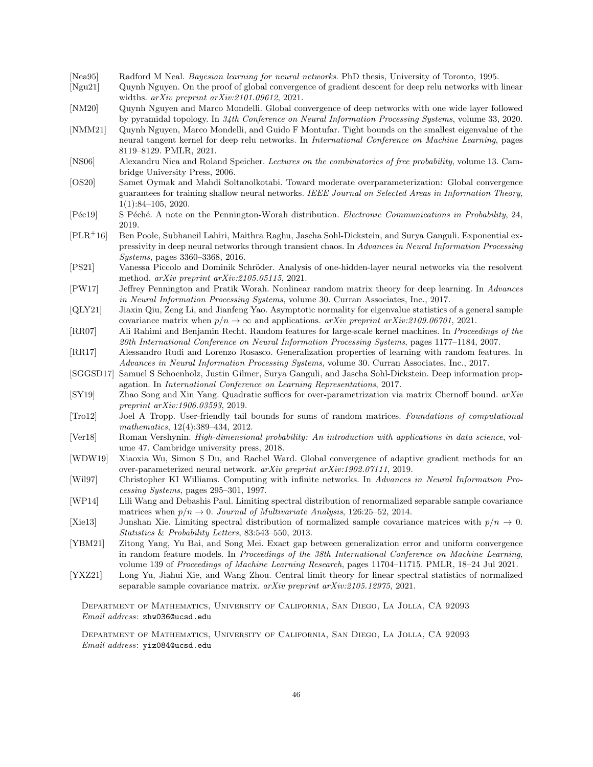[Nea95] Radford M Neal. *Bayesian learning for neural networks*. PhD thesis, University of Toronto, 1995.

[Ngu21] Quynh Nguyen. On the proof of global convergence of gradient descent for deep relu networks with linear widths. *arXiv preprint arXiv:2101.09612*, 2021.

[NM20] Quynh Nguyen and Marco Mondelli. Global convergence of deep networks with one wide layer followed by pyramidal topology. In *34th Conference on Neural Information Processing Systems*, volume 33, 2020.

[NMM21] Quynh Nguyen, Marco Mondelli, and Guido F Montufar. Tight bounds on the smallest eigenvalue of the neural tangent kernel for deep relu networks. In *International Conference on Machine Learning*, pages 8119–8129. PMLR, 2021.

[NS06] Alexandru Nica and Roland Speicher. *Lectures on the combinatorics of free probability*, volume 13. Cambridge University Press, 2006.

[OS20] Samet Oymak and Mahdi Soltanolkotabi. Toward moderate overparameterization: Global convergence guarantees for training shallow neural networks. *IEEE Journal on Selected Areas in Information Theory*, 1(1):84–105, 2020.

[Péc19] S Péché. A note on the Pennington-Worah distribution. *Electronic Communications in Probability*, 24, 2019.

[PLR+16] Ben Poole, Subhaneil Lahiri, Maithra Raghu, Jascha Sohl-Dickstein, and Surya Ganguli. Exponential expressivity in deep neural networks through transient chaos. In *Advances in Neural Information Processing Systems*, pages 3360–3368, 2016.

[PS21] Vanessa Piccolo and Dominik Schröder. Analysis of one-hidden-layer neural networks via the resolvent method. *arXiv preprint arXiv:2105.05115*, 2021.

[PW17] Jeffrey Pennington and Pratik Worah. Nonlinear random matrix theory for deep learning. In *Advances in Neural Information Processing Systems*, volume 30. Curran Associates, Inc., 2017.

[QLY21] Jiaxin Qiu, Zeng Li, and Jianfeng Yao. Asymptotic normality for eigenvalue statistics of a general sample covariance matrix when $p/n \to \infty$ and applications. *arXiv preprint arXiv:2109.06701*, 2021.

[RR07] Ali Rahimi and Benjamin Recht. Random features for large-scale kernel machines. In *Proceedings of the 20th International Conference on Neural Information Processing Systems*, pages 1177–1184, 2007.

[RR17] Alessandro Rudi and Lorenzo Rosasco. Generalization properties of learning with random features. In *Advances in Neural Information Processing Systems*, volume 30. Curran Associates, Inc., 2017.

[SGGSD17] Samuel S Schoenholz, Justin Gilmer, Surya Ganguli, and Jascha Sohl-Dickstein. Deep information propagation. In *International Conference on Learning Representations*, 2017.

[SY19] Zhao Song and Xin Yang. Quadratic suffices for over-parametrization via matrix Chernoff bound. *arXiv preprint arXiv:1906.03593*, 2019.

[Tro12] Joel A Tropp. User-friendly tail bounds for sums of random matrices. *Foundations of computational mathematics*, 12(4):389–434, 2012.

[Ver18] Roman Vershynin. *High-dimensional probability: An introduction with applications in data science*, volume 47. Cambridge university press, 2018.

[WDW19] Xiaoxia Wu, Simon S Du, and Rachel Ward. Global convergence of adaptive gradient methods for an over-parameterized neural network. *arXiv preprint arXiv:1902.07111*, 2019.

[Wil97] Christopher KI Williams. Computing with infinite networks. In *Advances in Neural Information Processing Systems*, pages 295–301, 1997.

[WP14] Lili Wang and Debashis Paul. Limiting spectral distribution of renormalized separable sample covariance matrices when $p/n \to 0$. *Journal of Multivariate Analysis*, 126:25–52, 2014.

[Xie13] Junshan Xie. Limiting spectral distribution of normalized sample covariance matrices with $p/n \to 0$. *Statistics & Probability Letters*, 83:543–550, 2013.

[YBM21] Zitong Yang, Yu Bai, and Song Mei. Exact gap between generalization error and uniform convergence in random feature models. In *Proceedings of the 38th International Conference on Machine Learning*, volume 139 of *Proceedings of Machine Learning Research*, pages 11704–11715. PMLR, 18–24 Jul 2021.

[YXZ21] Long Yu, Jiahui Xie, and Wang Zhou. Central limit theory for linear spectral statistics of normalized separable sample covariance matrix. *arXiv preprint arXiv:2105.12975*, 2021.

Department of Mathematics, University of California, San Diego, La Jolla, CA 92093
*Email address*: zhw036@ucsd.edu

Department of Mathematics, University of California, San Diego, La Jolla, CA 92093
*Email address*: yiz084@ucsd.edu